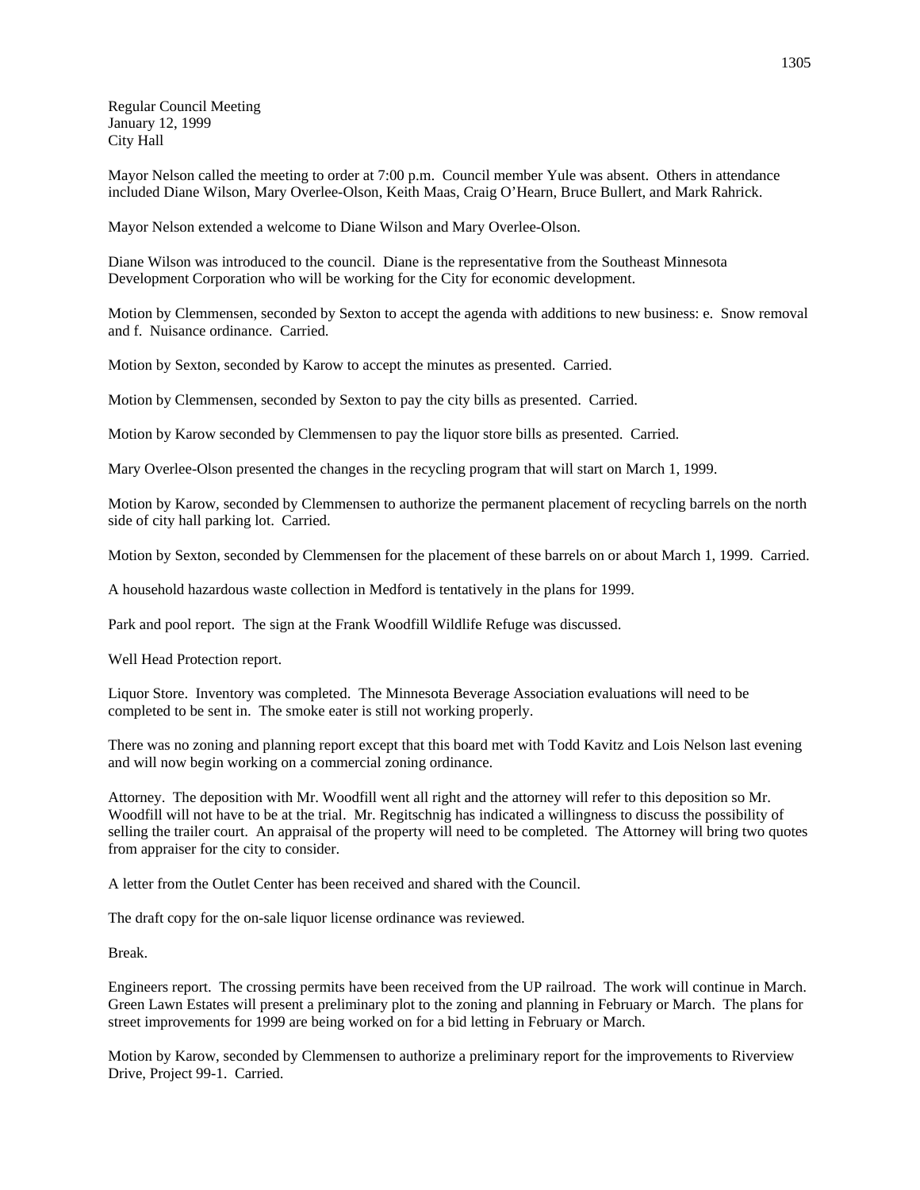Regular Council Meeting
January 12, 1999
City Hall

Mayor Nelson called the meeting to order at 7:00 p.m. Council member Yule was absent. Others in attendance included Diane Wilson, Mary Overlee-Olson, Keith Maas, Craig O'Hearn, Bruce Bullert, and Mark Rahrick.

Mayor Nelson extended a welcome to Diane Wilson and Mary Overlee-Olson.

Diane Wilson was introduced to the council. Diane is the representative from the Southeast Minnesota Development Corporation who will be working for the City for economic development.

Motion by Clemmensen, seconded by Sexton to accept the agenda with additions to new business: e. Snow removal and f. Nuisance ordinance. Carried.

Motion by Sexton, seconded by Karow to accept the minutes as presented. Carried.

Motion by Clemmensen, seconded by Sexton to pay the city bills as presented. Carried.

Motion by Karow seconded by Clemmensen to pay the liquor store bills as presented. Carried.

Mary Overlee-Olson presented the changes in the recycling program that will start on March 1, 1999.

Motion by Karow, seconded by Clemmensen to authorize the permanent placement of recycling barrels on the north side of city hall parking lot. Carried.

Motion by Sexton, seconded by Clemmensen for the placement of these barrels on or about March 1, 1999. Carried.

A household hazardous waste collection in Medford is tentatively in the plans for 1999.

Park and pool report. The sign at the Frank Woodfill Wildlife Refuge was discussed.

Well Head Protection report.

Liquor Store. Inventory was completed. The Minnesota Beverage Association evaluations will need to be completed to be sent in. The smoke eater is still not working properly.

There was no zoning and planning report except that this board met with Todd Kavitz and Lois Nelson last evening and will now begin working on a commercial zoning ordinance.

Attorney. The deposition with Mr. Woodfill went all right and the attorney will refer to this deposition so Mr. Woodfill will not have to be at the trial. Mr. Regitschnig has indicated a willingness to discuss the possibility of selling the trailer court. An appraisal of the property will need to be completed. The Attorney will bring two quotes from appraiser for the city to consider.

A letter from the Outlet Center has been received and shared with the Council.

The draft copy for the on-sale liquor license ordinance was reviewed.

Break.

Engineers report. The crossing permits have been received from the UP railroad. The work will continue in March. Green Lawn Estates will present a preliminary plot to the zoning and planning in February or March. The plans for street improvements for 1999 are being worked on for a bid letting in February or March.

Motion by Karow, seconded by Clemmensen to authorize a preliminary report for the improvements to Riverview Drive, Project 99-1. Carried.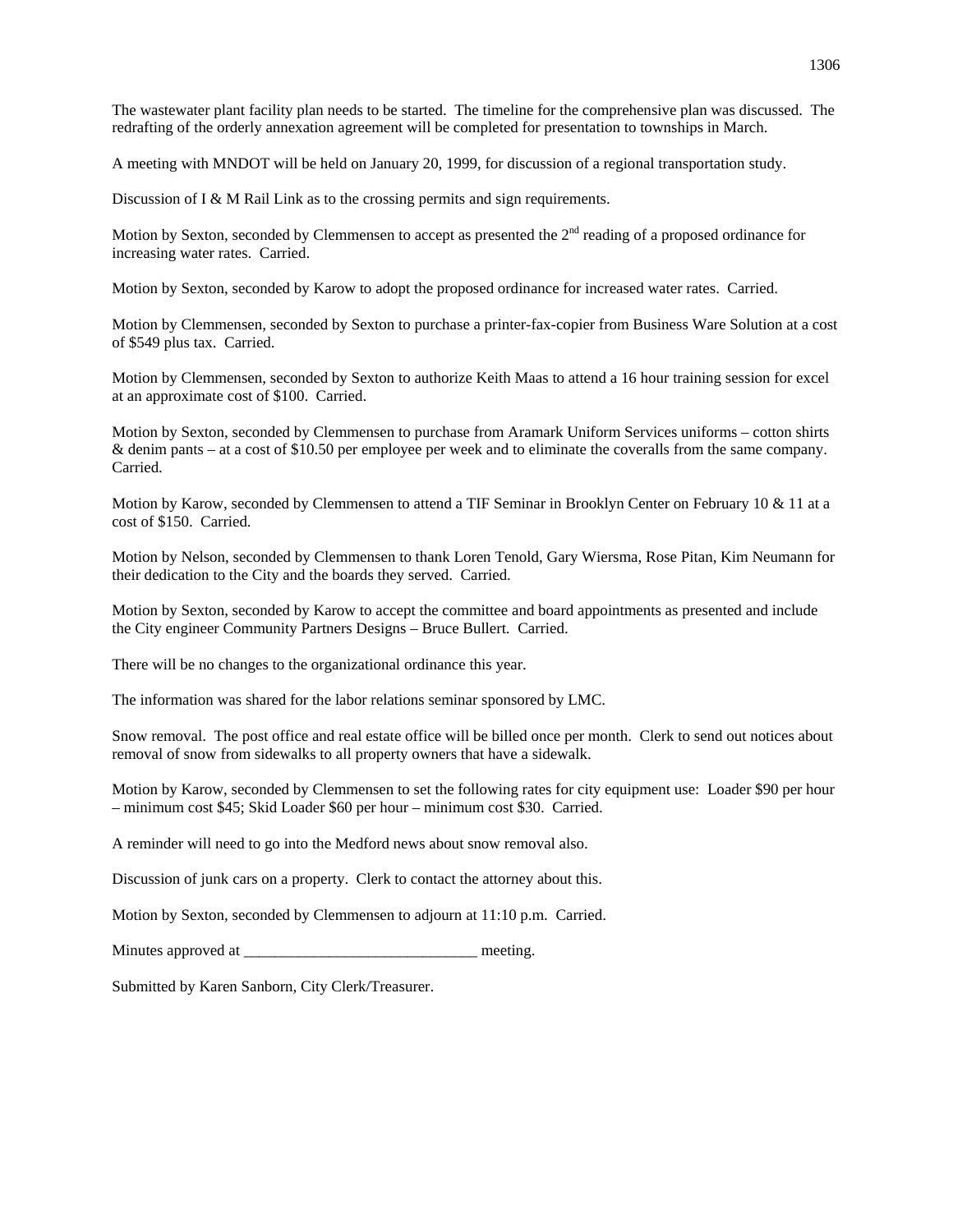The wastewater plant facility plan needs to be started. The timeline for the comprehensive plan was discussed. The redrafting of the orderly annexation agreement will be completed for presentation to townships in March.

A meeting with MNDOT will be held on January 20, 1999, for discussion of a regional transportation study.

Discussion of I & M Rail Link as to the crossing permits and sign requirements.

Motion by Sexton, seconded by Clemmensen to accept as presented the 2nd reading of a proposed ordinance for increasing water rates. Carried.

Motion by Sexton, seconded by Karow to adopt the proposed ordinance for increased water rates. Carried.

Motion by Clemmensen, seconded by Sexton to purchase a printer-fax-copier from Business Ware Solution at a cost of $549 plus tax. Carried.

Motion by Clemmensen, seconded by Sexton to authorize Keith Maas to attend a 16 hour training session for excel at an approximate cost of $100. Carried.

Motion by Sexton, seconded by Clemmensen to purchase from Aramark Uniform Services uniforms – cotton shirts & denim pants – at a cost of $10.50 per employee per week and to eliminate the coveralls from the same company. Carried.

Motion by Karow, seconded by Clemmensen to attend a TIF Seminar in Brooklyn Center on February 10 & 11 at a cost of $150. Carried.

Motion by Nelson, seconded by Clemmensen to thank Loren Tenold, Gary Wiersma, Rose Pitan, Kim Neumann for their dedication to the City and the boards they served. Carried.

Motion by Sexton, seconded by Karow to accept the committee and board appointments as presented and include the City engineer Community Partners Designs – Bruce Bullert. Carried.

There will be no changes to the organizational ordinance this year.

The information was shared for the labor relations seminar sponsored by LMC.

Snow removal. The post office and real estate office will be billed once per month. Clerk to send out notices about removal of snow from sidewalks to all property owners that have a sidewalk.

Motion by Karow, seconded by Clemmensen to set the following rates for city equipment use: Loader $90 per hour – minimum cost $45; Skid Loader $60 per hour – minimum cost $30. Carried.

A reminder will need to go into the Medford news about snow removal also.

Discussion of junk cars on a property. Clerk to contact the attorney about this.

Motion by Sexton, seconded by Clemmensen to adjourn at 11:10 p.m. Carried.

Minutes approved at ______________________________ meeting.

Submitted by Karen Sanborn, City Clerk/Treasurer.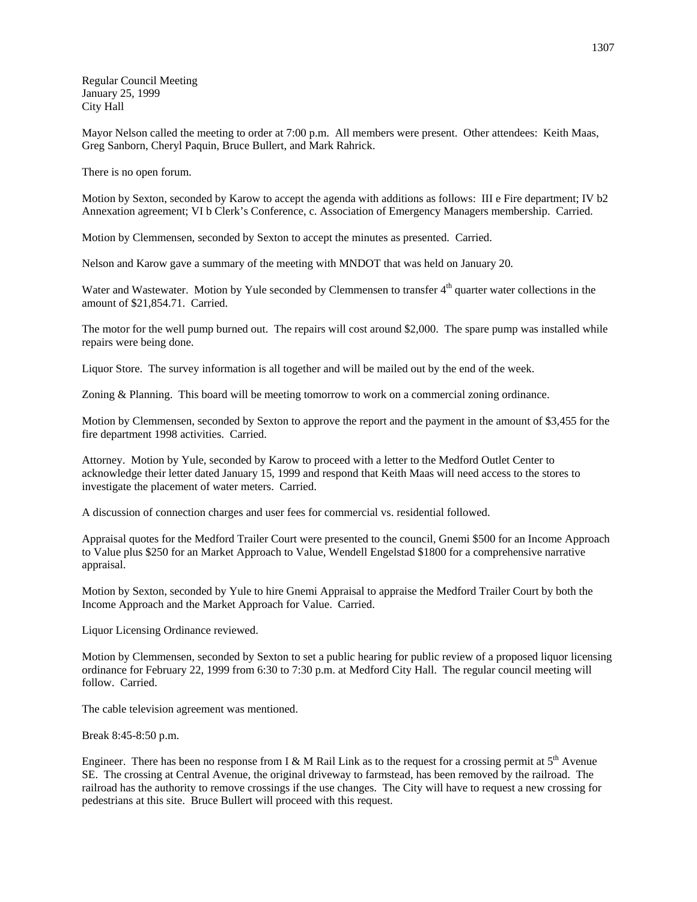Regular Council Meeting
January 25, 1999
City Hall

Mayor Nelson called the meeting to order at 7:00 p.m. All members were present. Other attendees: Keith Maas, Greg Sanborn, Cheryl Paquin, Bruce Bullert, and Mark Rahrick.

There is no open forum.

Motion by Sexton, seconded by Karow to accept the agenda with additions as follows: III e Fire department; IV b2 Annexation agreement; VI b Clerk's Conference, c. Association of Emergency Managers membership. Carried.

Motion by Clemmensen, seconded by Sexton to accept the minutes as presented. Carried.

Nelson and Karow gave a summary of the meeting with MNDOT that was held on January 20.

Water and Wastewater. Motion by Yule seconded by Clemmensen to transfer 4th quarter water collections in the amount of $21,854.71. Carried.

The motor for the well pump burned out. The repairs will cost around $2,000. The spare pump was installed while repairs were being done.

Liquor Store. The survey information is all together and will be mailed out by the end of the week.

Zoning & Planning. This board will be meeting tomorrow to work on a commercial zoning ordinance.

Motion by Clemmensen, seconded by Sexton to approve the report and the payment in the amount of $3,455 for the fire department 1998 activities. Carried.

Attorney. Motion by Yule, seconded by Karow to proceed with a letter to the Medford Outlet Center to acknowledge their letter dated January 15, 1999 and respond that Keith Maas will need access to the stores to investigate the placement of water meters. Carried.

A discussion of connection charges and user fees for commercial vs. residential followed.

Appraisal quotes for the Medford Trailer Court were presented to the council, Gnemi $500 for an Income Approach to Value plus $250 for an Market Approach to Value, Wendell Engelstad $1800 for a comprehensive narrative appraisal.

Motion by Sexton, seconded by Yule to hire Gnemi Appraisal to appraise the Medford Trailer Court by both the Income Approach and the Market Approach for Value. Carried.

Liquor Licensing Ordinance reviewed.

Motion by Clemmensen, seconded by Sexton to set a public hearing for public review of a proposed liquor licensing ordinance for February 22, 1999 from 6:30 to 7:30 p.m. at Medford City Hall. The regular council meeting will follow. Carried.

The cable television agreement was mentioned.

Break 8:45-8:50 p.m.

Engineer. There has been no response from I & M Rail Link as to the request for a crossing permit at 5th Avenue SE. The crossing at Central Avenue, the original driveway to farmstead, has been removed by the railroad. The railroad has the authority to remove crossings if the use changes. The City will have to request a new crossing for pedestrians at this site. Bruce Bullert will proceed with this request.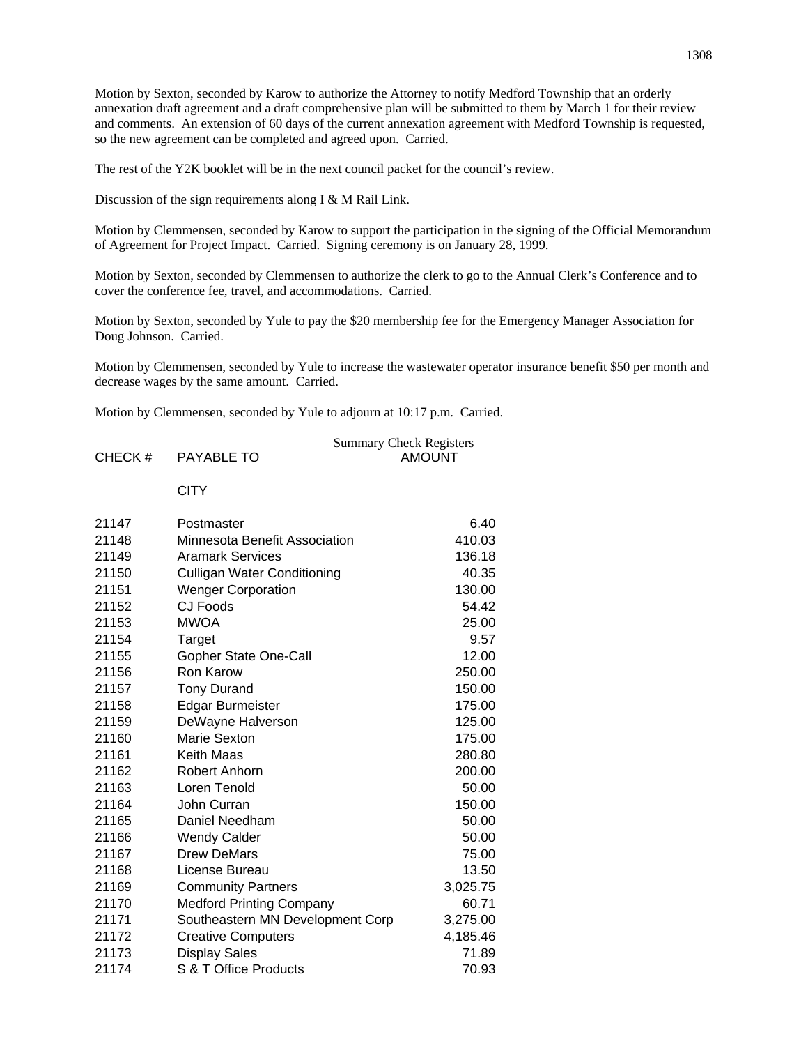Motion by Sexton, seconded by Karow to authorize the Attorney to notify Medford Township that an orderly annexation draft agreement and a draft comprehensive plan will be submitted to them by March 1 for their review and comments. An extension of 60 days of the current annexation agreement with Medford Township is requested, so the new agreement can be completed and agreed upon. Carried.

The rest of the Y2K booklet will be in the next council packet for the council's review.

Discussion of the sign requirements along I & M Rail Link.

Motion by Clemmensen, seconded by Karow to support the participation in the signing of the Official Memorandum of Agreement for Project Impact. Carried. Signing ceremony is on January 28, 1999.

Motion by Sexton, seconded by Clemmensen to authorize the clerk to go to the Annual Clerk's Conference and to cover the conference fee, travel, and accommodations. Carried.

Motion by Sexton, seconded by Yule to pay the $20 membership fee for the Emergency Manager Association for Doug Johnson. Carried.

Motion by Clemmensen, seconded by Yule to increase the wastewater operator insurance benefit $50 per month and decrease wages by the same amount. Carried.

Motion by Clemmensen, seconded by Yule to adjourn at 10:17 p.m. Carried.

Summary Check Registers

| CHECK # | PAYABLE TO | AMOUNT |
|---|---|---|
| | CITY | |
| 21147 | Postmaster | 6.40 |
| 21148 | Minnesota Benefit Association | 410.03 |
| 21149 | Aramark Services | 136.18 |
| 21150 | Culligan Water Conditioning | 40.35 |
| 21151 | Wenger Corporation | 130.00 |
| 21152 | CJ Foods | 54.42 |
| 21153 | MWOA | 25.00 |
| 21154 | Target | 9.57 |
| 21155 | Gopher State One-Call | 12.00 |
| 21156 | Ron Karow | 250.00 |
| 21157 | Tony Durand | 150.00 |
| 21158 | Edgar Burmeister | 175.00 |
| 21159 | DeWayne Halverson | 125.00 |
| 21160 | Marie Sexton | 175.00 |
| 21161 | Keith Maas | 280.80 |
| 21162 | Robert Anhorn | 200.00 |
| 21163 | Loren Tenold | 50.00 |
| 21164 | John Curran | 150.00 |
| 21165 | Daniel Needham | 50.00 |
| 21166 | Wendy Calder | 50.00 |
| 21167 | Drew DeMars | 75.00 |
| 21168 | License Bureau | 13.50 |
| 21169 | Community Partners | 3,025.75 |
| 21170 | Medford Printing Company | 60.71 |
| 21171 | Southeastern MN Development Corp | 3,275.00 |
| 21172 | Creative Computers | 4,185.46 |
| 21173 | Display Sales | 71.89 |
| 21174 | S & T Office Products | 70.93 |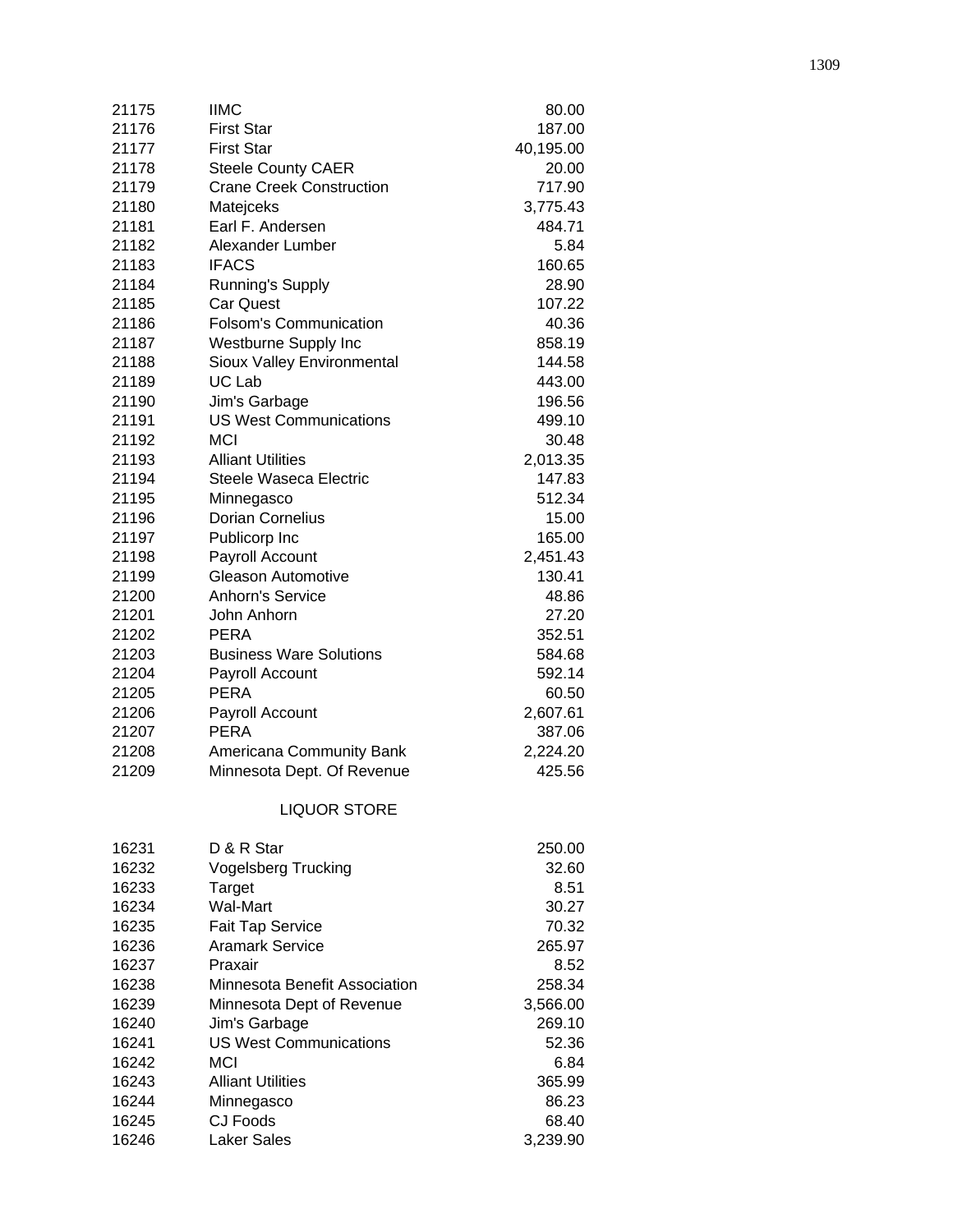| | | |
|---|---|---|
| 21175 | IIMC | 80.00 |
| 21176 | First Star | 187.00 |
| 21177 | First Star | 40,195.00 |
| 21178 | Steele County CAER | 20.00 |
| 21179 | Crane Creek Construction | 717.90 |
| 21180 | Matejceks | 3,775.43 |
| 21181 | Earl F. Andersen | 484.71 |
| 21182 | Alexander Lumber | 5.84 |
| 21183 | IFACS | 160.65 |
| 21184 | Running's Supply | 28.90 |
| 21185 | Car Quest | 107.22 |
| 21186 | Folsom's Communication | 40.36 |
| 21187 | Westburne Supply Inc | 858.19 |
| 21188 | Sioux Valley Environmental | 144.58 |
| 21189 | UC Lab | 443.00 |
| 21190 | Jim's Garbage | 196.56 |
| 21191 | US West Communications | 499.10 |
| 21192 | MCI | 30.48 |
| 21193 | Alliant Utilities | 2,013.35 |
| 21194 | Steele Waseca Electric | 147.83 |
| 21195 | Minnegasco | 512.34 |
| 21196 | Dorian Cornelius | 15.00 |
| 21197 | Publicorp Inc | 165.00 |
| 21198 | Payroll Account | 2,451.43 |
| 21199 | Gleason Automotive | 130.41 |
| 21200 | Anhorn's Service | 48.86 |
| 21201 | John Anhorn | 27.20 |
| 21202 | PERA | 352.51 |
| 21203 | Business Ware Solutions | 584.68 |
| 21204 | Payroll Account | 592.14 |
| 21205 | PERA | 60.50 |
| 21206 | Payroll Account | 2,607.61 |
| 21207 | PERA | 387.06 |
| 21208 | Americana Community Bank | 2,224.20 |
| 21209 | Minnesota Dept. Of Revenue | 425.56 |

LIQUOR STORE

| | | |
|---|---|---|
| 16231 | D & R Star | 250.00 |
| 16232 | Vogelsberg Trucking | 32.60 |
| 16233 | Target | 8.51 |
| 16234 | Wal-Mart | 30.27 |
| 16235 | Fait Tap Service | 70.32 |
| 16236 | Aramark Service | 265.97 |
| 16237 | Praxair | 8.52 |
| 16238 | Minnesota Benefit Association | 258.34 |
| 16239 | Minnesota Dept of Revenue | 3,566.00 |
| 16240 | Jim's Garbage | 269.10 |
| 16241 | US West Communications | 52.36 |
| 16242 | MCI | 6.84 |
| 16243 | Alliant Utilities | 365.99 |
| 16244 | Minnegasco | 86.23 |
| 16245 | CJ Foods | 68.40 |
| 16246 | Laker Sales | 3,239.90 |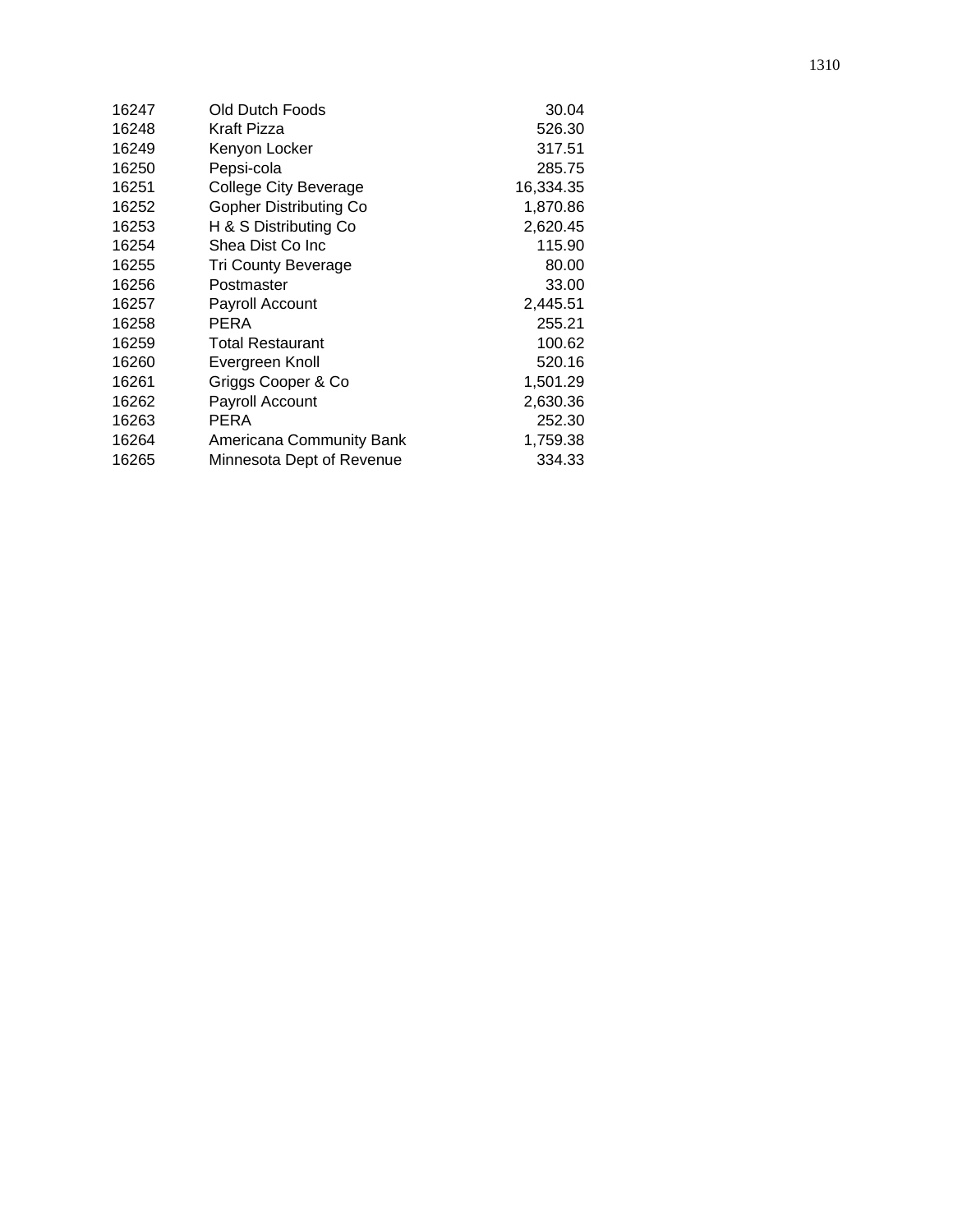| | | |
|---|---|---|
| 16247 | Old Dutch Foods | 30.04 |
| 16248 | Kraft Pizza | 526.30 |
| 16249 | Kenyon Locker | 317.51 |
| 16250 | Pepsi-cola | 285.75 |
| 16251 | College City Beverage | 16,334.35 |
| 16252 | Gopher Distributing Co | 1,870.86 |
| 16253 | H & S Distributing Co | 2,620.45 |
| 16254 | Shea Dist Co Inc | 115.90 |
| 16255 | Tri County Beverage | 80.00 |
| 16256 | Postmaster | 33.00 |
| 16257 | Payroll Account | 2,445.51 |
| 16258 | PERA | 255.21 |
| 16259 | Total Restaurant | 100.62 |
| 16260 | Evergreen Knoll | 520.16 |
| 16261 | Griggs Cooper & Co | 1,501.29 |
| 16262 | Payroll Account | 2,630.36 |
| 16263 | PERA | 252.30 |
| 16264 | Americana Community Bank | 1,759.38 |
| 16265 | Minnesota Dept of Revenue | 334.33 |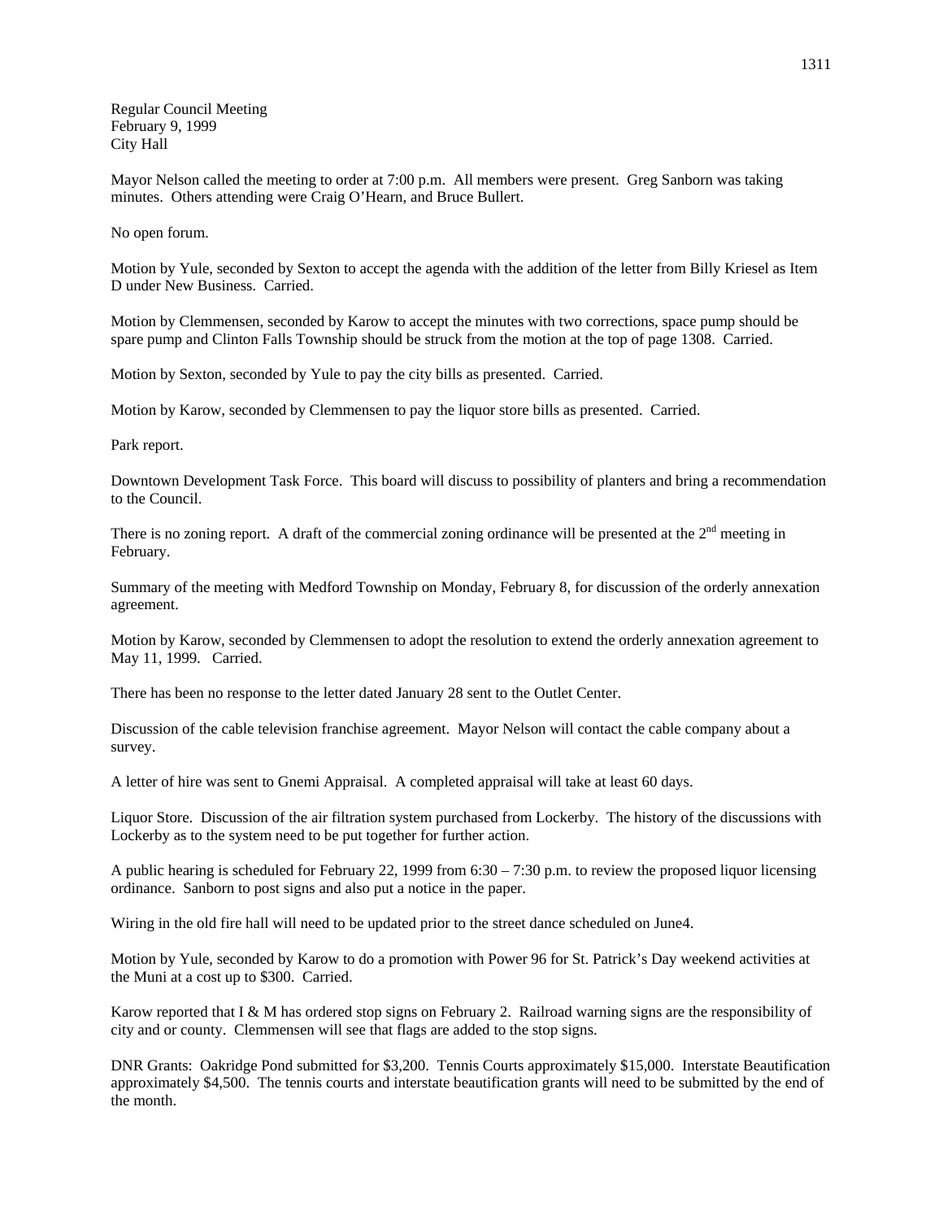Regular Council Meeting
February 9, 1999
City Hall

Mayor Nelson called the meeting to order at 7:00 p.m. All members were present. Greg Sanborn was taking minutes. Others attending were Craig O'Hearn, and Bruce Bullert.

No open forum.

Motion by Yule, seconded by Sexton to accept the agenda with the addition of the letter from Billy Kriesel as Item D under New Business. Carried.

Motion by Clemmensen, seconded by Karow to accept the minutes with two corrections, space pump should be spare pump and Clinton Falls Township should be struck from the motion at the top of page 1308. Carried.

Motion by Sexton, seconded by Yule to pay the city bills as presented. Carried.

Motion by Karow, seconded by Clemmensen to pay the liquor store bills as presented. Carried.

Park report.

Downtown Development Task Force. This board will discuss to possibility of planters and bring a recommendation to the Council.

There is no zoning report. A draft of the commercial zoning ordinance will be presented at the 2nd meeting in February.

Summary of the meeting with Medford Township on Monday, February 8, for discussion of the orderly annexation agreement.

Motion by Karow, seconded by Clemmensen to adopt the resolution to extend the orderly annexation agreement to May 11, 1999. Carried.

There has been no response to the letter dated January 28 sent to the Outlet Center.

Discussion of the cable television franchise agreement. Mayor Nelson will contact the cable company about a survey.

A letter of hire was sent to Gnemi Appraisal. A completed appraisal will take at least 60 days.

Liquor Store. Discussion of the air filtration system purchased from Lockerby. The history of the discussions with Lockerby as to the system need to be put together for further action.

A public hearing is scheduled for February 22, 1999 from 6:30 – 7:30 p.m. to review the proposed liquor licensing ordinance. Sanborn to post signs and also put a notice in the paper.

Wiring in the old fire hall will need to be updated prior to the street dance scheduled on June4.

Motion by Yule, seconded by Karow to do a promotion with Power 96 for St. Patrick's Day weekend activities at the Muni at a cost up to $300. Carried.

Karow reported that I & M has ordered stop signs on February 2. Railroad warning signs are the responsibility of city and or county. Clemmensen will see that flags are added to the stop signs.

DNR Grants: Oakridge Pond submitted for $3,200. Tennis Courts approximately $15,000. Interstate Beautification approximately $4,500. The tennis courts and interstate beautification grants will need to be submitted by the end of the month.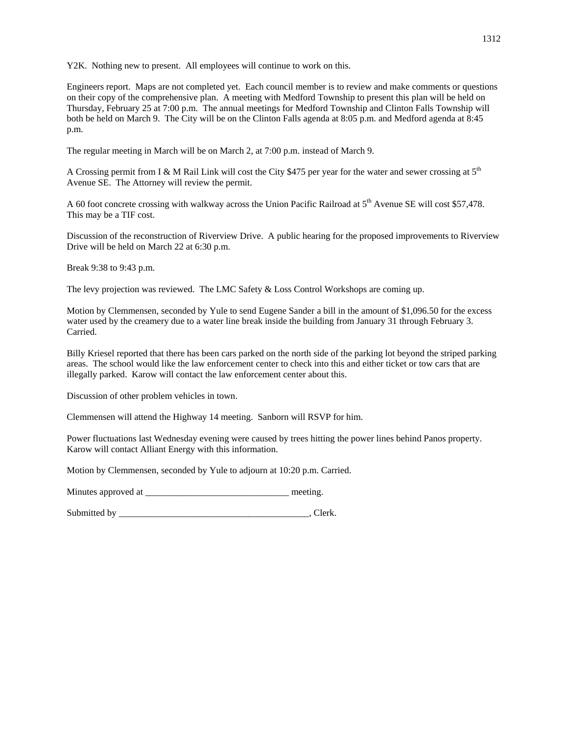Y2K. Nothing new to present. All employees will continue to work on this.

Engineers report. Maps are not completed yet. Each council member is to review and make comments or questions on their copy of the comprehensive plan. A meeting with Medford Township to present this plan will be held on Thursday, February 25 at 7:00 p.m. The annual meetings for Medford Township and Clinton Falls Township will both be held on March 9. The City will be on the Clinton Falls agenda at 8:05 p.m. and Medford agenda at 8:45 p.m.

The regular meeting in March will be on March 2, at 7:00 p.m. instead of March 9.

A Crossing permit from I & M Rail Link will cost the City $475 per year for the water and sewer crossing at 5th Avenue SE. The Attorney will review the permit.

A 60 foot concrete crossing with walkway across the Union Pacific Railroad at 5th Avenue SE will cost $57,478. This may be a TIF cost.

Discussion of the reconstruction of Riverview Drive. A public hearing for the proposed improvements to Riverview Drive will be held on March 22 at 6:30 p.m.

Break 9:38 to 9:43 p.m.

The levy projection was reviewed. The LMC Safety & Loss Control Workshops are coming up.

Motion by Clemmensen, seconded by Yule to send Eugene Sander a bill in the amount of $1,096.50 for the excess water used by the creamery due to a water line break inside the building from January 31 through February 3. Carried.

Billy Kriesel reported that there has been cars parked on the north side of the parking lot beyond the striped parking areas. The school would like the law enforcement center to check into this and either ticket or tow cars that are illegally parked. Karow will contact the law enforcement center about this.

Discussion of other problem vehicles in town.

Clemmensen will attend the Highway 14 meeting. Sanborn will RSVP for him.

Power fluctuations last Wednesday evening were caused by trees hitting the power lines behind Panos property. Karow will contact Alliant Energy with this information.

Motion by Clemmensen, seconded by Yule to adjourn at 10:20 p.m. Carried.

Minutes approved at ______________________________ meeting.

Submitted by ________________________________________, Clerk.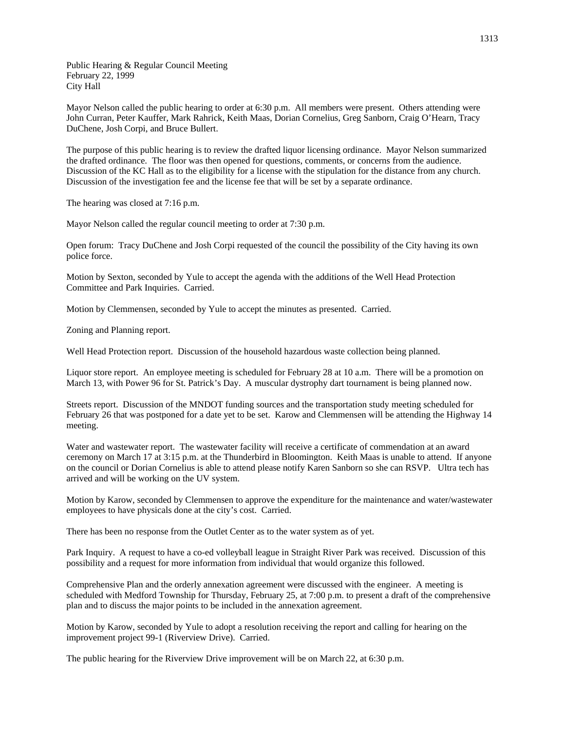Public Hearing & Regular Council Meeting
February 22, 1999
City Hall

Mayor Nelson called the public hearing to order at 6:30 p.m. All members were present. Others attending were John Curran, Peter Kauffer, Mark Rahrick, Keith Maas, Dorian Cornelius, Greg Sanborn, Craig O'Hearn, Tracy DuChene, Josh Corpi, and Bruce Bullert.

The purpose of this public hearing is to review the drafted liquor licensing ordinance. Mayor Nelson summarized the drafted ordinance. The floor was then opened for questions, comments, or concerns from the audience. Discussion of the KC Hall as to the eligibility for a license with the stipulation for the distance from any church. Discussion of the investigation fee and the license fee that will be set by a separate ordinance.

The hearing was closed at 7:16 p.m.

Mayor Nelson called the regular council meeting to order at 7:30 p.m.

Open forum: Tracy DuChene and Josh Corpi requested of the council the possibility of the City having its own police force.

Motion by Sexton, seconded by Yule to accept the agenda with the additions of the Well Head Protection Committee and Park Inquiries. Carried.

Motion by Clemmensen, seconded by Yule to accept the minutes as presented. Carried.

Zoning and Planning report.

Well Head Protection report. Discussion of the household hazardous waste collection being planned.

Liquor store report. An employee meeting is scheduled for February 28 at 10 a.m. There will be a promotion on March 13, with Power 96 for St. Patrick's Day. A muscular dystrophy dart tournament is being planned now.

Streets report. Discussion of the MNDOT funding sources and the transportation study meeting scheduled for February 26 that was postponed for a date yet to be set. Karow and Clemmensen will be attending the Highway 14 meeting.

Water and wastewater report. The wastewater facility will receive a certificate of commendation at an award ceremony on March 17 at 3:15 p.m. at the Thunderbird in Bloomington. Keith Maas is unable to attend. If anyone on the council or Dorian Cornelius is able to attend please notify Karen Sanborn so she can RSVP. Ultra tech has arrived and will be working on the UV system.

Motion by Karow, seconded by Clemmensen to approve the expenditure for the maintenance and water/wastewater employees to have physicals done at the city's cost. Carried.

There has been no response from the Outlet Center as to the water system as of yet.

Park Inquiry. A request to have a co-ed volleyball league in Straight River Park was received. Discussion of this possibility and a request for more information from individual that would organize this followed.

Comprehensive Plan and the orderly annexation agreement were discussed with the engineer. A meeting is scheduled with Medford Township for Thursday, February 25, at 7:00 p.m. to present a draft of the comprehensive plan and to discuss the major points to be included in the annexation agreement.

Motion by Karow, seconded by Yule to adopt a resolution receiving the report and calling for hearing on the improvement project 99-1 (Riverview Drive). Carried.

The public hearing for the Riverview Drive improvement will be on March 22, at 6:30 p.m.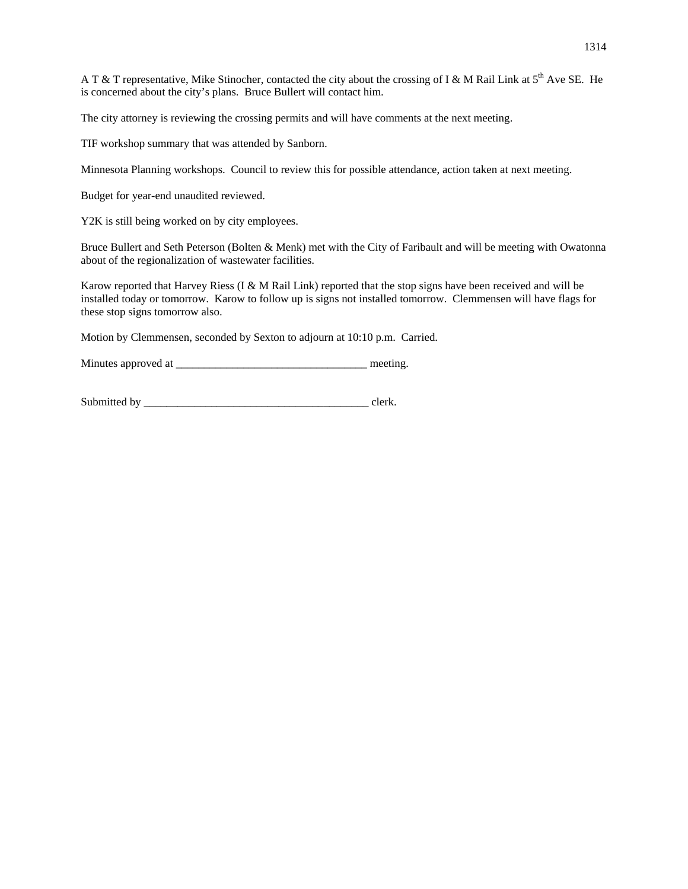A T & T representative, Mike Stinocher, contacted the city about the crossing of I & M Rail Link at 5th Ave SE. He is concerned about the city's plans. Bruce Bullert will contact him.

The city attorney is reviewing the crossing permits and will have comments at the next meeting.

TIF workshop summary that was attended by Sanborn.

Minnesota Planning workshops. Council to review this for possible attendance, action taken at next meeting.

Budget for year-end unaudited reviewed.

Y2K is still being worked on by city employees.

Bruce Bullert and Seth Peterson (Bolten & Menk) met with the City of Faribault and will be meeting with Owatonna about of the regionalization of wastewater facilities.

Karow reported that Harvey Riess (I & M Rail Link) reported that the stop signs have been received and will be installed today or tomorrow. Karow to follow up is signs not installed tomorrow. Clemmensen will have flags for these stop signs tomorrow also.

Motion by Clemmensen, seconded by Sexton to adjourn at 10:10 p.m. Carried.

Minutes approved at __________________________________ meeting.

Submitted by ________________________________________ clerk.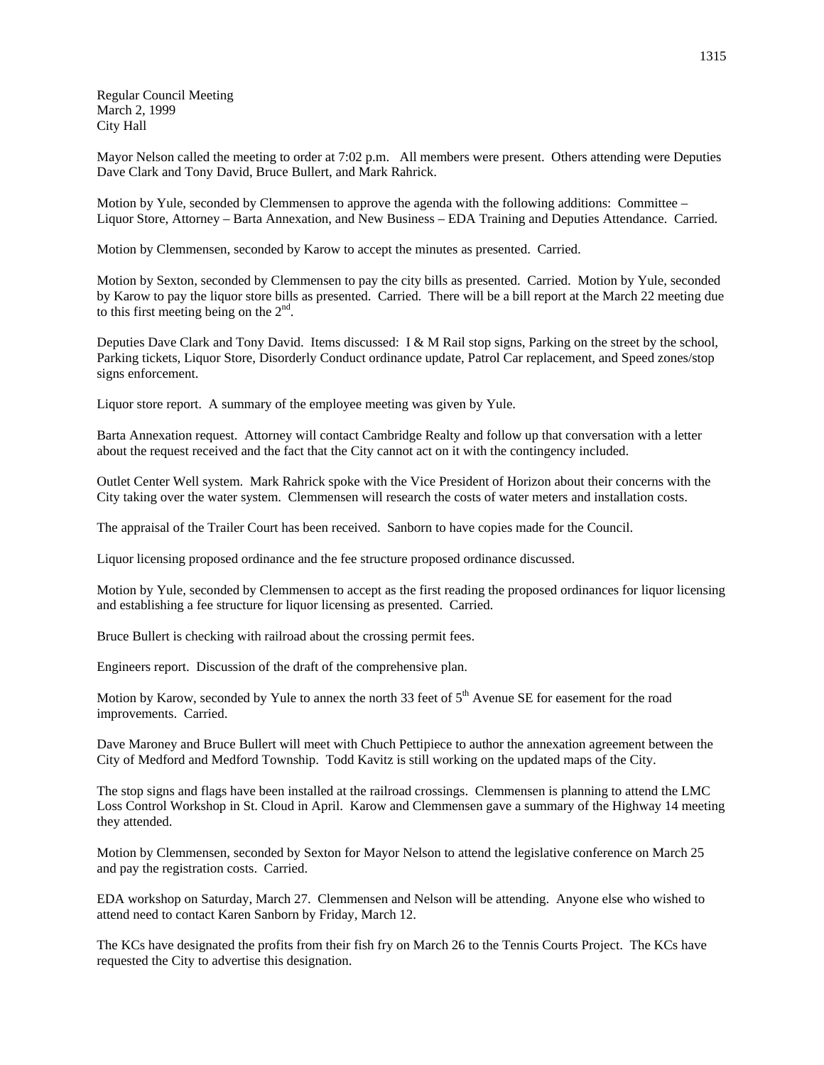Regular Council Meeting
March 2, 1999
City Hall

Mayor Nelson called the meeting to order at 7:02 p.m. All members were present. Others attending were Deputies Dave Clark and Tony David, Bruce Bullert, and Mark Rahrick.

Motion by Yule, seconded by Clemmensen to approve the agenda with the following additions: Committee – Liquor Store, Attorney – Barta Annexation, and New Business – EDA Training and Deputies Attendance. Carried.

Motion by Clemmensen, seconded by Karow to accept the minutes as presented. Carried.

Motion by Sexton, seconded by Clemmensen to pay the city bills as presented. Carried. Motion by Yule, seconded by Karow to pay the liquor store bills as presented. Carried. There will be a bill report at the March 22 meeting due to this first meeting being on the 2nd.

Deputies Dave Clark and Tony David. Items discussed: I & M Rail stop signs, Parking on the street by the school, Parking tickets, Liquor Store, Disorderly Conduct ordinance update, Patrol Car replacement, and Speed zones/stop signs enforcement.

Liquor store report. A summary of the employee meeting was given by Yule.

Barta Annexation request. Attorney will contact Cambridge Realty and follow up that conversation with a letter about the request received and the fact that the City cannot act on it with the contingency included.

Outlet Center Well system. Mark Rahrick spoke with the Vice President of Horizon about their concerns with the City taking over the water system. Clemmensen will research the costs of water meters and installation costs.

The appraisal of the Trailer Court has been received. Sanborn to have copies made for the Council.

Liquor licensing proposed ordinance and the fee structure proposed ordinance discussed.

Motion by Yule, seconded by Clemmensen to accept as the first reading the proposed ordinances for liquor licensing and establishing a fee structure for liquor licensing as presented. Carried.

Bruce Bullert is checking with railroad about the crossing permit fees.

Engineers report. Discussion of the draft of the comprehensive plan.

Motion by Karow, seconded by Yule to annex the north 33 feet of 5th Avenue SE for easement for the road improvements. Carried.

Dave Maroney and Bruce Bullert will meet with Chuch Pettipiece to author the annexation agreement between the City of Medford and Medford Township. Todd Kavitz is still working on the updated maps of the City.

The stop signs and flags have been installed at the railroad crossings. Clemmensen is planning to attend the LMC Loss Control Workshop in St. Cloud in April. Karow and Clemmensen gave a summary of the Highway 14 meeting they attended.

Motion by Clemmensen, seconded by Sexton for Mayor Nelson to attend the legislative conference on March 25 and pay the registration costs. Carried.

EDA workshop on Saturday, March 27. Clemmensen and Nelson will be attending. Anyone else who wished to attend need to contact Karen Sanborn by Friday, March 12.

The KCs have designated the profits from their fish fry on March 26 to the Tennis Courts Project. The KCs have requested the City to advertise this designation.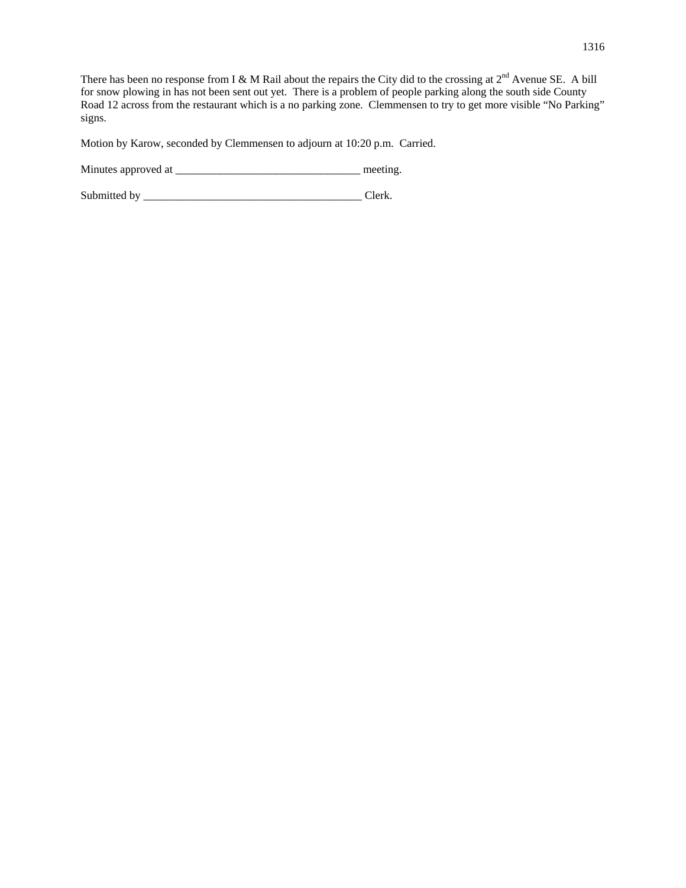There has been no response from I & M Rail about the repairs the City did to the crossing at 2nd Avenue SE. A bill for snow plowing in has not been sent out yet. There is a problem of people parking along the south side County Road 12 across from the restaurant which is a no parking zone. Clemmensen to try to get more visible "No Parking" signs.

Motion by Karow, seconded by Clemmensen to adjourn at 10:20 p.m. Carried.

Minutes approved at _________________________________ meeting.

Submitted by _______________________________________ Clerk.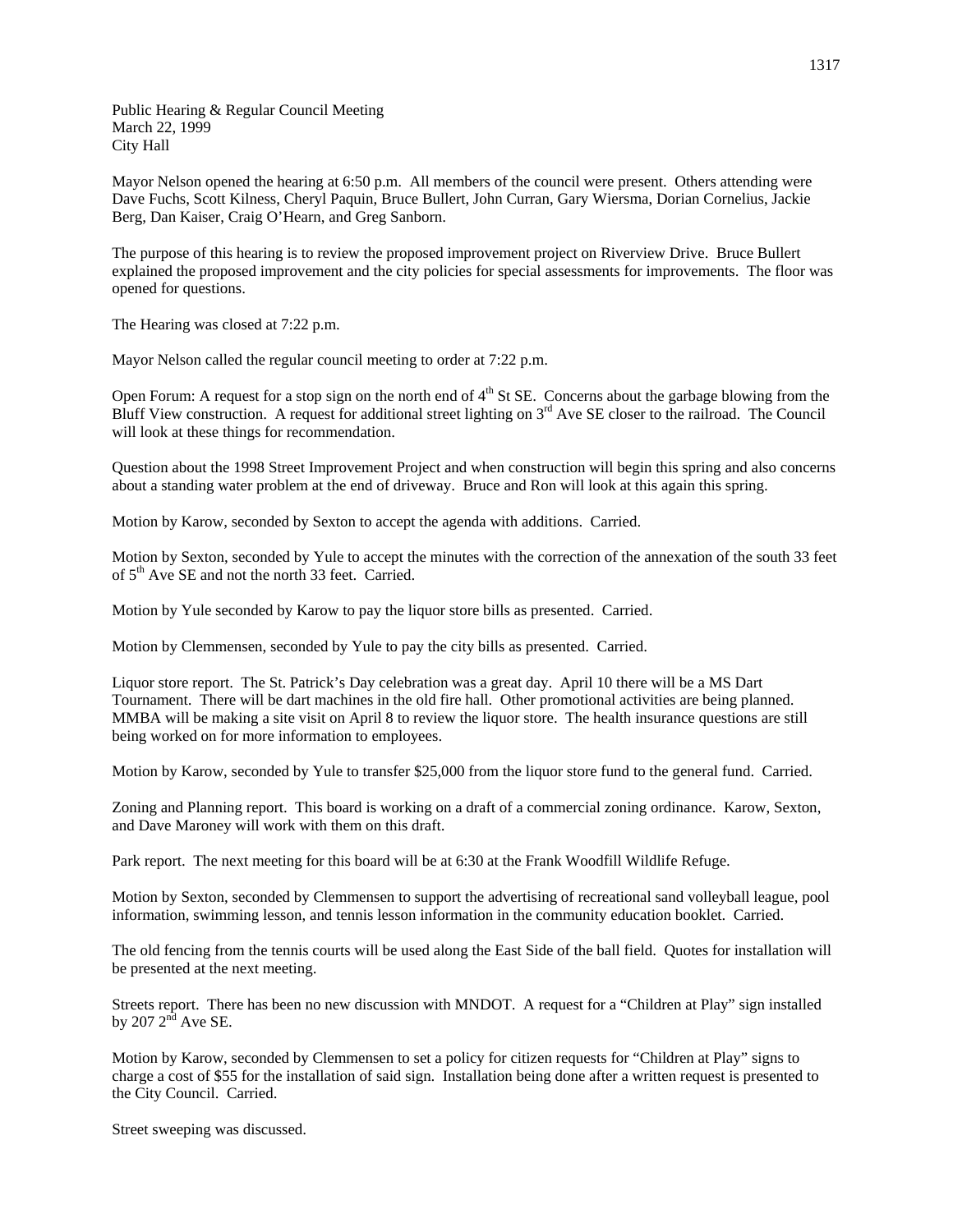Public Hearing & Regular Council Meeting
March 22, 1999
City Hall

Mayor Nelson opened the hearing at 6:50 p.m. All members of the council were present. Others attending were Dave Fuchs, Scott Kilness, Cheryl Paquin, Bruce Bullert, John Curran, Gary Wiersma, Dorian Cornelius, Jackie Berg, Dan Kaiser, Craig O'Hearn, and Greg Sanborn.

The purpose of this hearing is to review the proposed improvement project on Riverview Drive. Bruce Bullert explained the proposed improvement and the city policies for special assessments for improvements. The floor was opened for questions.

The Hearing was closed at 7:22 p.m.

Mayor Nelson called the regular council meeting to order at 7:22 p.m.

Open Forum: A request for a stop sign on the north end of 4th St SE. Concerns about the garbage blowing from the Bluff View construction. A request for additional street lighting on 3rd Ave SE closer to the railroad. The Council will look at these things for recommendation.

Question about the 1998 Street Improvement Project and when construction will begin this spring and also concerns about a standing water problem at the end of driveway. Bruce and Ron will look at this again this spring.

Motion by Karow, seconded by Sexton to accept the agenda with additions. Carried.

Motion by Sexton, seconded by Yule to accept the minutes with the correction of the annexation of the south 33 feet of 5th Ave SE and not the north 33 feet. Carried.

Motion by Yule seconded by Karow to pay the liquor store bills as presented. Carried.

Motion by Clemmensen, seconded by Yule to pay the city bills as presented. Carried.

Liquor store report. The St. Patrick's Day celebration was a great day. April 10 there will be a MS Dart Tournament. There will be dart machines in the old fire hall. Other promotional activities are being planned. MMBA will be making a site visit on April 8 to review the liquor store. The health insurance questions are still being worked on for more information to employees.

Motion by Karow, seconded by Yule to transfer $25,000 from the liquor store fund to the general fund. Carried.

Zoning and Planning report. This board is working on a draft of a commercial zoning ordinance. Karow, Sexton, and Dave Maroney will work with them on this draft.

Park report. The next meeting for this board will be at 6:30 at the Frank Woodfill Wildlife Refuge.

Motion by Sexton, seconded by Clemmensen to support the advertising of recreational sand volleyball league, pool information, swimming lesson, and tennis lesson information in the community education booklet. Carried.

The old fencing from the tennis courts will be used along the East Side of the ball field. Quotes for installation will be presented at the next meeting.

Streets report. There has been no new discussion with MNDOT. A request for a "Children at Play" sign installed by 207 2nd Ave SE.

Motion by Karow, seconded by Clemmensen to set a policy for citizen requests for "Children at Play" signs to charge a cost of $55 for the installation of said sign. Installation being done after a written request is presented to the City Council. Carried.

Street sweeping was discussed.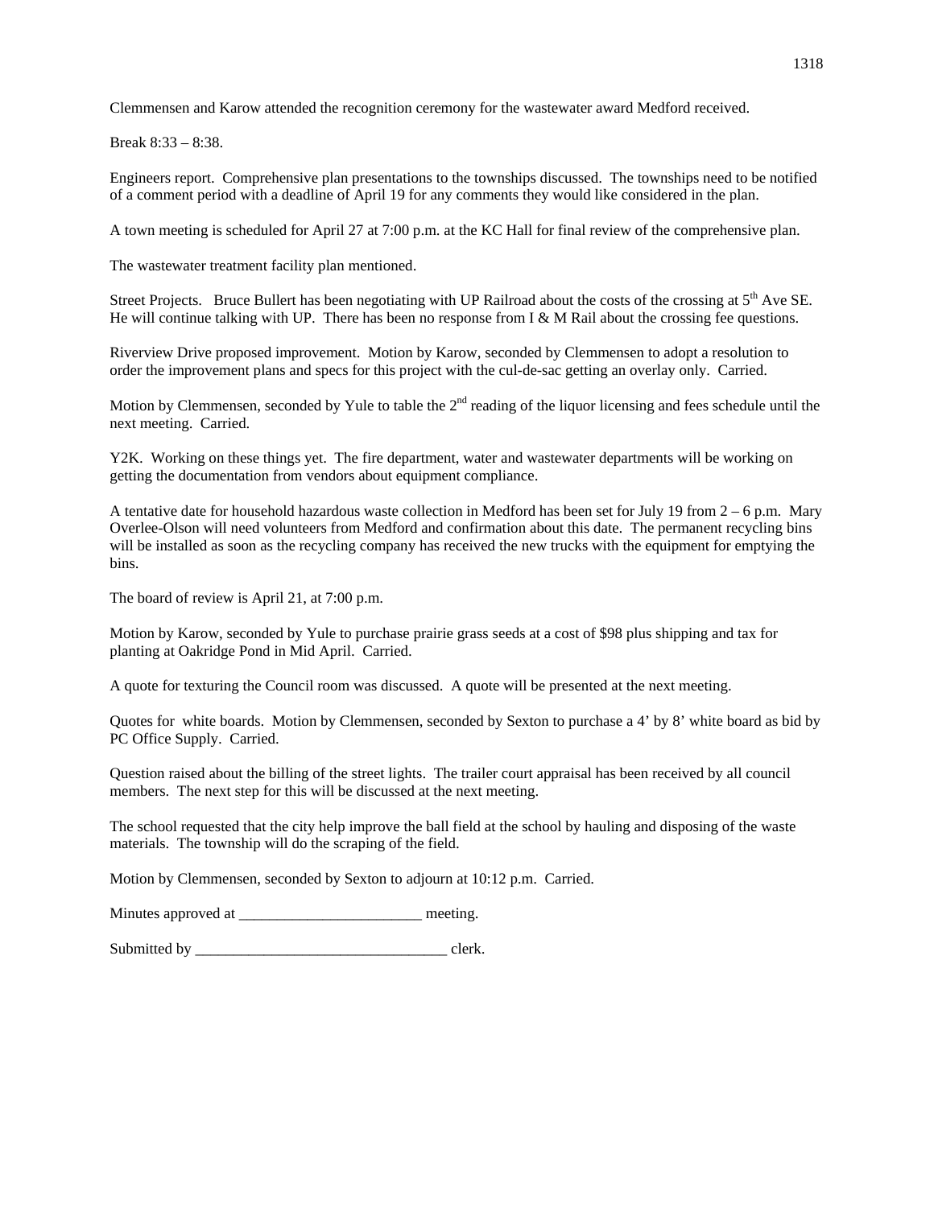Clemmensen and Karow attended the recognition ceremony for the wastewater award Medford received.

Break 8:33 – 8:38.

Engineers report. Comprehensive plan presentations to the townships discussed. The townships need to be notified of a comment period with a deadline of April 19 for any comments they would like considered in the plan.

A town meeting is scheduled for April 27 at 7:00 p.m. at the KC Hall for final review of the comprehensive plan.

The wastewater treatment facility plan mentioned.

Street Projects. Bruce Bullert has been negotiating with UP Railroad about the costs of the crossing at 5th Ave SE. He will continue talking with UP. There has been no response from I & M Rail about the crossing fee questions.

Riverview Drive proposed improvement. Motion by Karow, seconded by Clemmensen to adopt a resolution to order the improvement plans and specs for this project with the cul-de-sac getting an overlay only. Carried.

Motion by Clemmensen, seconded by Yule to table the 2nd reading of the liquor licensing and fees schedule until the next meeting. Carried.

Y2K. Working on these things yet. The fire department, water and wastewater departments will be working on getting the documentation from vendors about equipment compliance.

A tentative date for household hazardous waste collection in Medford has been set for July 19 from 2 – 6 p.m. Mary Overlee-Olson will need volunteers from Medford and confirmation about this date. The permanent recycling bins will be installed as soon as the recycling company has received the new trucks with the equipment for emptying the bins.

The board of review is April 21, at 7:00 p.m.

Motion by Karow, seconded by Yule to purchase prairie grass seeds at a cost of $98 plus shipping and tax for planting at Oakridge Pond in Mid April. Carried.

A quote for texturing the Council room was discussed. A quote will be presented at the next meeting.

Quotes for white boards. Motion by Clemmensen, seconded by Sexton to purchase a 4' by 8' white board as bid by PC Office Supply. Carried.

Question raised about the billing of the street lights. The trailer court appraisal has been received by all council members. The next step for this will be discussed at the next meeting.

The school requested that the city help improve the ball field at the school by hauling and disposing of the waste materials. The township will do the scraping of the field.

Motion by Clemmensen, seconded by Sexton to adjourn at 10:12 p.m. Carried.

Minutes approved at ________________________ meeting.

Submitted by _________________________________ clerk.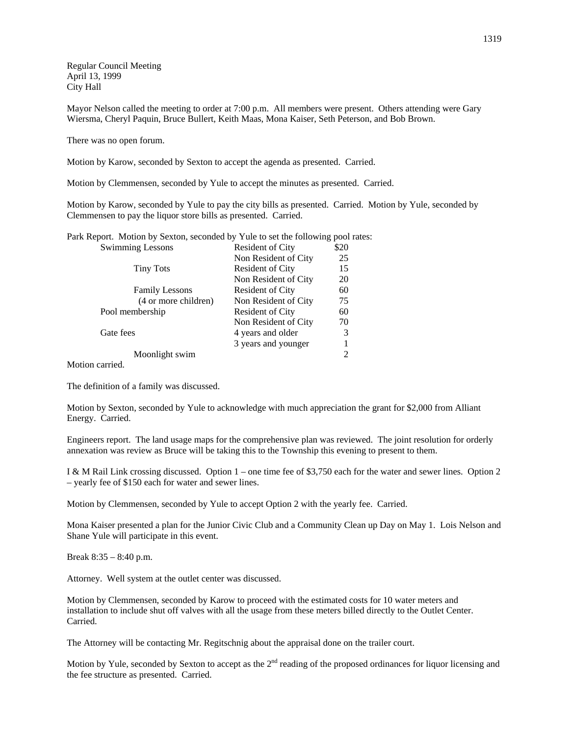Regular Council Meeting
April 13, 1999
City Hall

Mayor Nelson called the meeting to order at 7:00 p.m. All members were present. Others attending were Gary Wiersma, Cheryl Paquin, Bruce Bullert, Keith Maas, Mona Kaiser, Seth Peterson, and Bob Brown.

There was no open forum.

Motion by Karow, seconded by Sexton to accept the agenda as presented. Carried.

Motion by Clemmensen, seconded by Yule to accept the minutes as presented. Carried.

Motion by Karow, seconded by Yule to pay the city bills as presented. Carried. Motion by Yule, seconded by Clemmensen to pay the liquor store bills as presented. Carried.

Park Report. Motion by Sexton, seconded by Yule to set the following pool rates:

| | | |
|---|---|---|
| Swimming Lessons | Resident of City | $20 |
| | Non Resident of City | 25 |
| Tiny Tots | Resident of City | 15 |
| | Non Resident of City | 20 |
| Family Lessons | Resident of City | 60 |
| (4 or more children) | Non Resident of City | 75 |
| Pool membership | Resident of City | 60 |
| | Non Resident of City | 70 |
| Gate fees | 4 years and older | 3 |
| | 3 years and younger | 1 |
| Moonlight swim | | 2 |

Motion carried.

The definition of a family was discussed.

Motion by Sexton, seconded by Yule to acknowledge with much appreciation the grant for $2,000 from Alliant Energy. Carried.

Engineers report. The land usage maps for the comprehensive plan was reviewed. The joint resolution for orderly annexation was review as Bruce will be taking this to the Township this evening to present to them.

I & M Rail Link crossing discussed. Option 1 – one time fee of $3,750 each for the water and sewer lines. Option 2 – yearly fee of $150 each for water and sewer lines.

Motion by Clemmensen, seconded by Yule to accept Option 2 with the yearly fee. Carried.

Mona Kaiser presented a plan for the Junior Civic Club and a Community Clean up Day on May 1. Lois Nelson and Shane Yule will participate in this event.

Break 8:35 – 8:40 p.m.

Attorney. Well system at the outlet center was discussed.

Motion by Clemmensen, seconded by Karow to proceed with the estimated costs for 10 water meters and installation to include shut off valves with all the usage from these meters billed directly to the Outlet Center. Carried.

The Attorney will be contacting Mr. Regitschnig about the appraisal done on the trailer court.

Motion by Yule, seconded by Sexton to accept as the 2nd reading of the proposed ordinances for liquor licensing and the fee structure as presented. Carried.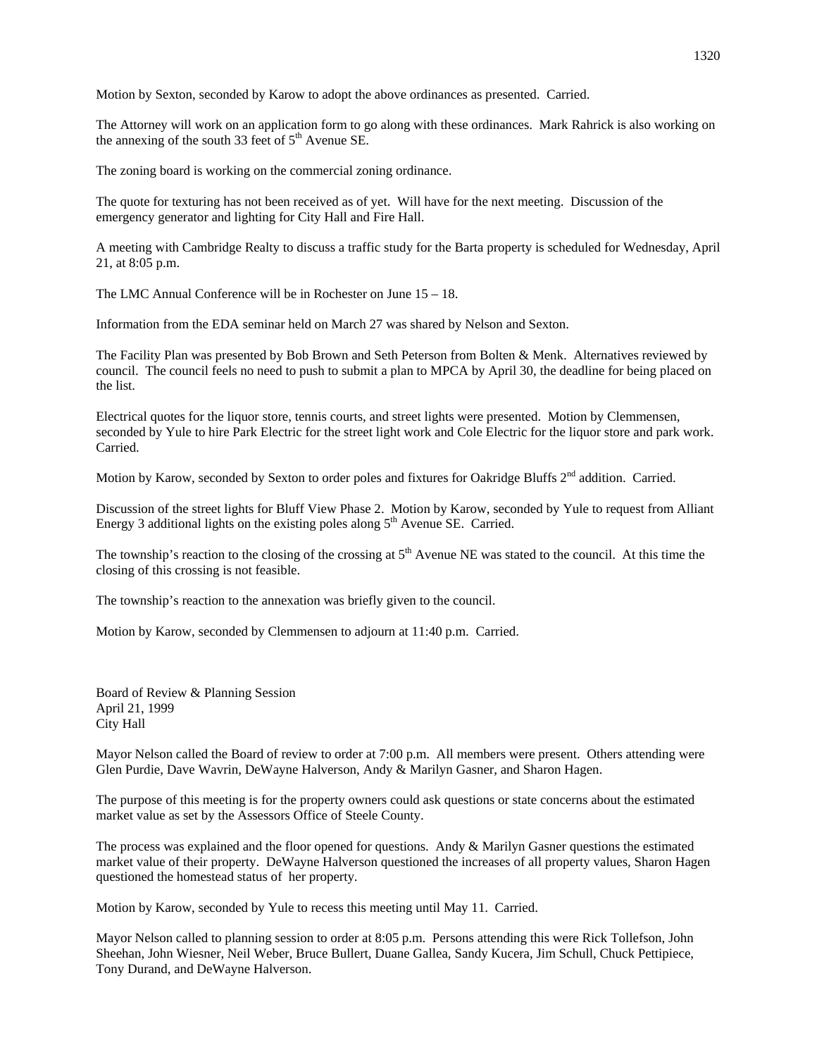Motion by Sexton, seconded by Karow to adopt the above ordinances as presented. Carried.

The Attorney will work on an application form to go along with these ordinances. Mark Rahrick is also working on the annexing of the south 33 feet of 5th Avenue SE.

The zoning board is working on the commercial zoning ordinance.

The quote for texturing has not been received as of yet. Will have for the next meeting. Discussion of the emergency generator and lighting for City Hall and Fire Hall.

A meeting with Cambridge Realty to discuss a traffic study for the Barta property is scheduled for Wednesday, April 21, at 8:05 p.m.

The LMC Annual Conference will be in Rochester on June 15 – 18.

Information from the EDA seminar held on March 27 was shared by Nelson and Sexton.

The Facility Plan was presented by Bob Brown and Seth Peterson from Bolten & Menk. Alternatives reviewed by council. The council feels no need to push to submit a plan to MPCA by April 30, the deadline for being placed on the list.

Electrical quotes for the liquor store, tennis courts, and street lights were presented. Motion by Clemmensen, seconded by Yule to hire Park Electric for the street light work and Cole Electric for the liquor store and park work. Carried.

Motion by Karow, seconded by Sexton to order poles and fixtures for Oakridge Bluffs 2nd addition. Carried.

Discussion of the street lights for Bluff View Phase 2. Motion by Karow, seconded by Yule to request from Alliant Energy 3 additional lights on the existing poles along 5th Avenue SE. Carried.

The township's reaction to the closing of the crossing at 5th Avenue NE was stated to the council. At this time the closing of this crossing is not feasible.

The township's reaction to the annexation was briefly given to the council.

Motion by Karow, seconded by Clemmensen to adjourn at 11:40 p.m. Carried.

Board of Review & Planning Session
April 21, 1999
City Hall

Mayor Nelson called the Board of review to order at 7:00 p.m. All members were present. Others attending were Glen Purdie, Dave Wavrin, DeWayne Halverson, Andy & Marilyn Gasner, and Sharon Hagen.

The purpose of this meeting is for the property owners could ask questions or state concerns about the estimated market value as set by the Assessors Office of Steele County.

The process was explained and the floor opened for questions. Andy & Marilyn Gasner questions the estimated market value of their property. DeWayne Halverson questioned the increases of all property values, Sharon Hagen questioned the homestead status of her property.

Motion by Karow, seconded by Yule to recess this meeting until May 11. Carried.

Mayor Nelson called to planning session to order at 8:05 p.m. Persons attending this were Rick Tollefson, John Sheehan, John Wiesner, Neil Weber, Bruce Bullert, Duane Gallea, Sandy Kucera, Jim Schull, Chuck Pettipiece, Tony Durand, and DeWayne Halverson.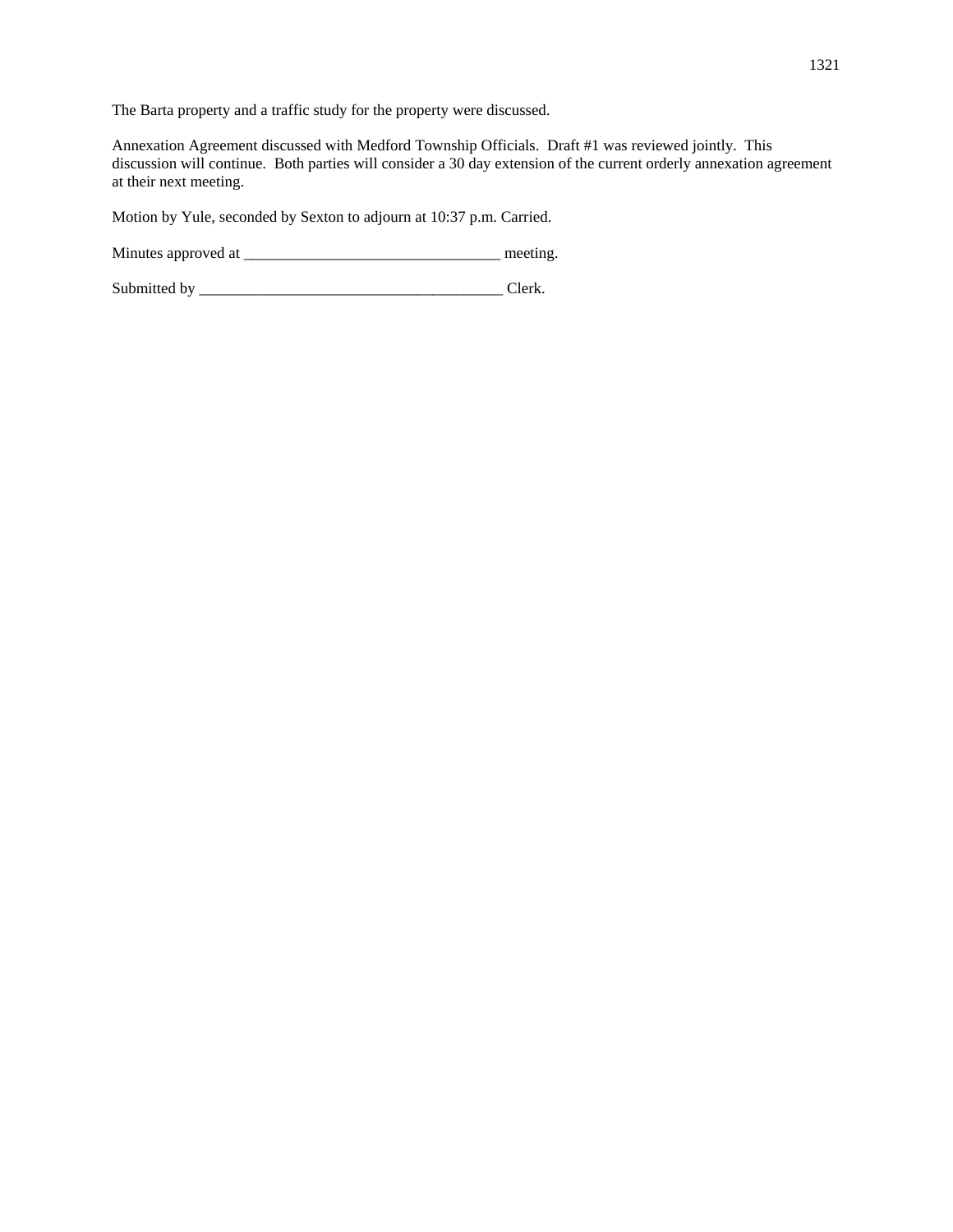The Barta property and a traffic study for the property were discussed.

Annexation Agreement discussed with Medford Township Officials. Draft #1 was reviewed jointly. This discussion will continue. Both parties will consider a 30 day extension of the current orderly annexation agreement at their next meeting.

Motion by Yule, seconded by Sexton to adjourn at 10:37 p.m. Carried.

Minutes approved at _________________________________ meeting.

Submitted by _______________________________________ Clerk.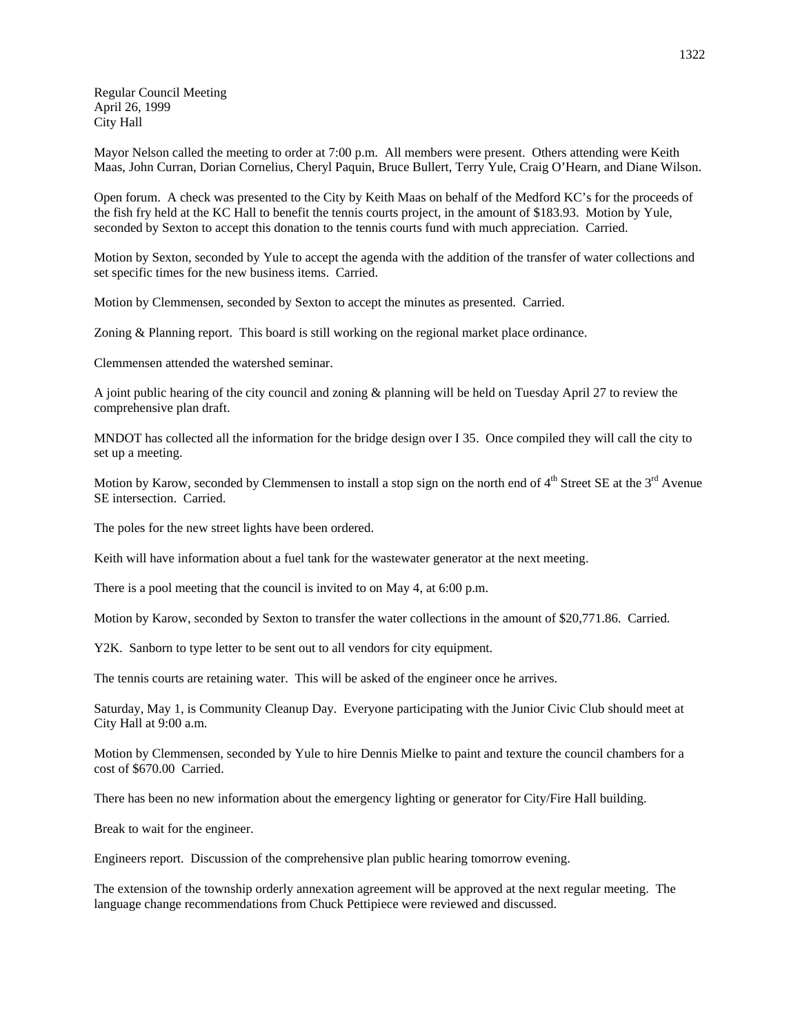Regular Council Meeting
April 26, 1999
City Hall

Mayor Nelson called the meeting to order at 7:00 p.m. All members were present. Others attending were Keith Maas, John Curran, Dorian Cornelius, Cheryl Paquin, Bruce Bullert, Terry Yule, Craig O'Hearn, and Diane Wilson.

Open forum. A check was presented to the City by Keith Maas on behalf of the Medford KC's for the proceeds of the fish fry held at the KC Hall to benefit the tennis courts project, in the amount of $183.93. Motion by Yule, seconded by Sexton to accept this donation to the tennis courts fund with much appreciation. Carried.

Motion by Sexton, seconded by Yule to accept the agenda with the addition of the transfer of water collections and set specific times for the new business items. Carried.

Motion by Clemmensen, seconded by Sexton to accept the minutes as presented. Carried.

Zoning & Planning report. This board is still working on the regional market place ordinance.

Clemmensen attended the watershed seminar.

A joint public hearing of the city council and zoning & planning will be held on Tuesday April 27 to review the comprehensive plan draft.

MNDOT has collected all the information for the bridge design over I 35. Once compiled they will call the city to set up a meeting.

Motion by Karow, seconded by Clemmensen to install a stop sign on the north end of 4th Street SE at the 3rd Avenue SE intersection. Carried.

The poles for the new street lights have been ordered.

Keith will have information about a fuel tank for the wastewater generator at the next meeting.

There is a pool meeting that the council is invited to on May 4, at 6:00 p.m.

Motion by Karow, seconded by Sexton to transfer the water collections in the amount of $20,771.86. Carried.

Y2K. Sanborn to type letter to be sent out to all vendors for city equipment.

The tennis courts are retaining water. This will be asked of the engineer once he arrives.

Saturday, May 1, is Community Cleanup Day. Everyone participating with the Junior Civic Club should meet at City Hall at 9:00 a.m.

Motion by Clemmensen, seconded by Yule to hire Dennis Mielke to paint and texture the council chambers for a cost of $670.00 Carried.

There has been no new information about the emergency lighting or generator for City/Fire Hall building.

Break to wait for the engineer.

Engineers report. Discussion of the comprehensive plan public hearing tomorrow evening.

The extension of the township orderly annexation agreement will be approved at the next regular meeting. The language change recommendations from Chuck Pettipiece were reviewed and discussed.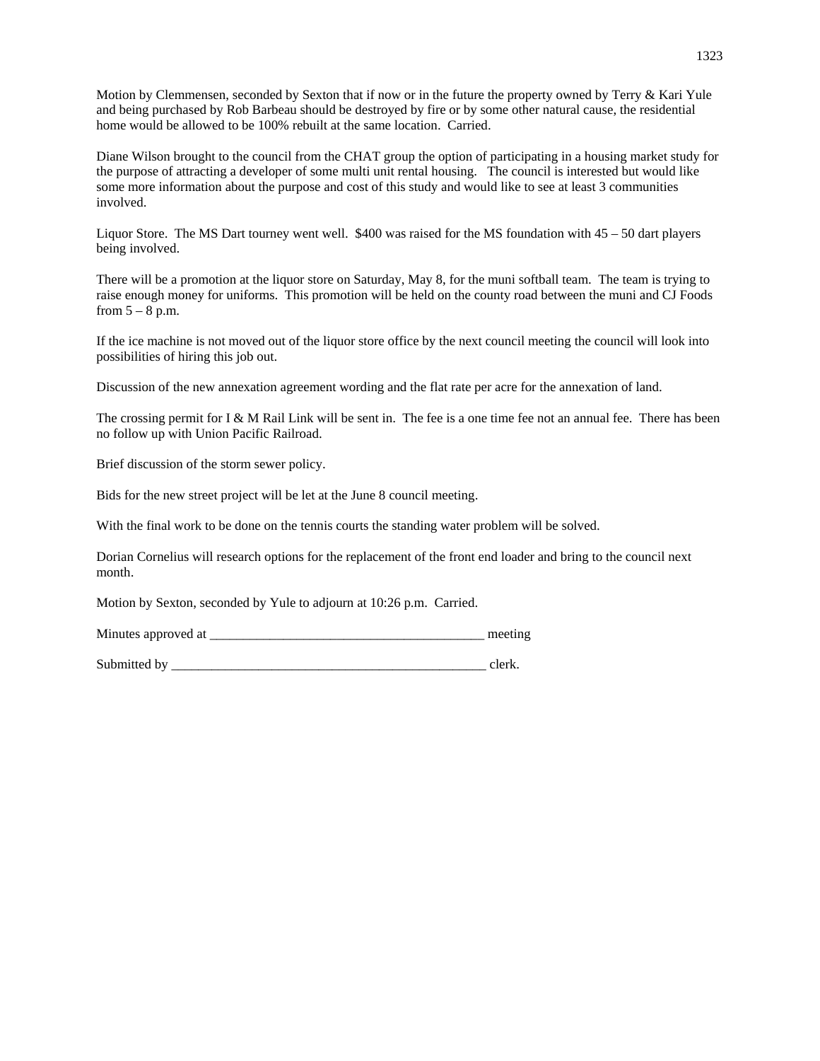Motion by Clemmensen, seconded by Sexton that if now or in the future the property owned by Terry & Kari Yule and being purchased by Rob Barbeau should be destroyed by fire or by some other natural cause, the residential home would be allowed to be 100% rebuilt at the same location. Carried.

Diane Wilson brought to the council from the CHAT group the option of participating in a housing market study for the purpose of attracting a developer of some multi unit rental housing. The council is interested but would like some more information about the purpose and cost of this study and would like to see at least 3 communities involved.

Liquor Store. The MS Dart tourney went well. $400 was raised for the MS foundation with 45 – 50 dart players being involved.

There will be a promotion at the liquor store on Saturday, May 8, for the muni softball team. The team is trying to raise enough money for uniforms. This promotion will be held on the county road between the muni and CJ Foods from 5 – 8 p.m.

If the ice machine is not moved out of the liquor store office by the next council meeting the council will look into possibilities of hiring this job out.

Discussion of the new annexation agreement wording and the flat rate per acre for the annexation of land.

The crossing permit for I & M Rail Link will be sent in. The fee is a one time fee not an annual fee. There has been no follow up with Union Pacific Railroad.

Brief discussion of the storm sewer policy.

Bids for the new street project will be let at the June 8 council meeting.

With the final work to be done on the tennis courts the standing water problem will be solved.

Dorian Cornelius will research options for the replacement of the front end loader and bring to the council next month.

Motion by Sexton, seconded by Yule to adjourn at 10:26 p.m. Carried.

Minutes approved at _________________________________________ meeting

Submitted by ________________________________________________ clerk.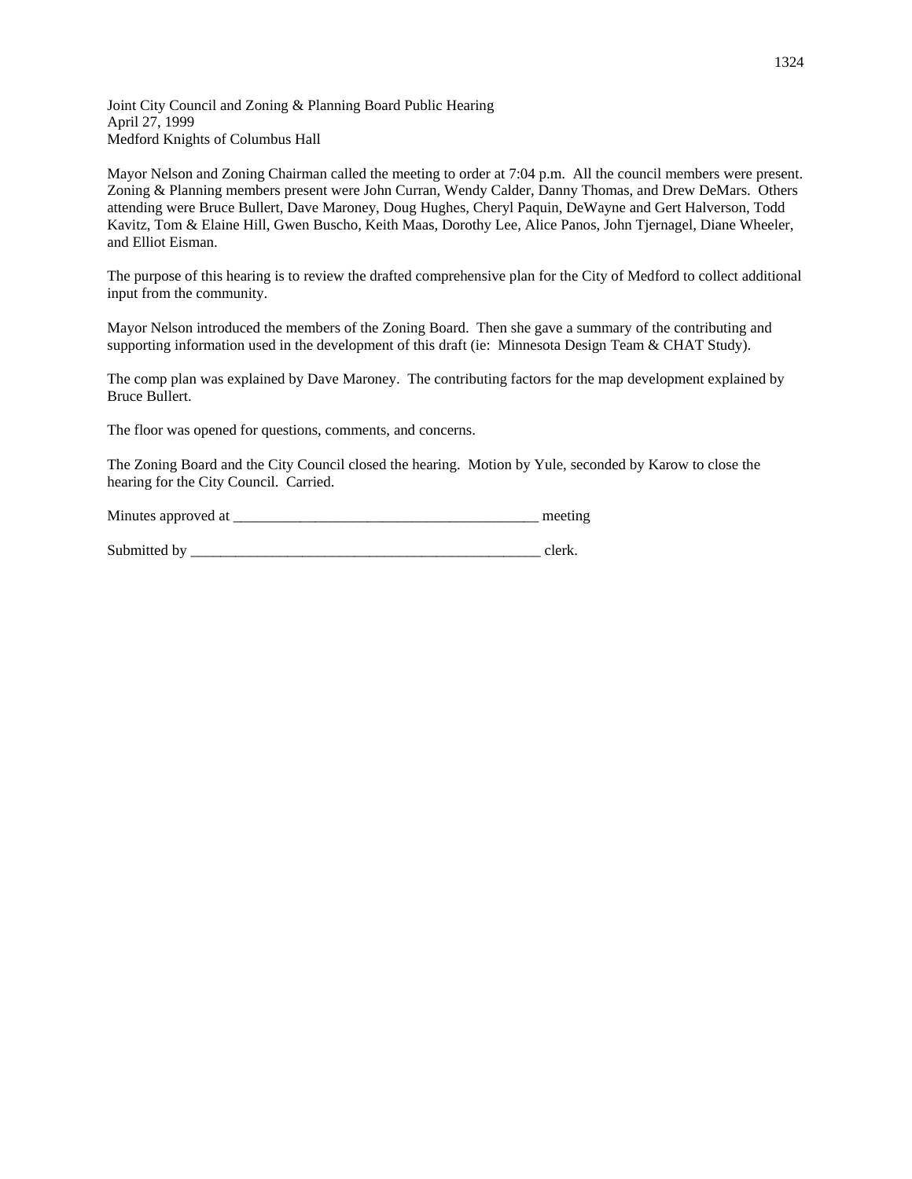Joint City Council and Zoning & Planning Board Public Hearing
April 27, 1999
Medford Knights of Columbus Hall

Mayor Nelson and Zoning Chairman called the meeting to order at 7:04 p.m. All the council members were present. Zoning & Planning members present were John Curran, Wendy Calder, Danny Thomas, and Drew DeMars. Others attending were Bruce Bullert, Dave Maroney, Doug Hughes, Cheryl Paquin, DeWayne and Gert Halverson, Todd Kavitz, Tom & Elaine Hill, Gwen Buscho, Keith Maas, Dorothy Lee, Alice Panos, John Tjernagel, Diane Wheeler, and Elliot Eisman.

The purpose of this hearing is to review the drafted comprehensive plan for the City of Medford to collect additional input from the community.

Mayor Nelson introduced the members of the Zoning Board. Then she gave a summary of the contributing and supporting information used in the development of this draft (ie: Minnesota Design Team & CHAT Study).

The comp plan was explained by Dave Maroney. The contributing factors for the map development explained by Bruce Bullert.

The floor was opened for questions, comments, and concerns.

The Zoning Board and the City Council closed the hearing. Motion by Yule, seconded by Karow to close the hearing for the City Council. Carried.

Minutes approved at __________________________________________ meeting

Submitted by __________________________________________________ clerk.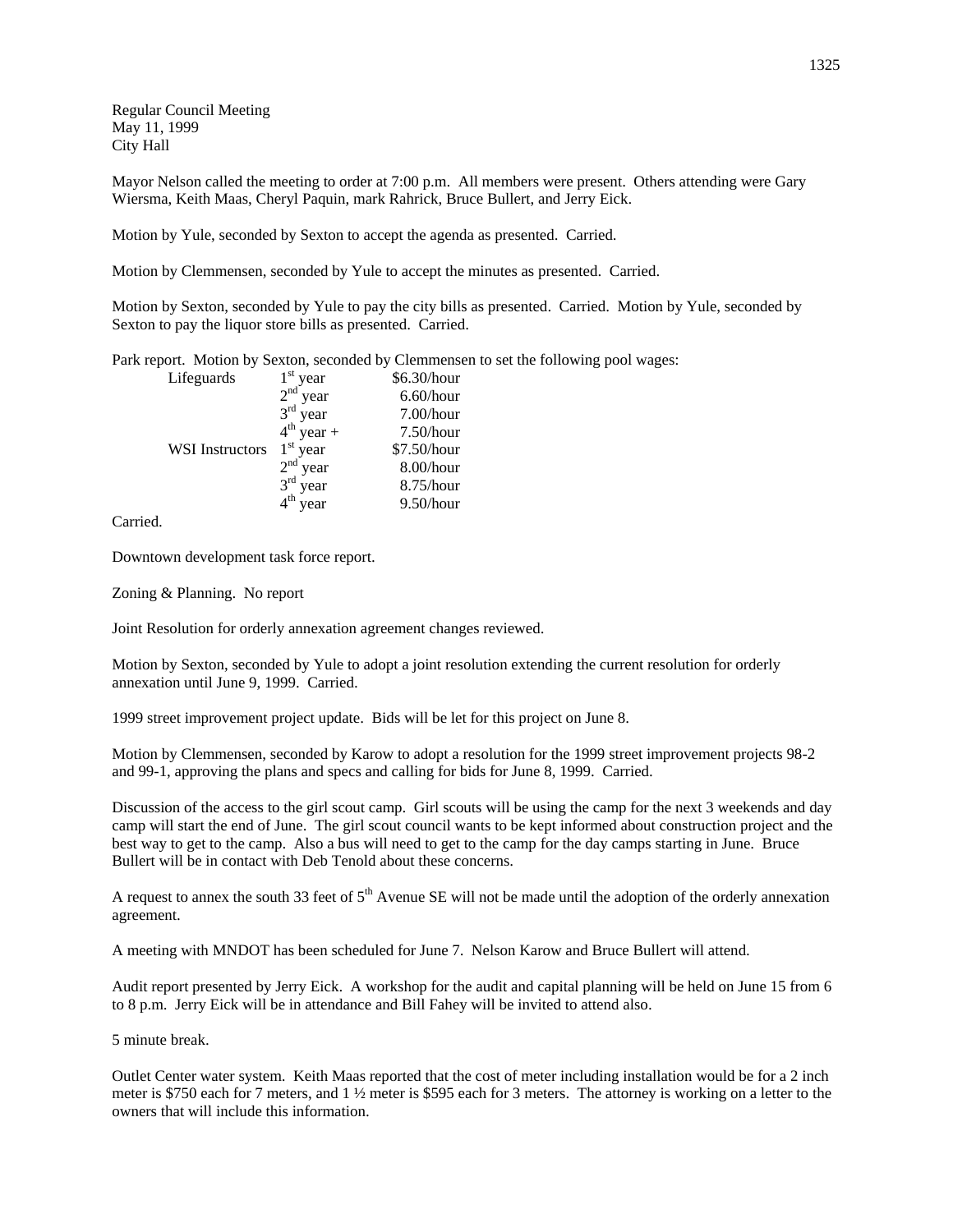Regular Council Meeting
May 11, 1999
City Hall

Mayor Nelson called the meeting to order at 7:00 p.m. All members were present. Others attending were Gary Wiersma, Keith Maas, Cheryl Paquin, mark Rahrick, Bruce Bullert, and Jerry Eick.

Motion by Yule, seconded by Sexton to accept the agenda as presented. Carried.

Motion by Clemmensen, seconded by Yule to accept the minutes as presented. Carried.

Motion by Sexton, seconded by Yule to pay the city bills as presented. Carried. Motion by Yule, seconded by Sexton to pay the liquor store bills as presented. Carried.

Park report. Motion by Sexton, seconded by Clemmensen to set the following pool wages:

| | | |
|---|---|---|
| Lifeguards | 1st year | \$6.30/hour |
| | 2nd year | 6.60/hour |
| | 3rd year | 7.00/hour |
| | 4th year + | 7.50/hour |
| WSI Instructors | 1st year | \$7.50/hour |
| | 2nd year | 8.00/hour |
| | 3rd year | 8.75/hour |
| | 4th year | 9.50/hour |

Carried.

Downtown development task force report.

Zoning & Planning. No report

Joint Resolution for orderly annexation agreement changes reviewed.

Motion by Sexton, seconded by Yule to adopt a joint resolution extending the current resolution for orderly annexation until June 9, 1999. Carried.

1999 street improvement project update. Bids will be let for this project on June 8.

Motion by Clemmensen, seconded by Karow to adopt a resolution for the 1999 street improvement projects 98-2 and 99-1, approving the plans and specs and calling for bids for June 8, 1999. Carried.

Discussion of the access to the girl scout camp. Girl scouts will be using the camp for the next 3 weekends and day camp will start the end of June. The girl scout council wants to be kept informed about construction project and the best way to get to the camp. Also a bus will need to get to the camp for the day camps starting in June. Bruce Bullert will be in contact with Deb Tenold about these concerns.

A request to annex the south 33 feet of 5th Avenue SE will not be made until the adoption of the orderly annexation agreement.

A meeting with MNDOT has been scheduled for June 7. Nelson Karow and Bruce Bullert will attend.

Audit report presented by Jerry Eick. A workshop for the audit and capital planning will be held on June 15 from 6 to 8 p.m. Jerry Eick will be in attendance and Bill Fahey will be invited to attend also.

5 minute break.

Outlet Center water system. Keith Maas reported that the cost of meter including installation would be for a 2 inch meter is \$750 each for 7 meters, and 1 ½ meter is \$595 each for 3 meters. The attorney is working on a letter to the owners that will include this information.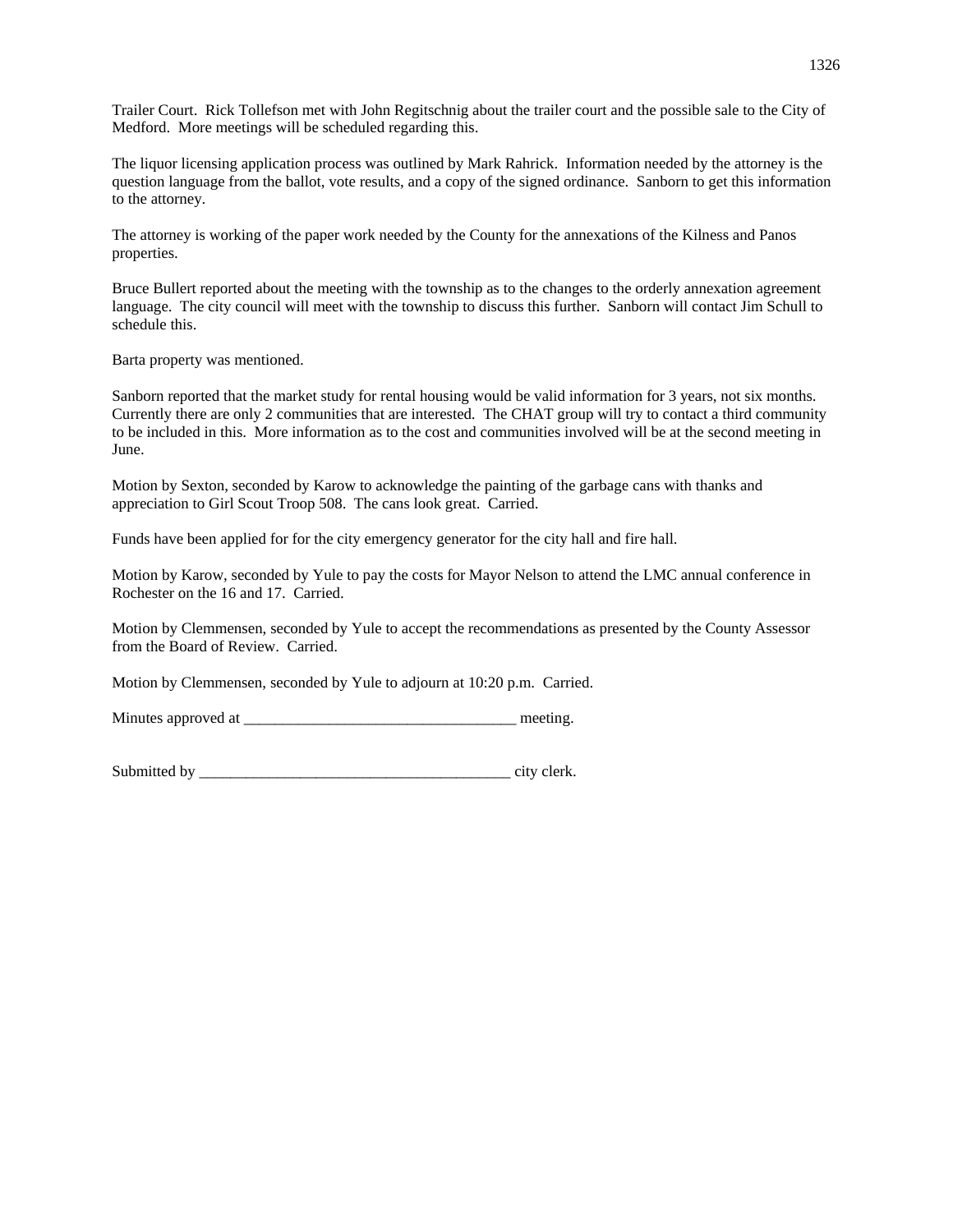Trailer Court. Rick Tollefson met with John Regitschnig about the trailer court and the possible sale to the City of Medford. More meetings will be scheduled regarding this.

The liquor licensing application process was outlined by Mark Rahrick. Information needed by the attorney is the question language from the ballot, vote results, and a copy of the signed ordinance. Sanborn to get this information to the attorney.

The attorney is working of the paper work needed by the County for the annexations of the Kilness and Panos properties.

Bruce Bullert reported about the meeting with the township as to the changes to the orderly annexation agreement language. The city council will meet with the township to discuss this further. Sanborn will contact Jim Schull to schedule this.

Barta property was mentioned.

Sanborn reported that the market study for rental housing would be valid information for 3 years, not six months. Currently there are only 2 communities that are interested. The CHAT group will try to contact a third community to be included in this. More information as to the cost and communities involved will be at the second meeting in June.

Motion by Sexton, seconded by Karow to acknowledge the painting of the garbage cans with thanks and appreciation to Girl Scout Troop 508. The cans look great. Carried.

Funds have been applied for for the city emergency generator for the city hall and fire hall.

Motion by Karow, seconded by Yule to pay the costs for Mayor Nelson to attend the LMC annual conference in Rochester on the 16 and 17. Carried.

Motion by Clemmensen, seconded by Yule to accept the recommendations as presented by the County Assessor from the Board of Review. Carried.

Motion by Clemmensen, seconded by Yule to adjourn at 10:20 p.m. Carried.

Minutes approved at ___________________________________ meeting.

Submitted by ________________________________________ city clerk.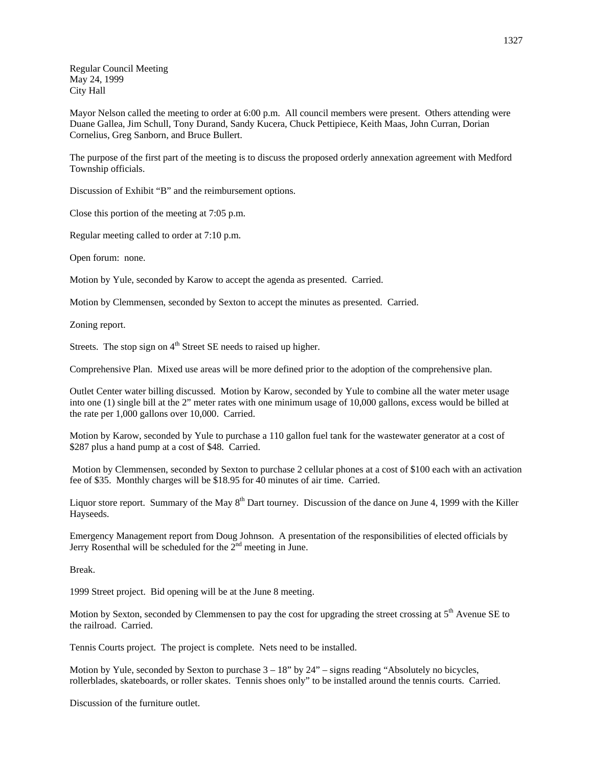Regular Council Meeting
May 24, 1999
City Hall

Mayor Nelson called the meeting to order at 6:00 p.m. All council members were present. Others attending were Duane Gallea, Jim Schull, Tony Durand, Sandy Kucera, Chuck Pettipiece, Keith Maas, John Curran, Dorian Cornelius, Greg Sanborn, and Bruce Bullert.

The purpose of the first part of the meeting is to discuss the proposed orderly annexation agreement with Medford Township officials.

Discussion of Exhibit "B" and the reimbursement options.

Close this portion of the meeting at 7:05 p.m.

Regular meeting called to order at 7:10 p.m.

Open forum: none.

Motion by Yule, seconded by Karow to accept the agenda as presented. Carried.

Motion by Clemmensen, seconded by Sexton to accept the minutes as presented. Carried.

Zoning report.

Streets. The stop sign on 4th Street SE needs to raised up higher.

Comprehensive Plan. Mixed use areas will be more defined prior to the adoption of the comprehensive plan.

Outlet Center water billing discussed. Motion by Karow, seconded by Yule to combine all the water meter usage into one (1) single bill at the 2" meter rates with one minimum usage of 10,000 gallons, excess would be billed at the rate per 1,000 gallons over 10,000. Carried.

Motion by Karow, seconded by Yule to purchase a 110 gallon fuel tank for the wastewater generator at a cost of $287 plus a hand pump at a cost of $48. Carried.

Motion by Clemmensen, seconded by Sexton to purchase 2 cellular phones at a cost of $100 each with an activation fee of $35. Monthly charges will be $18.95 for 40 minutes of air time. Carried.

Liquor store report. Summary of the May 8th Dart tourney. Discussion of the dance on June 4, 1999 with the Killer Hayseeds.

Emergency Management report from Doug Johnson. A presentation of the responsibilities of elected officials by Jerry Rosenthal will be scheduled for the 2nd meeting in June.

Break.

1999 Street project. Bid opening will be at the June 8 meeting.

Motion by Sexton, seconded by Clemmensen to pay the cost for upgrading the street crossing at 5th Avenue SE to the railroad. Carried.

Tennis Courts project. The project is complete. Nets need to be installed.

Motion by Yule, seconded by Sexton to purchase 3 – 18" by 24" – signs reading "Absolutely no bicycles, rollerblades, skateboards, or roller skates. Tennis shoes only" to be installed around the tennis courts. Carried.

Discussion of the furniture outlet.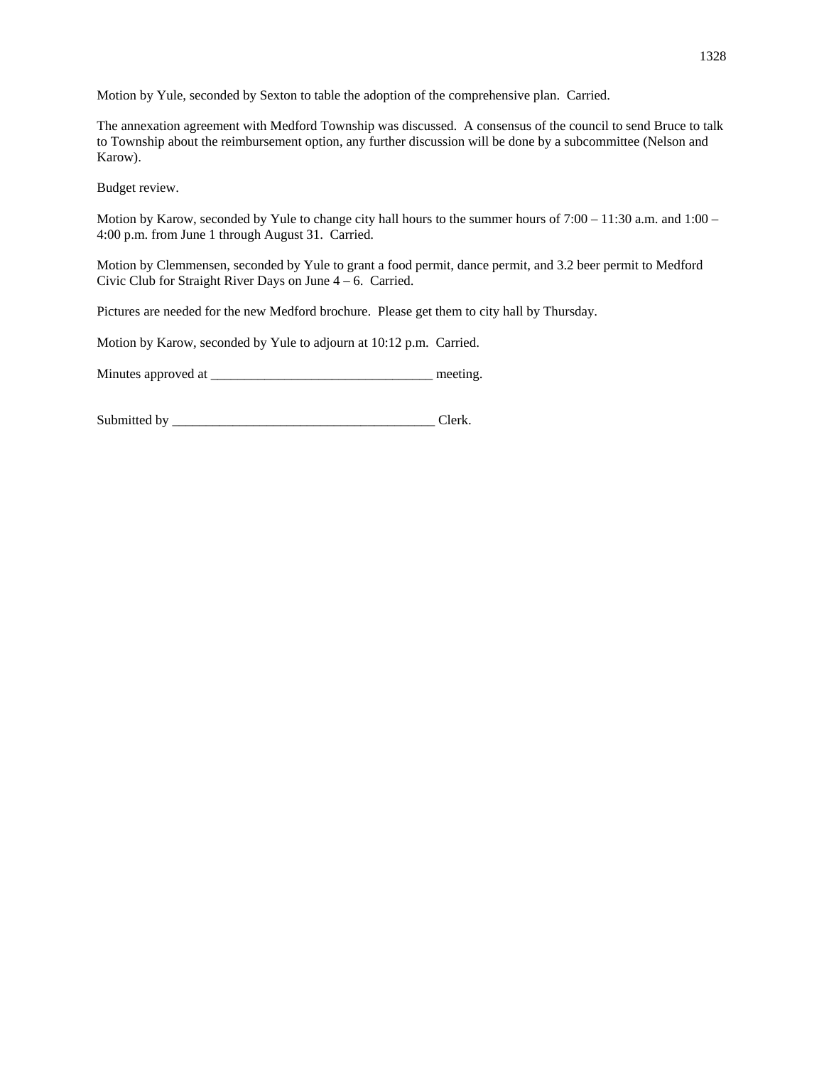Motion by Yule, seconded by Sexton to table the adoption of the comprehensive plan. Carried.

The annexation agreement with Medford Township was discussed. A consensus of the council to send Bruce to talk to Township about the reimbursement option, any further discussion will be done by a subcommittee (Nelson and Karow).

Budget review.

Motion by Karow, seconded by Yule to change city hall hours to the summer hours of 7:00 – 11:30 a.m. and 1:00 – 4:00 p.m. from June 1 through August 31. Carried.

Motion by Clemmensen, seconded by Yule to grant a food permit, dance permit, and 3.2 beer permit to Medford Civic Club for Straight River Days on June 4 – 6. Carried.

Pictures are needed for the new Medford brochure. Please get them to city hall by Thursday.

Motion by Karow, seconded by Yule to adjourn at 10:12 p.m. Carried.

Minutes approved at _________________________________ meeting.

Submitted by _______________________________________ Clerk.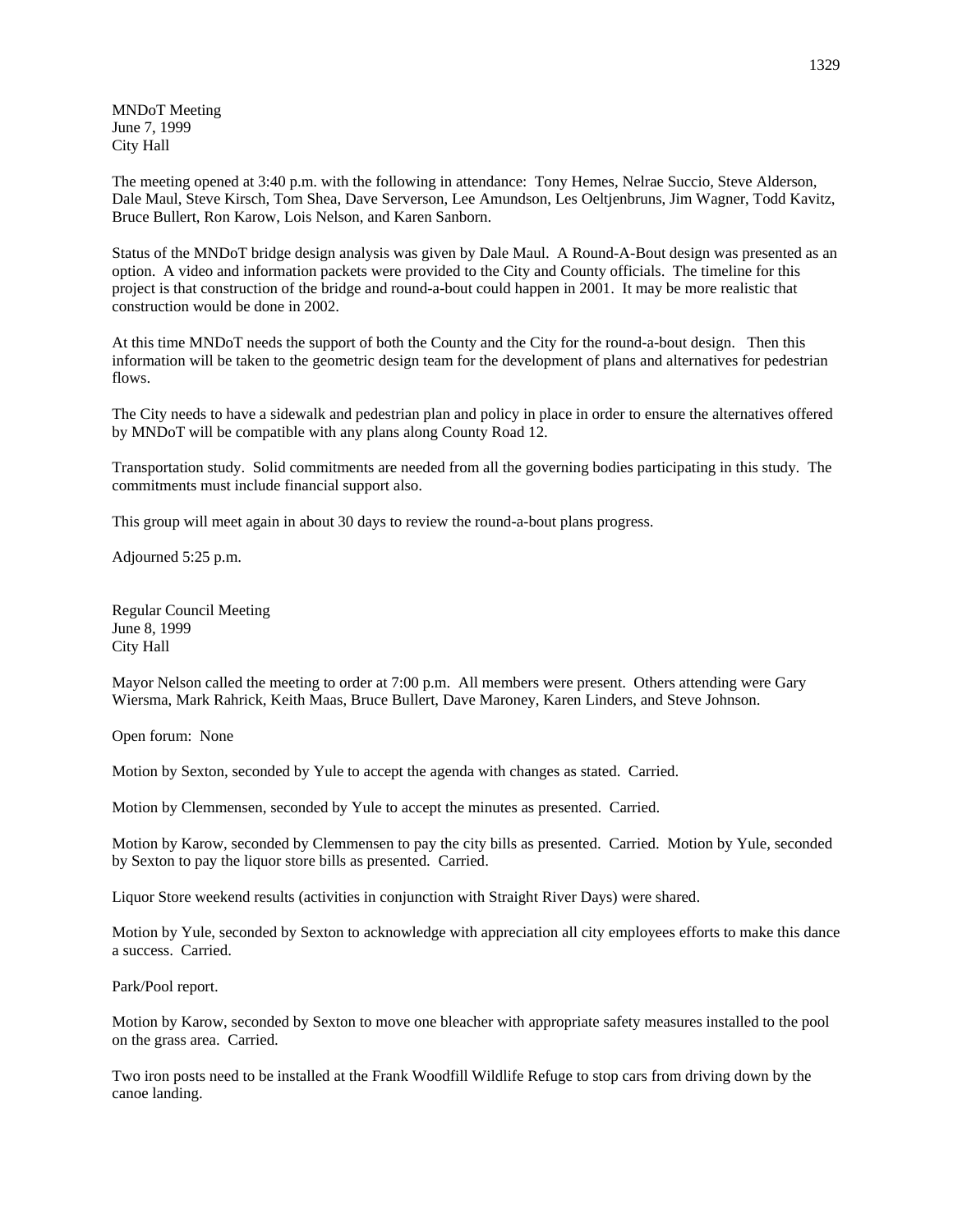MNDoT Meeting
June 7, 1999
City Hall

The meeting opened at 3:40 p.m. with the following in attendance: Tony Hemes, Nelrae Succio, Steve Alderson, Dale Maul, Steve Kirsch, Tom Shea, Dave Serverson, Lee Amundson, Les Oeltjenbruns, Jim Wagner, Todd Kavitz, Bruce Bullert, Ron Karow, Lois Nelson, and Karen Sanborn.

Status of the MNDoT bridge design analysis was given by Dale Maul. A Round-A-Bout design was presented as an option. A video and information packets were provided to the City and County officials. The timeline for this project is that construction of the bridge and round-a-bout could happen in 2001. It may be more realistic that construction would be done in 2002.

At this time MNDoT needs the support of both the County and the City for the round-a-bout design. Then this information will be taken to the geometric design team for the development of plans and alternatives for pedestrian flows.

The City needs to have a sidewalk and pedestrian plan and policy in place in order to ensure the alternatives offered by MNDoT will be compatible with any plans along County Road 12.

Transportation study. Solid commitments are needed from all the governing bodies participating in this study. The commitments must include financial support also.

This group will meet again in about 30 days to review the round-a-bout plans progress.

Adjourned 5:25 p.m.

Regular Council Meeting
June 8, 1999
City Hall

Mayor Nelson called the meeting to order at 7:00 p.m. All members were present. Others attending were Gary Wiersma, Mark Rahrick, Keith Maas, Bruce Bullert, Dave Maroney, Karen Linders, and Steve Johnson.

Open forum: None

Motion by Sexton, seconded by Yule to accept the agenda with changes as stated. Carried.

Motion by Clemmensen, seconded by Yule to accept the minutes as presented. Carried.

Motion by Karow, seconded by Clemmensen to pay the city bills as presented. Carried. Motion by Yule, seconded by Sexton to pay the liquor store bills as presented. Carried.

Liquor Store weekend results (activities in conjunction with Straight River Days) were shared.

Motion by Yule, seconded by Sexton to acknowledge with appreciation all city employees efforts to make this dance a success. Carried.

Park/Pool report.

Motion by Karow, seconded by Sexton to move one bleacher with appropriate safety measures installed to the pool on the grass area. Carried.

Two iron posts need to be installed at the Frank Woodfill Wildlife Refuge to stop cars from driving down by the canoe landing.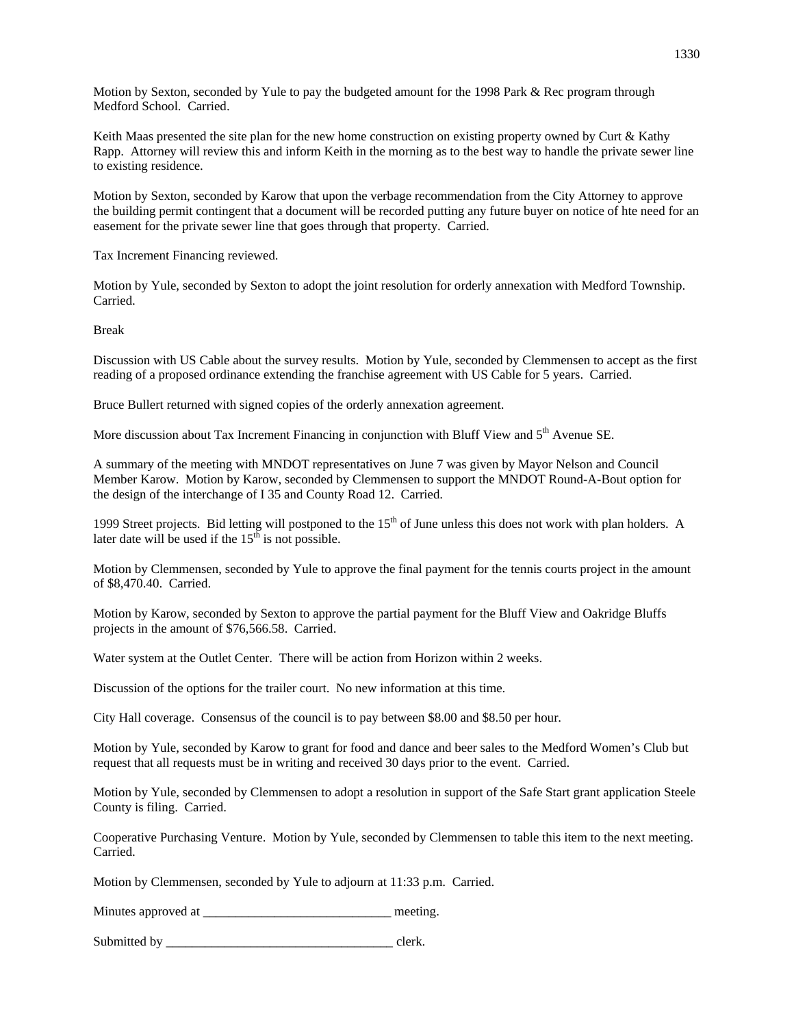Motion by Sexton, seconded by Yule to pay the budgeted amount for the 1998 Park & Rec program through Medford School. Carried.

Keith Maas presented the site plan for the new home construction on existing property owned by Curt & Kathy Rapp. Attorney will review this and inform Keith in the morning as to the best way to handle the private sewer line to existing residence.

Motion by Sexton, seconded by Karow that upon the verbage recommendation from the City Attorney to approve the building permit contingent that a document will be recorded putting any future buyer on notice of hte need for an easement for the private sewer line that goes through that property. Carried.

Tax Increment Financing reviewed.

Motion by Yule, seconded by Sexton to adopt the joint resolution for orderly annexation with Medford Township. Carried.

Break

Discussion with US Cable about the survey results. Motion by Yule, seconded by Clemmensen to accept as the first reading of a proposed ordinance extending the franchise agreement with US Cable for 5 years. Carried.

Bruce Bullert returned with signed copies of the orderly annexation agreement.

More discussion about Tax Increment Financing in conjunction with Bluff View and 5th Avenue SE.

A summary of the meeting with MNDOT representatives on June 7 was given by Mayor Nelson and Council Member Karow. Motion by Karow, seconded by Clemmensen to support the MNDOT Round-A-Bout option for the design of the interchange of I 35 and County Road 12. Carried.

1999 Street projects. Bid letting will postponed to the 15th of June unless this does not work with plan holders. A later date will be used if the 15th is not possible.

Motion by Clemmensen, seconded by Yule to approve the final payment for the tennis courts project in the amount of $8,470.40. Carried.

Motion by Karow, seconded by Sexton to approve the partial payment for the Bluff View and Oakridge Bluffs projects in the amount of $76,566.58. Carried.

Water system at the Outlet Center. There will be action from Horizon within 2 weeks.

Discussion of the options for the trailer court. No new information at this time.

City Hall coverage. Consensus of the council is to pay between $8.00 and $8.50 per hour.

Motion by Yule, seconded by Karow to grant for food and dance and beer sales to the Medford Women's Club but request that all requests must be in writing and received 30 days prior to the event. Carried.

Motion by Yule, seconded by Clemmensen to adopt a resolution in support of the Safe Start grant application Steele County is filing. Carried.

Cooperative Purchasing Venture. Motion by Yule, seconded by Clemmensen to table this item to the next meeting. Carried.

Motion by Clemmensen, seconded by Yule to adjourn at 11:33 p.m. Carried.

Minutes approved at _____________________________ meeting.

Submitted by __________________________________ clerk.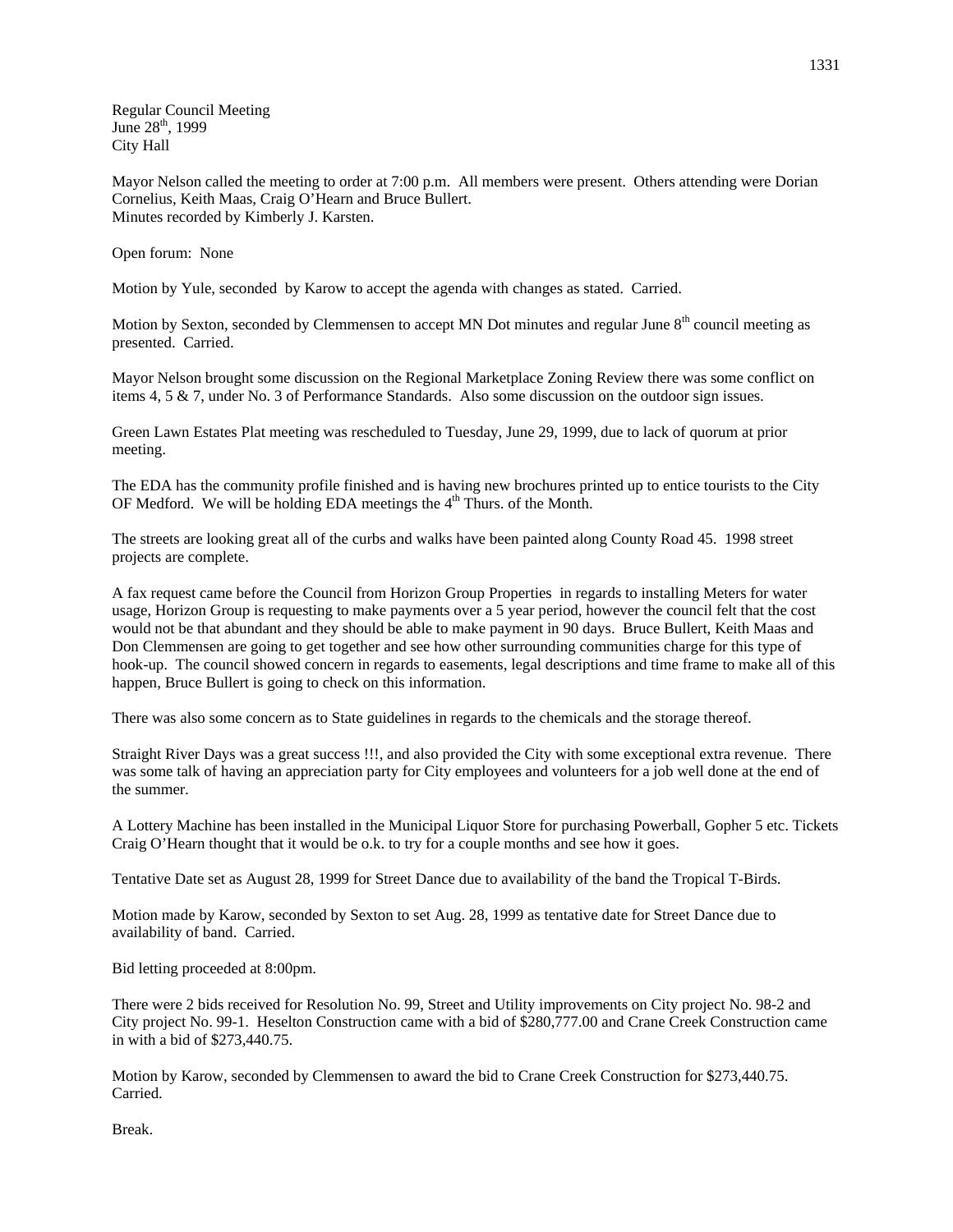Regular Council Meeting
June 28th, 1999
City Hall

Mayor Nelson called the meeting to order at 7:00 p.m. All members were present. Others attending were Dorian Cornelius, Keith Maas, Craig O'Hearn and Bruce Bullert.
Minutes recorded by Kimberly J. Karsten.

Open forum: None

Motion by Yule, seconded by Karow to accept the agenda with changes as stated. Carried.

Motion by Sexton, seconded by Clemmensen to accept MN Dot minutes and regular June 8th council meeting as presented. Carried.

Mayor Nelson brought some discussion on the Regional Marketplace Zoning Review there was some conflict on items 4, 5 & 7, under No. 3 of Performance Standards. Also some discussion on the outdoor sign issues.

Green Lawn Estates Plat meeting was rescheduled to Tuesday, June 29, 1999, due to lack of quorum at prior meeting.

The EDA has the community profile finished and is having new brochures printed up to entice tourists to the City OF Medford. We will be holding EDA meetings the 4th Thurs. of the Month.

The streets are looking great all of the curbs and walks have been painted along County Road 45. 1998 street projects are complete.

A fax request came before the Council from Horizon Group Properties in regards to installing Meters for water usage, Horizon Group is requesting to make payments over a 5 year period, however the council felt that the cost would not be that abundant and they should be able to make payment in 90 days. Bruce Bullert, Keith Maas and Don Clemmensen are going to get together and see how other surrounding communities charge for this type of hook-up. The council showed concern in regards to easements, legal descriptions and time frame to make all of this happen, Bruce Bullert is going to check on this information.

There was also some concern as to State guidelines in regards to the chemicals and the storage thereof.

Straight River Days was a great success !!!, and also provided the City with some exceptional extra revenue. There was some talk of having an appreciation party for City employees and volunteers for a job well done at the end of the summer.

A Lottery Machine has been installed in the Municipal Liquor Store for purchasing Powerball, Gopher 5 etc. Tickets Craig O'Hearn thought that it would be o.k. to try for a couple months and see how it goes.

Tentative Date set as August 28, 1999 for Street Dance due to availability of the band the Tropical T-Birds.

Motion made by Karow, seconded by Sexton to set Aug. 28, 1999 as tentative date for Street Dance due to availability of band. Carried.

Bid letting proceeded at 8:00pm.

There were 2 bids received for Resolution No. 99, Street and Utility improvements on City project No. 98-2 and City project No. 99-1. Heselton Construction came with a bid of $280,777.00 and Crane Creek Construction came in with a bid of $273,440.75.

Motion by Karow, seconded by Clemmensen to award the bid to Crane Creek Construction for $273,440.75. Carried.

Break.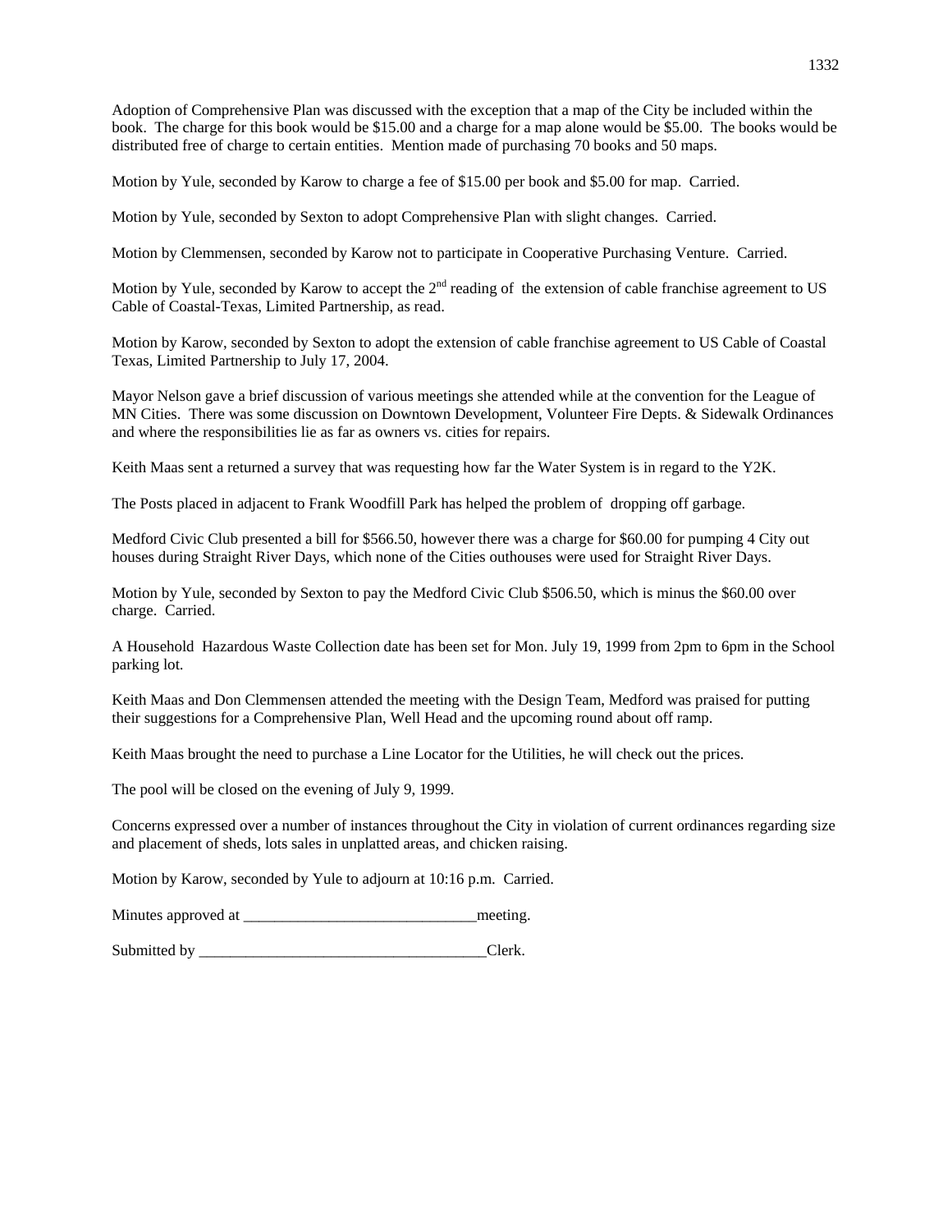Adoption of Comprehensive Plan was discussed with the exception that a map of the City be included within the book. The charge for this book would be $15.00 and a charge for a map alone would be $5.00. The books would be distributed free of charge to certain entities. Mention made of purchasing 70 books and 50 maps.

Motion by Yule, seconded by Karow to charge a fee of $15.00 per book and $5.00 for map. Carried.

Motion by Yule, seconded by Sexton to adopt Comprehensive Plan with slight changes. Carried.

Motion by Clemmensen, seconded by Karow not to participate in Cooperative Purchasing Venture. Carried.

Motion by Yule, seconded by Karow to accept the 2nd reading of the extension of cable franchise agreement to US Cable of Coastal-Texas, Limited Partnership, as read.

Motion by Karow, seconded by Sexton to adopt the extension of cable franchise agreement to US Cable of Coastal Texas, Limited Partnership to July 17, 2004.

Mayor Nelson gave a brief discussion of various meetings she attended while at the convention for the League of MN Cities. There was some discussion on Downtown Development, Volunteer Fire Depts. & Sidewalk Ordinances and where the responsibilities lie as far as owners vs. cities for repairs.

Keith Maas sent a returned a survey that was requesting how far the Water System is in regard to the Y2K.

The Posts placed in adjacent to Frank Woodfill Park has helped the problem of dropping off garbage.

Medford Civic Club presented a bill for $566.50, however there was a charge for $60.00 for pumping 4 City out houses during Straight River Days, which none of the Cities outhouses were used for Straight River Days.

Motion by Yule, seconded by Sexton to pay the Medford Civic Club $506.50, which is minus the $60.00 over charge. Carried.

A Household Hazardous Waste Collection date has been set for Mon. July 19, 1999 from 2pm to 6pm in the School parking lot.

Keith Maas and Don Clemmensen attended the meeting with the Design Team, Medford was praised for putting their suggestions for a Comprehensive Plan, Well Head and the upcoming round about off ramp.

Keith Maas brought the need to purchase a Line Locator for the Utilities, he will check out the prices.

The pool will be closed on the evening of July 9, 1999.

Concerns expressed over a number of instances throughout the City in violation of current ordinances regarding size and placement of sheds, lots sales in unplatted areas, and chicken raising.

Motion by Karow, seconded by Yule to adjourn at 10:16 p.m. Carried.

Minutes approved at ______________________________meeting.

Submitted by _____________________________________Clerk.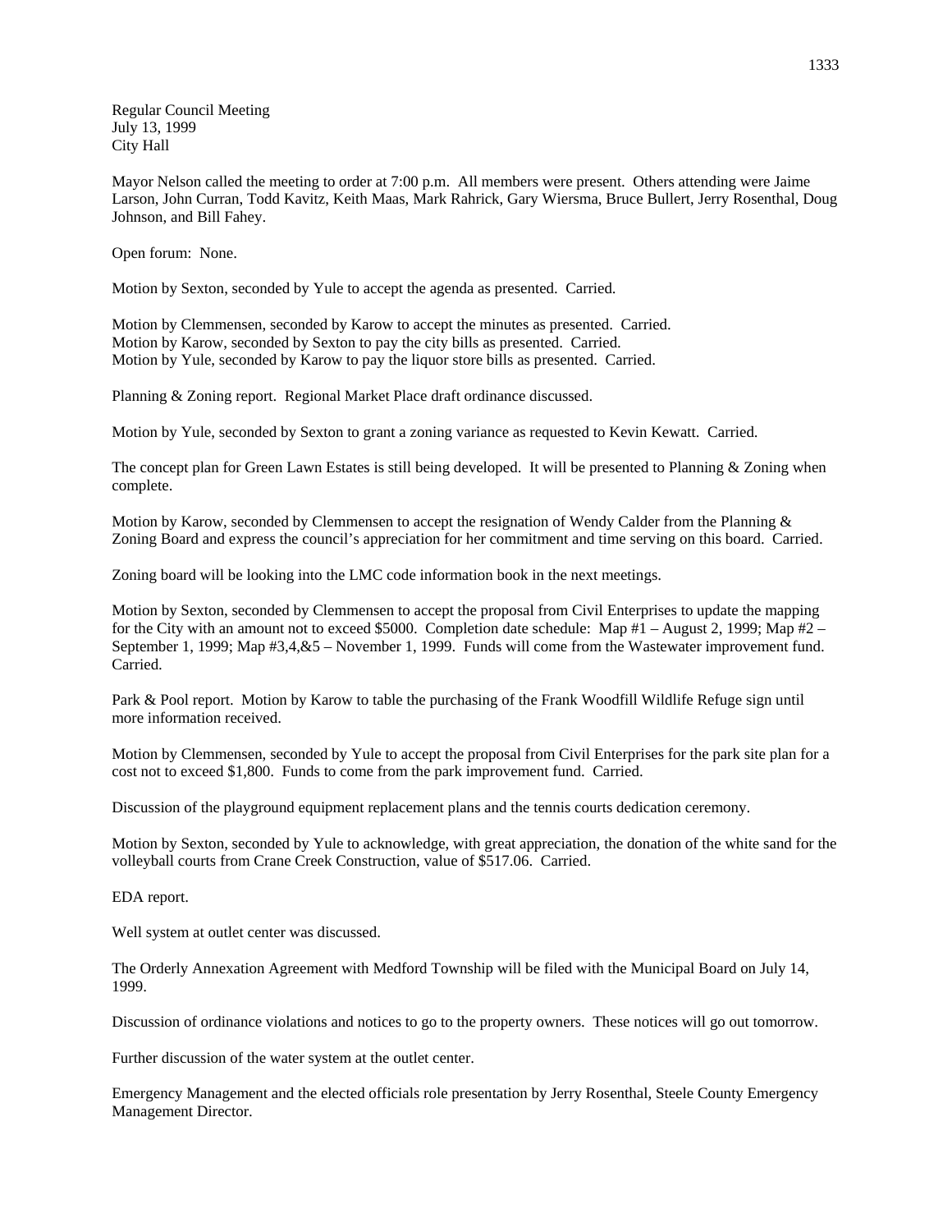Regular Council Meeting
July 13, 1999
City Hall

Mayor Nelson called the meeting to order at 7:00 p.m. All members were present. Others attending were Jaime Larson, John Curran, Todd Kavitz, Keith Maas, Mark Rahrick, Gary Wiersma, Bruce Bullert, Jerry Rosenthal, Doug Johnson, and Bill Fahey.

Open forum: None.

Motion by Sexton, seconded by Yule to accept the agenda as presented. Carried.

Motion by Clemmensen, seconded by Karow to accept the minutes as presented. Carried.
Motion by Karow, seconded by Sexton to pay the city bills as presented. Carried.
Motion by Yule, seconded by Karow to pay the liquor store bills as presented. Carried.

Planning & Zoning report. Regional Market Place draft ordinance discussed.

Motion by Yule, seconded by Sexton to grant a zoning variance as requested to Kevin Kewatt. Carried.

The concept plan for Green Lawn Estates is still being developed. It will be presented to Planning & Zoning when complete.

Motion by Karow, seconded by Clemmensen to accept the resignation of Wendy Calder from the Planning & Zoning Board and express the council's appreciation for her commitment and time serving on this board. Carried.

Zoning board will be looking into the LMC code information book in the next meetings.

Motion by Sexton, seconded by Clemmensen to accept the proposal from Civil Enterprises to update the mapping for the City with an amount not to exceed $5000. Completion date schedule: Map #1 – August 2, 1999; Map #2 – September 1, 1999; Map #3,4,&5 – November 1, 1999. Funds will come from the Wastewater improvement fund. Carried.

Park & Pool report. Motion by Karow to table the purchasing of the Frank Woodfill Wildlife Refuge sign until more information received.

Motion by Clemmensen, seconded by Yule to accept the proposal from Civil Enterprises for the park site plan for a cost not to exceed $1,800. Funds to come from the park improvement fund. Carried.

Discussion of the playground equipment replacement plans and the tennis courts dedication ceremony.

Motion by Sexton, seconded by Yule to acknowledge, with great appreciation, the donation of the white sand for the volleyball courts from Crane Creek Construction, value of $517.06. Carried.

EDA report.

Well system at outlet center was discussed.

The Orderly Annexation Agreement with Medford Township will be filed with the Municipal Board on July 14, 1999.

Discussion of ordinance violations and notices to go to the property owners. These notices will go out tomorrow.

Further discussion of the water system at the outlet center.

Emergency Management and the elected officials role presentation by Jerry Rosenthal, Steele County Emergency Management Director.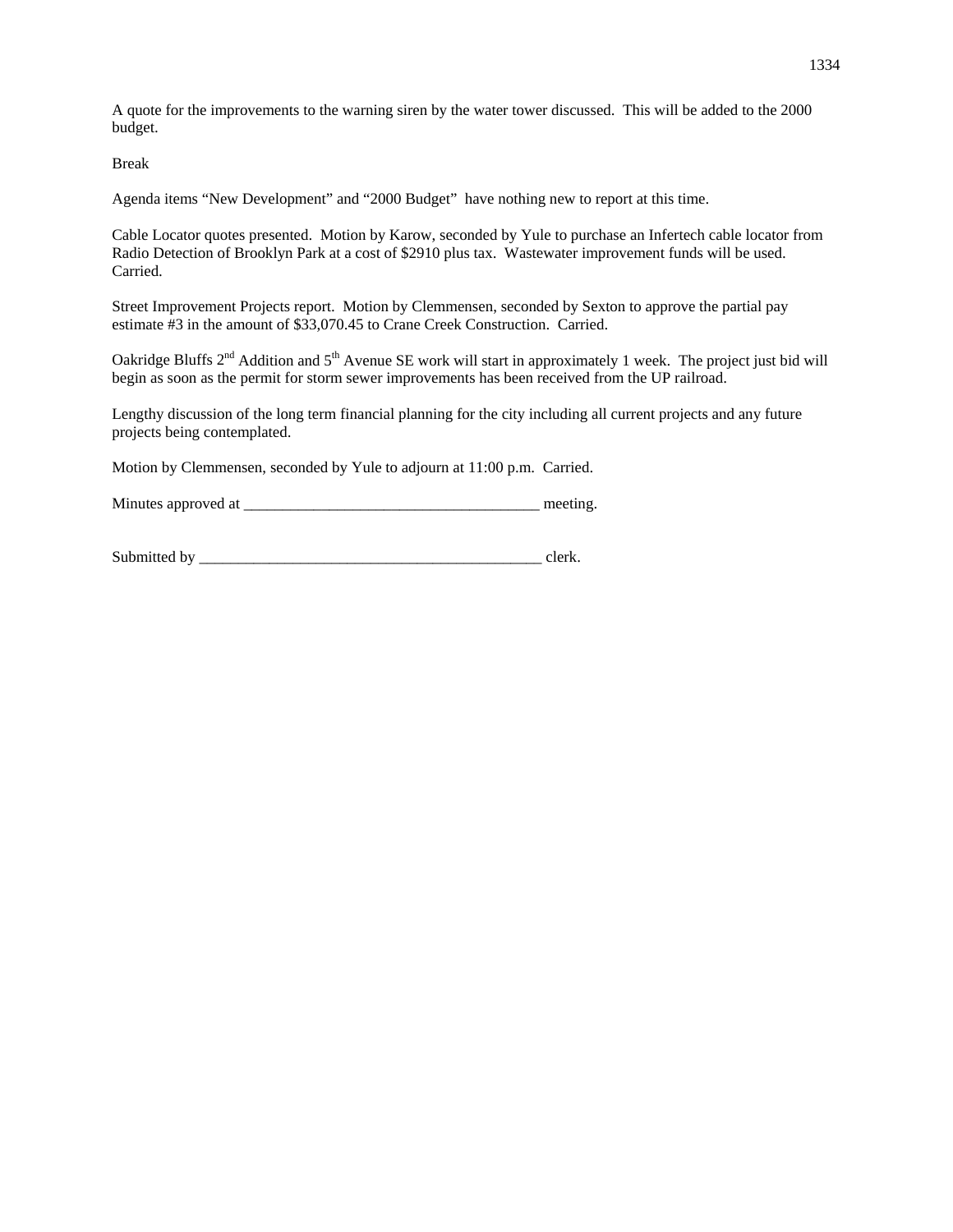A quote for the improvements to the warning siren by the water tower discussed. This will be added to the 2000 budget.

Break

Agenda items "New Development" and "2000 Budget" have nothing new to report at this time.

Cable Locator quotes presented. Motion by Karow, seconded by Yule to purchase an Infertech cable locator from Radio Detection of Brooklyn Park at a cost of $2910 plus tax. Wastewater improvement funds will be used. Carried.

Street Improvement Projects report. Motion by Clemmensen, seconded by Sexton to approve the partial pay estimate #3 in the amount of $33,070.45 to Crane Creek Construction. Carried.

Oakridge Bluffs 2nd Addition and 5th Avenue SE work will start in approximately 1 week. The project just bid will begin as soon as the permit for storm sewer improvements has been received from the UP railroad.

Lengthy discussion of the long term financial planning for the city including all current projects and any future projects being contemplated.

Motion by Clemmensen, seconded by Yule to adjourn at 11:00 p.m. Carried.

Minutes approved at ______________________________________ meeting.

Submitted by _____________________________________________ clerk.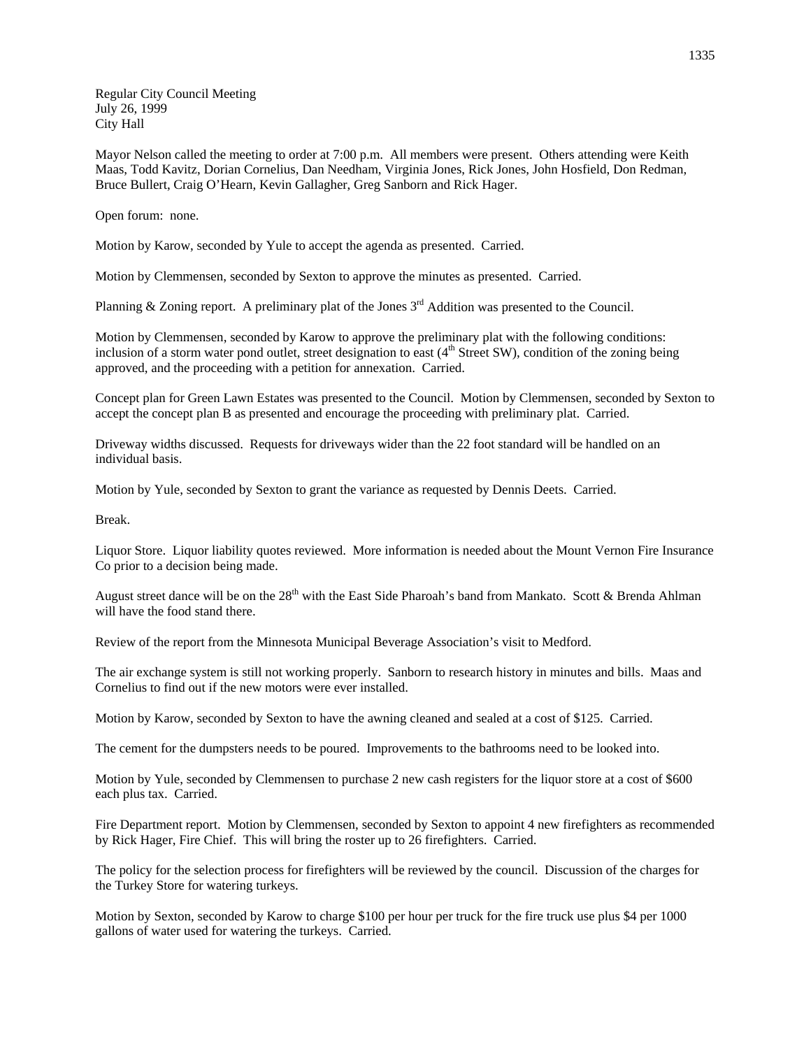Regular City Council Meeting
July 26, 1999
City Hall

Mayor Nelson called the meeting to order at 7:00 p.m. All members were present. Others attending were Keith Maas, Todd Kavitz, Dorian Cornelius, Dan Needham, Virginia Jones, Rick Jones, John Hosfield, Don Redman, Bruce Bullert, Craig O'Hearn, Kevin Gallagher, Greg Sanborn and Rick Hager.

Open forum: none.

Motion by Karow, seconded by Yule to accept the agenda as presented. Carried.

Motion by Clemmensen, seconded by Sexton to approve the minutes as presented. Carried.

Planning & Zoning report. A preliminary plat of the Jones 3rd Addition was presented to the Council.

Motion by Clemmensen, seconded by Karow to approve the preliminary plat with the following conditions: inclusion of a storm water pond outlet, street designation to east (4th Street SW), condition of the zoning being approved, and the proceeding with a petition for annexation. Carried.

Concept plan for Green Lawn Estates was presented to the Council. Motion by Clemmensen, seconded by Sexton to accept the concept plan B as presented and encourage the proceeding with preliminary plat. Carried.

Driveway widths discussed. Requests for driveways wider than the 22 foot standard will be handled on an individual basis.

Motion by Yule, seconded by Sexton to grant the variance as requested by Dennis Deets. Carried.

Break.

Liquor Store. Liquor liability quotes reviewed. More information is needed about the Mount Vernon Fire Insurance Co prior to a decision being made.

August street dance will be on the 28th with the East Side Pharoah's band from Mankato. Scott & Brenda Ahlman will have the food stand there.

Review of the report from the Minnesota Municipal Beverage Association's visit to Medford.

The air exchange system is still not working properly. Sanborn to research history in minutes and bills. Maas and Cornelius to find out if the new motors were ever installed.

Motion by Karow, seconded by Sexton to have the awning cleaned and sealed at a cost of $125. Carried.

The cement for the dumpsters needs to be poured. Improvements to the bathrooms need to be looked into.

Motion by Yule, seconded by Clemmensen to purchase 2 new cash registers for the liquor store at a cost of $600 each plus tax. Carried.

Fire Department report. Motion by Clemmensen, seconded by Sexton to appoint 4 new firefighters as recommended by Rick Hager, Fire Chief. This will bring the roster up to 26 firefighters. Carried.

The policy for the selection process for firefighters will be reviewed by the council. Discussion of the charges for the Turkey Store for watering turkeys.

Motion by Sexton, seconded by Karow to charge $100 per hour per truck for the fire truck use plus $4 per 1000 gallons of water used for watering the turkeys. Carried.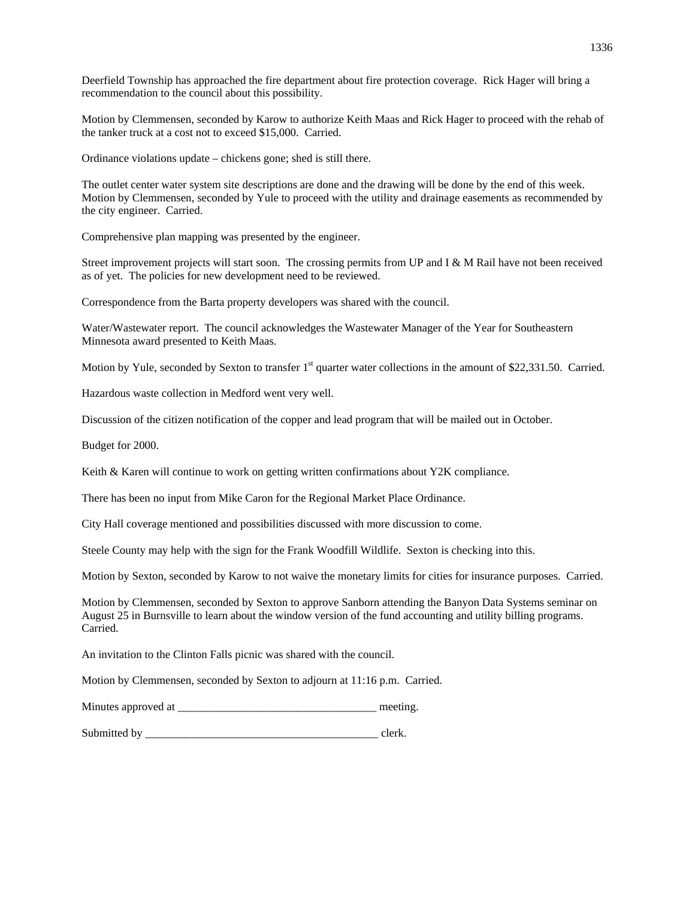Deerfield Township has approached the fire department about fire protection coverage. Rick Hager will bring a recommendation to the council about this possibility.

Motion by Clemmensen, seconded by Karow to authorize Keith Maas and Rick Hager to proceed with the rehab of the tanker truck at a cost not to exceed $15,000. Carried.

Ordinance violations update – chickens gone; shed is still there.

The outlet center water system site descriptions are done and the drawing will be done by the end of this week. Motion by Clemmensen, seconded by Yule to proceed with the utility and drainage easements as recommended by the city engineer. Carried.

Comprehensive plan mapping was presented by the engineer.

Street improvement projects will start soon. The crossing permits from UP and I & M Rail have not been received as of yet. The policies for new development need to be reviewed.

Correspondence from the Barta property developers was shared with the council.

Water/Wastewater report. The council acknowledges the Wastewater Manager of the Year for Southeastern Minnesota award presented to Keith Maas.

Motion by Yule, seconded by Sexton to transfer 1st quarter water collections in the amount of $22,331.50. Carried.

Hazardous waste collection in Medford went very well.

Discussion of the citizen notification of the copper and lead program that will be mailed out in October.

Budget for 2000.

Keith & Karen will continue to work on getting written confirmations about Y2K compliance.

There has been no input from Mike Caron for the Regional Market Place Ordinance.

City Hall coverage mentioned and possibilities discussed with more discussion to come.

Steele County may help with the sign for the Frank Woodfill Wildlife. Sexton is checking into this.

Motion by Sexton, seconded by Karow to not waive the monetary limits for cities for insurance purposes. Carried.

Motion by Clemmensen, seconded by Sexton to approve Sanborn attending the Banyon Data Systems seminar on August 25 in Burnsville to learn about the window version of the fund accounting and utility billing programs. Carried.

An invitation to the Clinton Falls picnic was shared with the council.

Motion by Clemmensen, seconded by Sexton to adjourn at 11:16 p.m. Carried.

Minutes approved at ___________________________________ meeting.

Submitted by __________________________________________ clerk.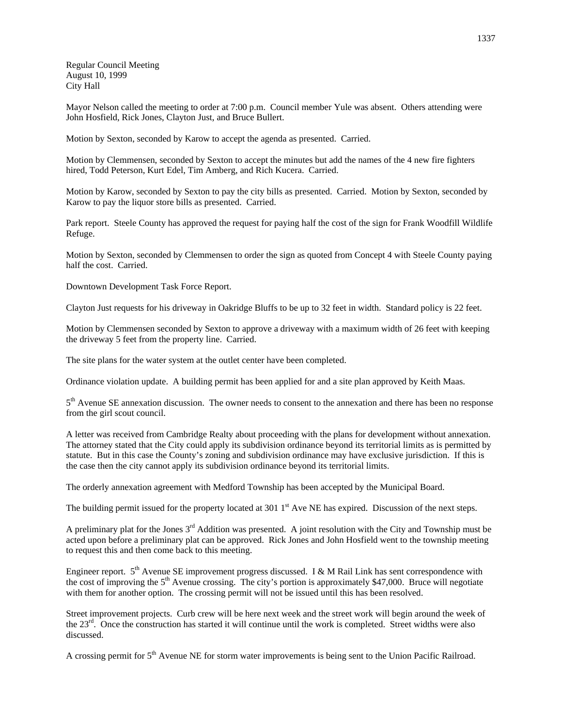Regular Council Meeting
August 10, 1999
City Hall

Mayor Nelson called the meeting to order at 7:00 p.m. Council member Yule was absent. Others attending were John Hosfield, Rick Jones, Clayton Just, and Bruce Bullert.

Motion by Sexton, seconded by Karow to accept the agenda as presented. Carried.

Motion by Clemmensen, seconded by Sexton to accept the minutes but add the names of the 4 new fire fighters hired, Todd Peterson, Kurt Edel, Tim Amberg, and Rich Kucera. Carried.

Motion by Karow, seconded by Sexton to pay the city bills as presented. Carried. Motion by Sexton, seconded by Karow to pay the liquor store bills as presented. Carried.

Park report. Steele County has approved the request for paying half the cost of the sign for Frank Woodfill Wildlife Refuge.

Motion by Sexton, seconded by Clemmensen to order the sign as quoted from Concept 4 with Steele County paying half the cost. Carried.

Downtown Development Task Force Report.

Clayton Just requests for his driveway in Oakridge Bluffs to be up to 32 feet in width. Standard policy is 22 feet.

Motion by Clemmensen seconded by Sexton to approve a driveway with a maximum width of 26 feet with keeping the driveway 5 feet from the property line. Carried.

The site plans for the water system at the outlet center have been completed.

Ordinance violation update. A building permit has been applied for and a site plan approved by Keith Maas.

5th Avenue SE annexation discussion. The owner needs to consent to the annexation and there has been no response from the girl scout council.

A letter was received from Cambridge Realty about proceeding with the plans for development without annexation. The attorney stated that the City could apply its subdivision ordinance beyond its territorial limits as is permitted by statute. But in this case the County's zoning and subdivision ordinance may have exclusive jurisdiction. If this is the case then the city cannot apply its subdivision ordinance beyond its territorial limits.

The orderly annexation agreement with Medford Township has been accepted by the Municipal Board.

The building permit issued for the property located at 301 1st Ave NE has expired. Discussion of the next steps.

A preliminary plat for the Jones 3rd Addition was presented. A joint resolution with the City and Township must be acted upon before a preliminary plat can be approved. Rick Jones and John Hosfield went to the township meeting to request this and then come back to this meeting.

Engineer report. 5th Avenue SE improvement progress discussed. I & M Rail Link has sent correspondence with the cost of improving the 5th Avenue crossing. The city's portion is approximately $47,000. Bruce will negotiate with them for another option. The crossing permit will not be issued until this has been resolved.

Street improvement projects. Curb crew will be here next week and the street work will begin around the week of the 23rd. Once the construction has started it will continue until the work is completed. Street widths were also discussed.

A crossing permit for 5th Avenue NE for storm water improvements is being sent to the Union Pacific Railroad.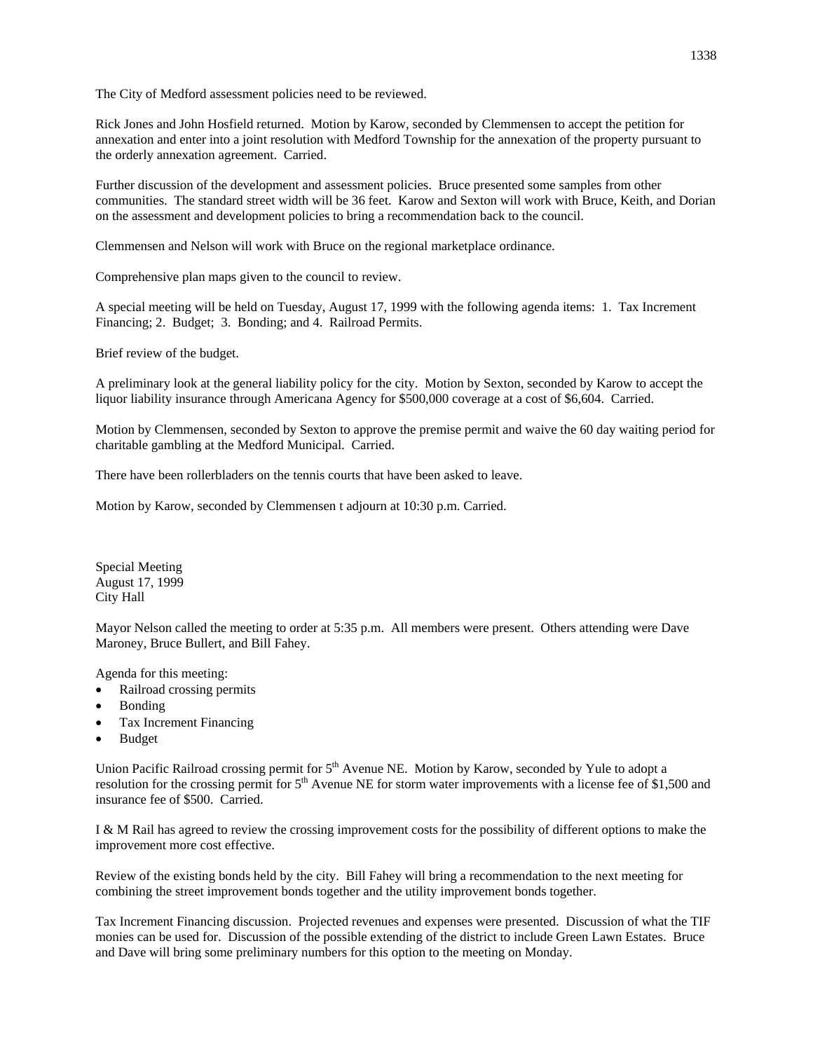The City of Medford assessment policies need to be reviewed.

Rick Jones and John Hosfield returned. Motion by Karow, seconded by Clemmensen to accept the petition for annexation and enter into a joint resolution with Medford Township for the annexation of the property pursuant to the orderly annexation agreement. Carried.

Further discussion of the development and assessment policies. Bruce presented some samples from other communities. The standard street width will be 36 feet. Karow and Sexton will work with Bruce, Keith, and Dorian on the assessment and development policies to bring a recommendation back to the council.

Clemmensen and Nelson will work with Bruce on the regional marketplace ordinance.

Comprehensive plan maps given to the council to review.

A special meeting will be held on Tuesday, August 17, 1999 with the following agenda items: 1. Tax Increment Financing; 2. Budget; 3. Bonding; and 4. Railroad Permits.

Brief review of the budget.

A preliminary look at the general liability policy for the city. Motion by Sexton, seconded by Karow to accept the liquor liability insurance through Americana Agency for $500,000 coverage at a cost of $6,604. Carried.

Motion by Clemmensen, seconded by Sexton to approve the premise permit and waive the 60 day waiting period for charitable gambling at the Medford Municipal. Carried.

There have been rollerbladers on the tennis courts that have been asked to leave.

Motion by Karow, seconded by Clemmensen t adjourn at 10:30 p.m. Carried.

Special Meeting
August 17, 1999
City Hall

Mayor Nelson called the meeting to order at 5:35 p.m. All members were present. Others attending were Dave Maroney, Bruce Bullert, and Bill Fahey.

Agenda for this meeting:

- Railroad crossing permits
- Bonding
- Tax Increment Financing
- Budget

Union Pacific Railroad crossing permit for 5th Avenue NE. Motion by Karow, seconded by Yule to adopt a resolution for the crossing permit for 5th Avenue NE for storm water improvements with a license fee of $1,500 and insurance fee of $500. Carried.

I & M Rail has agreed to review the crossing improvement costs for the possibility of different options to make the improvement more cost effective.

Review of the existing bonds held by the city. Bill Fahey will bring a recommendation to the next meeting for combining the street improvement bonds together and the utility improvement bonds together.

Tax Increment Financing discussion. Projected revenues and expenses were presented. Discussion of what the TIF monies can be used for. Discussion of the possible extending of the district to include Green Lawn Estates. Bruce and Dave will bring some preliminary numbers for this option to the meeting on Monday.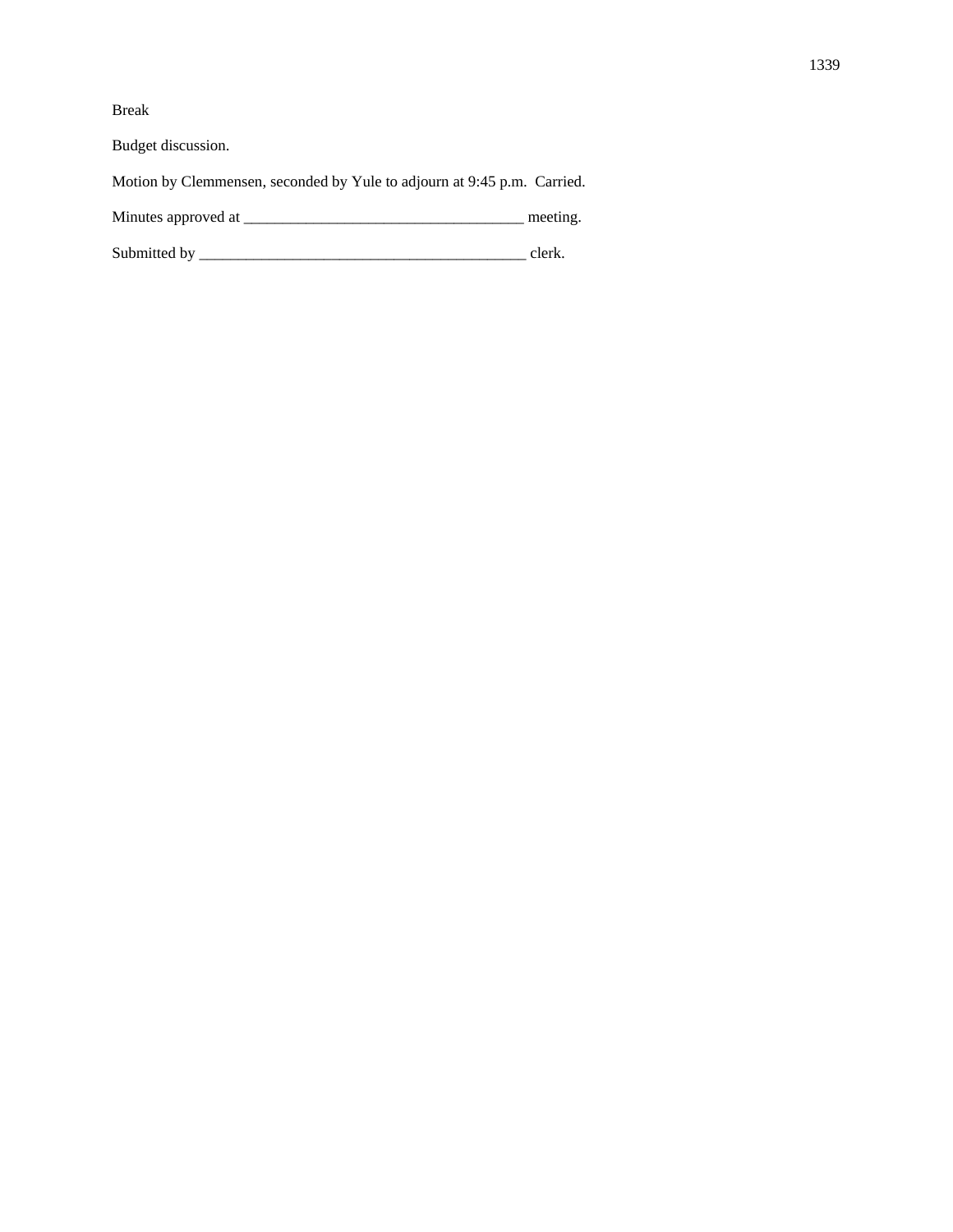Break

Budget discussion.

Motion by Clemmensen, seconded by Yule to adjourn at 9:45 p.m.  Carried.

Minutes approved at ____________________________________ meeting.

Submitted by __________________________________________ clerk.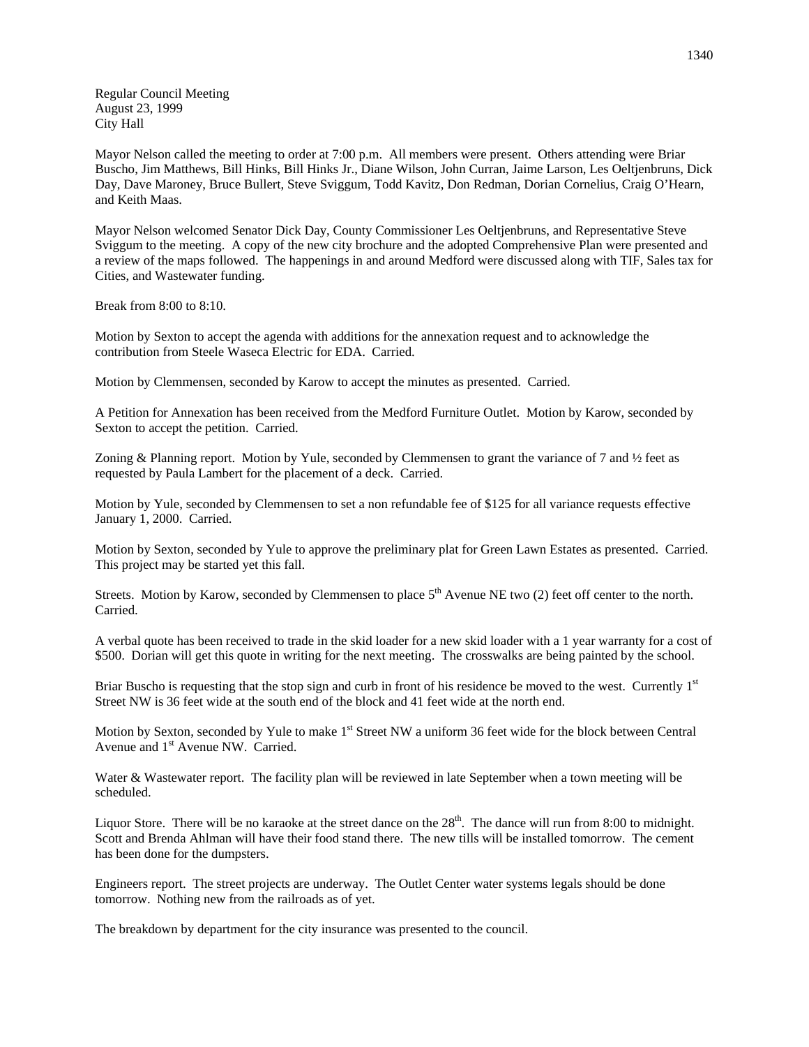Regular Council Meeting
August 23, 1999
City Hall

Mayor Nelson called the meeting to order at 7:00 p.m. All members were present. Others attending were Briar Buscho, Jim Matthews, Bill Hinks, Bill Hinks Jr., Diane Wilson, John Curran, Jaime Larson, Les Oeltjenbruns, Dick Day, Dave Maroney, Bruce Bullert, Steve Sviggum, Todd Kavitz, Don Redman, Dorian Cornelius, Craig O'Hearn, and Keith Maas.

Mayor Nelson welcomed Senator Dick Day, County Commissioner Les Oeltjenbruns, and Representative Steve Sviggum to the meeting. A copy of the new city brochure and the adopted Comprehensive Plan were presented and a review of the maps followed. The happenings in and around Medford were discussed along with TIF, Sales tax for Cities, and Wastewater funding.

Break from 8:00 to 8:10.

Motion by Sexton to accept the agenda with additions for the annexation request and to acknowledge the contribution from Steele Waseca Electric for EDA. Carried.

Motion by Clemmensen, seconded by Karow to accept the minutes as presented. Carried.

A Petition for Annexation has been received from the Medford Furniture Outlet. Motion by Karow, seconded by Sexton to accept the petition. Carried.

Zoning & Planning report. Motion by Yule, seconded by Clemmensen to grant the variance of 7 and ½ feet as requested by Paula Lambert for the placement of a deck. Carried.

Motion by Yule, seconded by Clemmensen to set a non refundable fee of $125 for all variance requests effective January 1, 2000. Carried.

Motion by Sexton, seconded by Yule to approve the preliminary plat for Green Lawn Estates as presented. Carried. This project may be started yet this fall.

Streets. Motion by Karow, seconded by Clemmensen to place 5th Avenue NE two (2) feet off center to the north. Carried.

A verbal quote has been received to trade in the skid loader for a new skid loader with a 1 year warranty for a cost of $500. Dorian will get this quote in writing for the next meeting. The crosswalks are being painted by the school.

Briar Buscho is requesting that the stop sign and curb in front of his residence be moved to the west. Currently 1st Street NW is 36 feet wide at the south end of the block and 41 feet wide at the north end.

Motion by Sexton, seconded by Yule to make 1st Street NW a uniform 36 feet wide for the block between Central Avenue and 1st Avenue NW. Carried.

Water & Wastewater report. The facility plan will be reviewed in late September when a town meeting will be scheduled.

Liquor Store. There will be no karaoke at the street dance on the 28th. The dance will run from 8:00 to midnight. Scott and Brenda Ahlman will have their food stand there. The new tills will be installed tomorrow. The cement has been done for the dumpsters.

Engineers report. The street projects are underway. The Outlet Center water systems legals should be done tomorrow. Nothing new from the railroads as of yet.

The breakdown by department for the city insurance was presented to the council.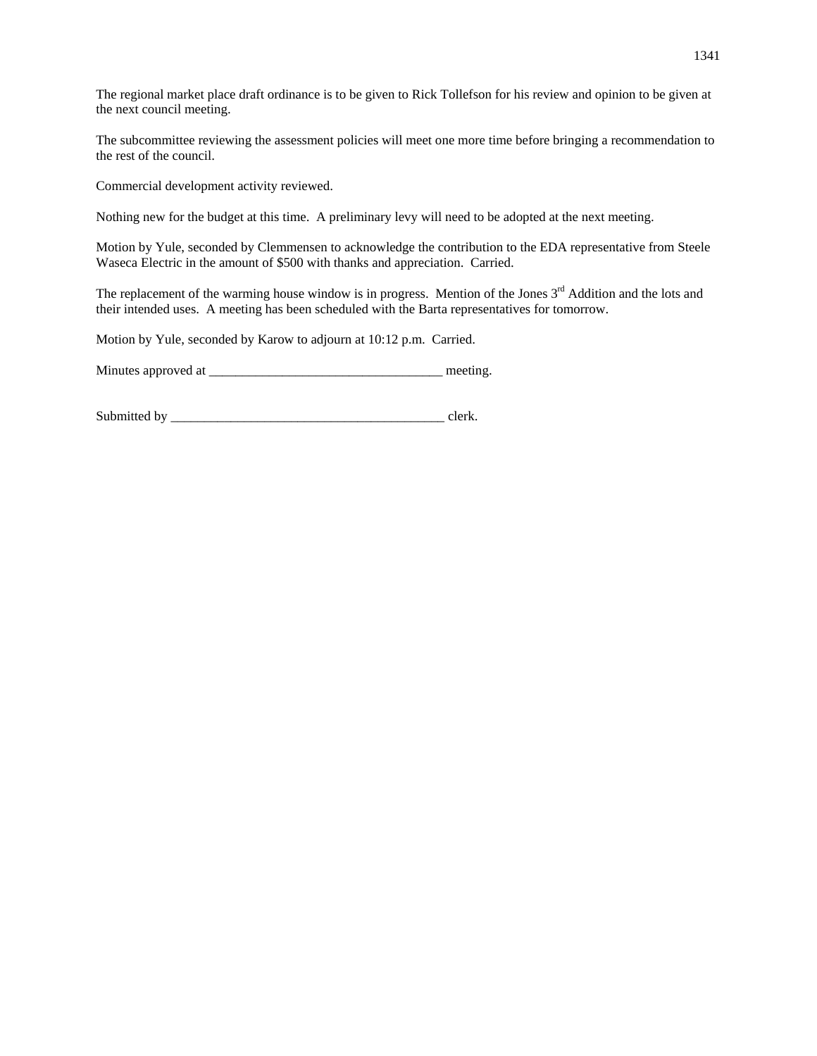The regional market place draft ordinance is to be given to Rick Tollefson for his review and opinion to be given at the next council meeting.

The subcommittee reviewing the assessment policies will meet one more time before bringing a recommendation to the rest of the council.

Commercial development activity reviewed.

Nothing new for the budget at this time.  A preliminary levy will need to be adopted at the next meeting.

Motion by Yule, seconded by Clemmensen to acknowledge the contribution to the EDA representative from Steele Waseca Electric in the amount of $500 with thanks and appreciation.  Carried.

The replacement of the warming house window is in progress.  Mention of the Jones 3rd Addition and the lots and their intended uses.  A meeting has been scheduled with the Barta representatives for tomorrow.

Motion by Yule, seconded by Karow to adjourn at 10:12 p.m.  Carried.

Minutes approved at ___________________________________ meeting.

Submitted by _________________________________________ clerk.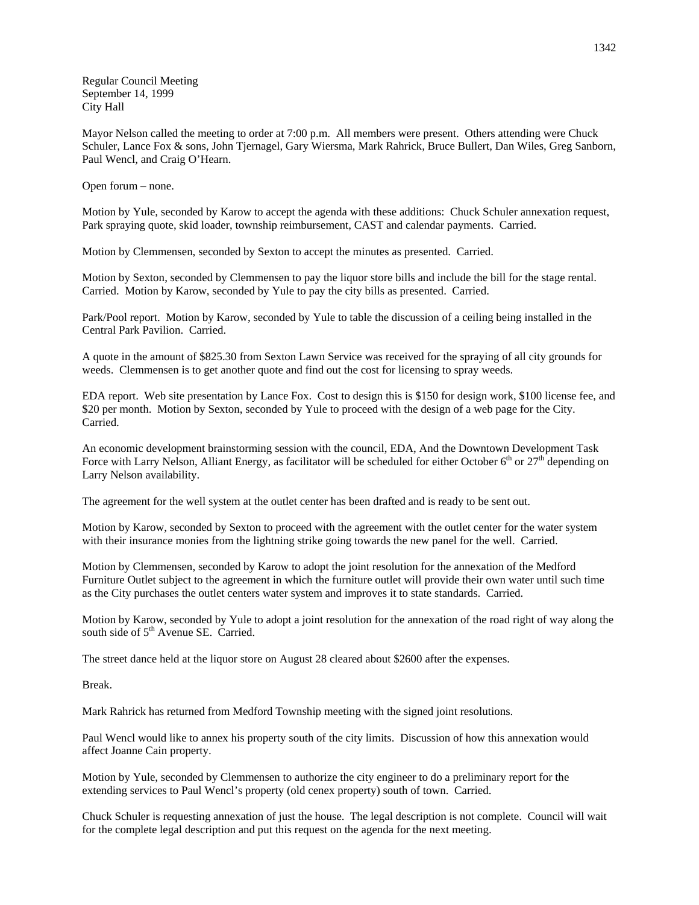Regular Council Meeting
September 14, 1999
City Hall

Mayor Nelson called the meeting to order at 7:00 p.m. All members were present. Others attending were Chuck Schuler, Lance Fox & sons, John Tjernagel, Gary Wiersma, Mark Rahrick, Bruce Bullert, Dan Wiles, Greg Sanborn, Paul Wencl, and Craig O'Hearn.

Open forum – none.

Motion by Yule, seconded by Karow to accept the agenda with these additions: Chuck Schuler annexation request, Park spraying quote, skid loader, township reimbursement, CAST and calendar payments. Carried.

Motion by Clemmensen, seconded by Sexton to accept the minutes as presented. Carried.

Motion by Sexton, seconded by Clemmensen to pay the liquor store bills and include the bill for the stage rental. Carried. Motion by Karow, seconded by Yule to pay the city bills as presented. Carried.

Park/Pool report. Motion by Karow, seconded by Yule to table the discussion of a ceiling being installed in the Central Park Pavilion. Carried.

A quote in the amount of $825.30 from Sexton Lawn Service was received for the spraying of all city grounds for weeds. Clemmensen is to get another quote and find out the cost for licensing to spray weeds.

EDA report. Web site presentation by Lance Fox. Cost to design this is $150 for design work, $100 license fee, and $20 per month. Motion by Sexton, seconded by Yule to proceed with the design of a web page for the City. Carried.

An economic development brainstorming session with the council, EDA, And the Downtown Development Task Force with Larry Nelson, Alliant Energy, as facilitator will be scheduled for either October 6th or 27th depending on Larry Nelson availability.

The agreement for the well system at the outlet center has been drafted and is ready to be sent out.

Motion by Karow, seconded by Sexton to proceed with the agreement with the outlet center for the water system with their insurance monies from the lightning strike going towards the new panel for the well. Carried.

Motion by Clemmensen, seconded by Karow to adopt the joint resolution for the annexation of the Medford Furniture Outlet subject to the agreement in which the furniture outlet will provide their own water until such time as the City purchases the outlet centers water system and improves it to state standards. Carried.

Motion by Karow, seconded by Yule to adopt a joint resolution for the annexation of the road right of way along the south side of 5th Avenue SE. Carried.

The street dance held at the liquor store on August 28 cleared about $2600 after the expenses.

Break.

Mark Rahrick has returned from Medford Township meeting with the signed joint resolutions.

Paul Wencl would like to annex his property south of the city limits. Discussion of how this annexation would affect Joanne Cain property.

Motion by Yule, seconded by Clemmensen to authorize the city engineer to do a preliminary report for the extending services to Paul Wencl's property (old cenex property) south of town. Carried.

Chuck Schuler is requesting annexation of just the house. The legal description is not complete. Council will wait for the complete legal description and put this request on the agenda for the next meeting.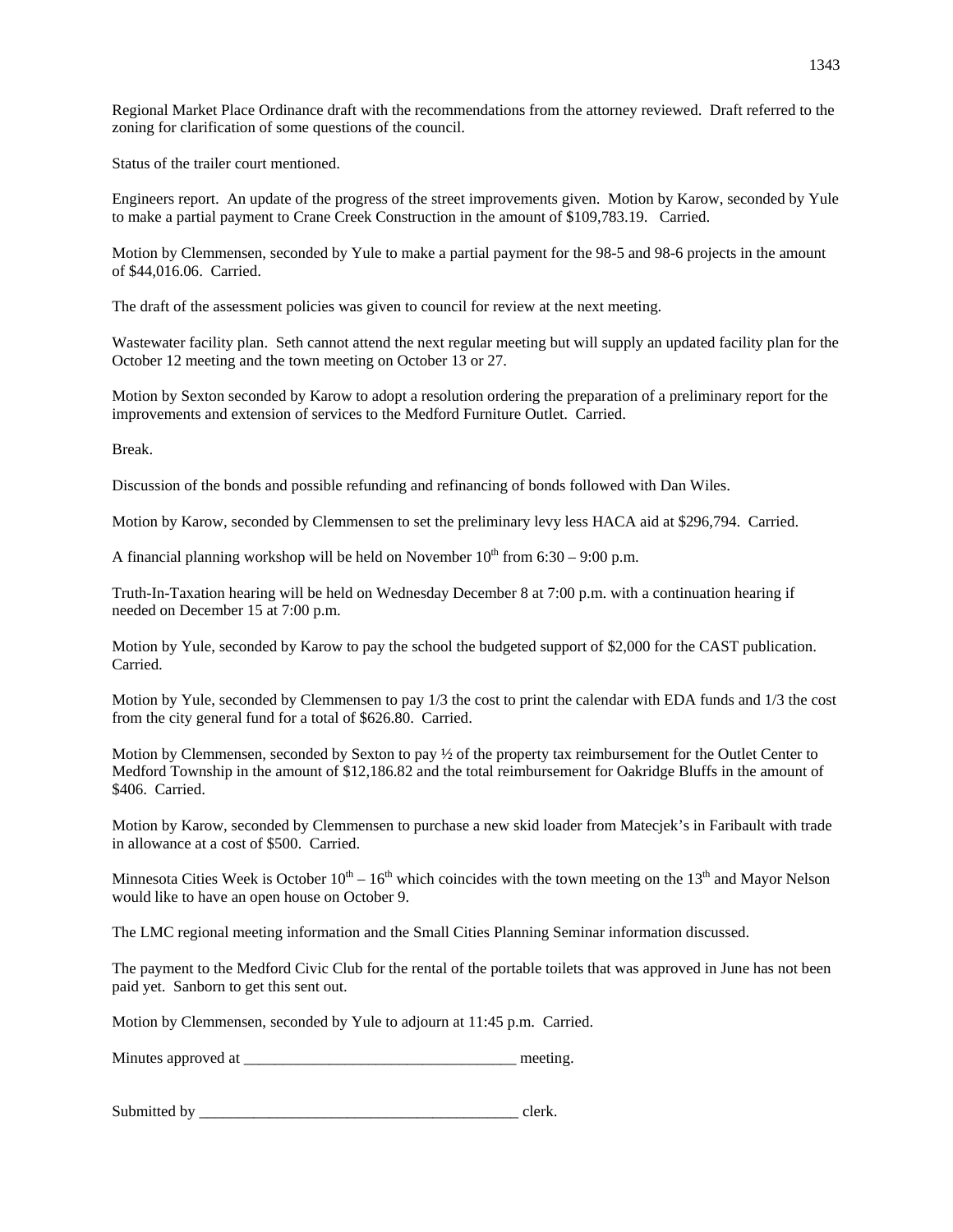Regional Market Place Ordinance draft with the recommendations from the attorney reviewed. Draft referred to the zoning for clarification of some questions of the council.

Status of the trailer court mentioned.

Engineers report. An update of the progress of the street improvements given. Motion by Karow, seconded by Yule to make a partial payment to Crane Creek Construction in the amount of $109,783.19. Carried.

Motion by Clemmensen, seconded by Yule to make a partial payment for the 98-5 and 98-6 projects in the amount of $44,016.06. Carried.

The draft of the assessment policies was given to council for review at the next meeting.

Wastewater facility plan. Seth cannot attend the next regular meeting but will supply an updated facility plan for the October 12 meeting and the town meeting on October 13 or 27.

Motion by Sexton seconded by Karow to adopt a resolution ordering the preparation of a preliminary report for the improvements and extension of services to the Medford Furniture Outlet. Carried.

Break.

Discussion of the bonds and possible refunding and refinancing of bonds followed with Dan Wiles.

Motion by Karow, seconded by Clemmensen to set the preliminary levy less HACA aid at $296,794. Carried.

A financial planning workshop will be held on November 10th from 6:30 – 9:00 p.m.

Truth-In-Taxation hearing will be held on Wednesday December 8 at 7:00 p.m. with a continuation hearing if needed on December 15 at 7:00 p.m.

Motion by Yule, seconded by Karow to pay the school the budgeted support of $2,000 for the CAST publication. Carried.

Motion by Yule, seconded by Clemmensen to pay 1/3 the cost to print the calendar with EDA funds and 1/3 the cost from the city general fund for a total of $626.80. Carried.

Motion by Clemmensen, seconded by Sexton to pay ½ of the property tax reimbursement for the Outlet Center to Medford Township in the amount of $12,186.82 and the total reimbursement for Oakridge Bluffs in the amount of $406. Carried.

Motion by Karow, seconded by Clemmensen to purchase a new skid loader from Matecjek's in Faribault with trade in allowance at a cost of $500. Carried.

Minnesota Cities Week is October 10th – 16th which coincides with the town meeting on the 13th and Mayor Nelson would like to have an open house on October 9.

The LMC regional meeting information and the Small Cities Planning Seminar information discussed.

The payment to the Medford Civic Club for the rental of the portable toilets that was approved in June has not been paid yet. Sanborn to get this sent out.

Motion by Clemmensen, seconded by Yule to adjourn at 11:45 p.m. Carried.

Minutes approved at ___________________________________ meeting.

Submitted by __________________________________________ clerk.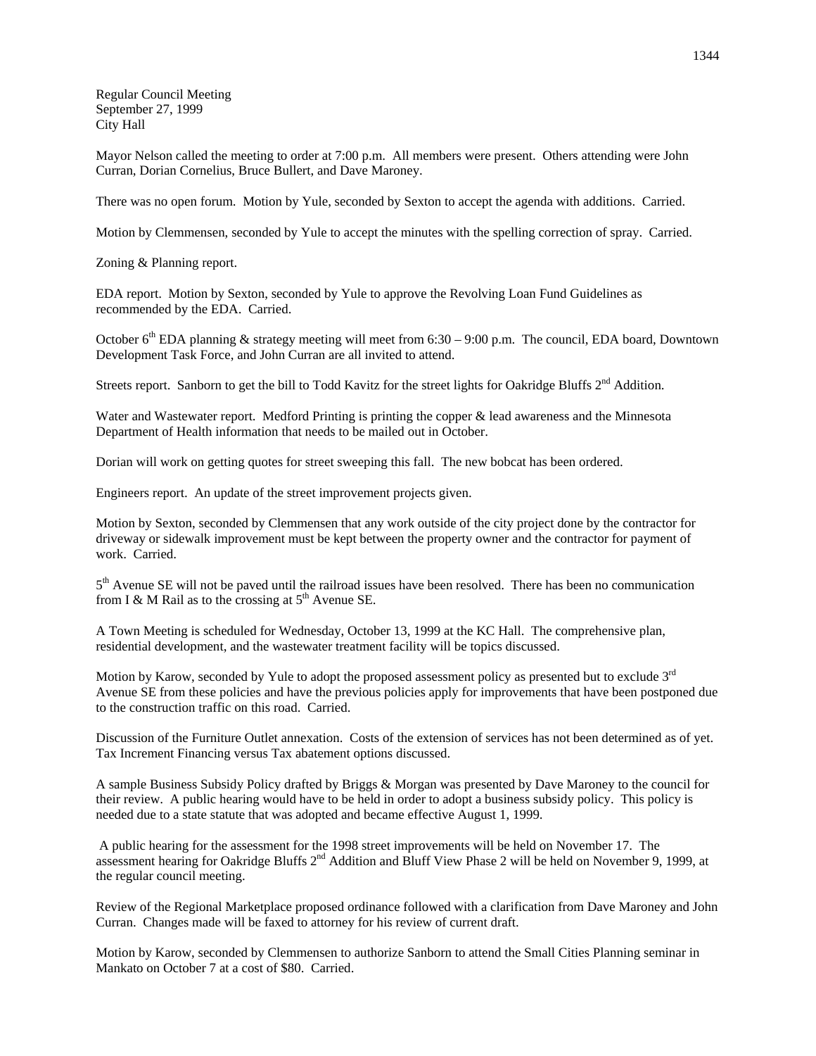Regular Council Meeting
September 27, 1999
City Hall

Mayor Nelson called the meeting to order at 7:00 p.m. All members were present. Others attending were John Curran, Dorian Cornelius, Bruce Bullert, and Dave Maroney.

There was no open forum. Motion by Yule, seconded by Sexton to accept the agenda with additions. Carried.

Motion by Clemmensen, seconded by Yule to accept the minutes with the spelling correction of spray. Carried.

Zoning & Planning report.

EDA report. Motion by Sexton, seconded by Yule to approve the Revolving Loan Fund Guidelines as recommended by the EDA. Carried.

October 6th EDA planning & strategy meeting will meet from 6:30 – 9:00 p.m. The council, EDA board, Downtown Development Task Force, and John Curran are all invited to attend.

Streets report. Sanborn to get the bill to Todd Kavitz for the street lights for Oakridge Bluffs 2nd Addition.

Water and Wastewater report. Medford Printing is printing the copper & lead awareness and the Minnesota Department of Health information that needs to be mailed out in October.

Dorian will work on getting quotes for street sweeping this fall. The new bobcat has been ordered.

Engineers report. An update of the street improvement projects given.

Motion by Sexton, seconded by Clemmensen that any work outside of the city project done by the contractor for driveway or sidewalk improvement must be kept between the property owner and the contractor for payment of work. Carried.

5th Avenue SE will not be paved until the railroad issues have been resolved. There has been no communication from I & M Rail as to the crossing at 5th Avenue SE.

A Town Meeting is scheduled for Wednesday, October 13, 1999 at the KC Hall. The comprehensive plan, residential development, and the wastewater treatment facility will be topics discussed.

Motion by Karow, seconded by Yule to adopt the proposed assessment policy as presented but to exclude 3rd Avenue SE from these policies and have the previous policies apply for improvements that have been postponed due to the construction traffic on this road. Carried.

Discussion of the Furniture Outlet annexation. Costs of the extension of services has not been determined as of yet. Tax Increment Financing versus Tax abatement options discussed.

A sample Business Subsidy Policy drafted by Briggs & Morgan was presented by Dave Maroney to the council for their review. A public hearing would have to be held in order to adopt a business subsidy policy. This policy is needed due to a state statute that was adopted and became effective August 1, 1999.

A public hearing for the assessment for the 1998 street improvements will be held on November 17. The assessment hearing for Oakridge Bluffs 2nd Addition and Bluff View Phase 2 will be held on November 9, 1999, at the regular council meeting.

Review of the Regional Marketplace proposed ordinance followed with a clarification from Dave Maroney and John Curran. Changes made will be faxed to attorney for his review of current draft.

Motion by Karow, seconded by Clemmensen to authorize Sanborn to attend the Small Cities Planning seminar in Mankato on October 7 at a cost of $80. Carried.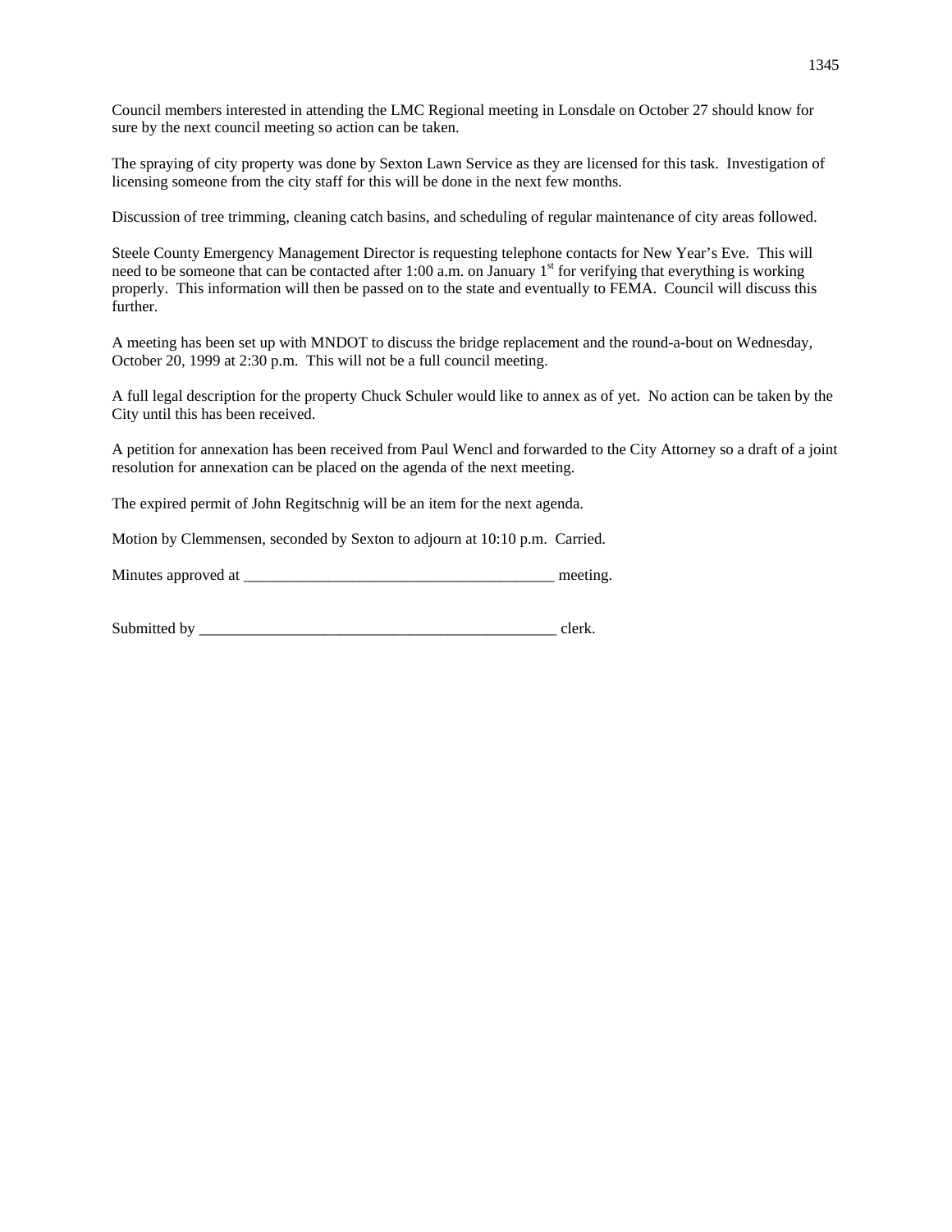Council members interested in attending the LMC Regional meeting in Lonsdale on October 27 should know for sure by the next council meeting so action can be taken.

The spraying of city property was done by Sexton Lawn Service as they are licensed for this task. Investigation of licensing someone from the city staff for this will be done in the next few months.

Discussion of tree trimming, cleaning catch basins, and scheduling of regular maintenance of city areas followed.

Steele County Emergency Management Director is requesting telephone contacts for New Year's Eve. This will need to be someone that can be contacted after 1:00 a.m. on January 1st for verifying that everything is working properly. This information will then be passed on to the state and eventually to FEMA. Council will discuss this further.

A meeting has been set up with MNDOT to discuss the bridge replacement and the round-a-bout on Wednesday, October 20, 1999 at 2:30 p.m. This will not be a full council meeting.

A full legal description for the property Chuck Schuler would like to annex as of yet. No action can be taken by the City until this has been received.

A petition for annexation has been received from Paul Wencl and forwarded to the City Attorney so a draft of a joint resolution for annexation can be placed on the agenda of the next meeting.

The expired permit of John Regitschnig will be an item for the next agenda.

Motion by Clemmensen, seconded by Sexton to adjourn at 10:10 p.m. Carried.

Minutes approved at ________________________________________ meeting.

Submitted by ________________________________________________ clerk.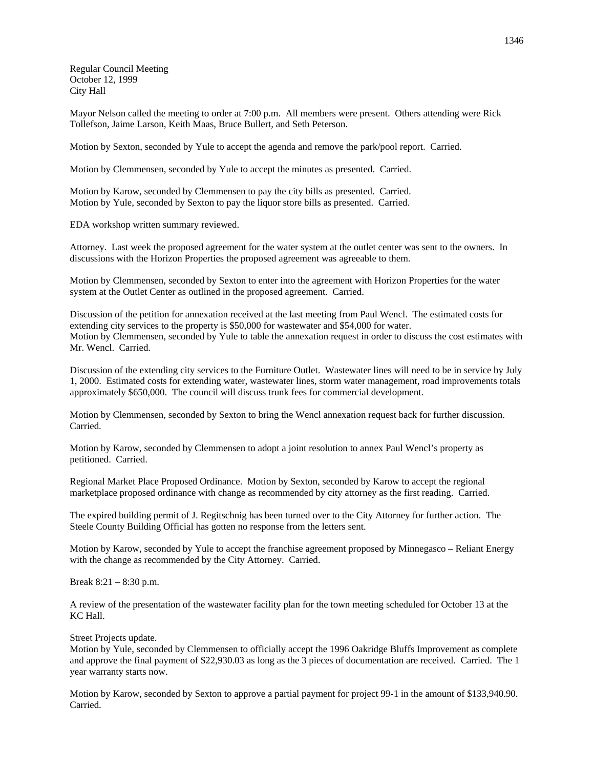Regular Council Meeting
October 12, 1999
City Hall

Mayor Nelson called the meeting to order at 7:00 p.m. All members were present. Others attending were Rick Tollefson, Jaime Larson, Keith Maas, Bruce Bullert, and Seth Peterson.

Motion by Sexton, seconded by Yule to accept the agenda and remove the park/pool report. Carried.

Motion by Clemmensen, seconded by Yule to accept the minutes as presented. Carried.

Motion by Karow, seconded by Clemmensen to pay the city bills as presented. Carried.
Motion by Yule, seconded by Sexton to pay the liquor store bills as presented. Carried.

EDA workshop written summary reviewed.

Attorney. Last week the proposed agreement for the water system at the outlet center was sent to the owners. In discussions with the Horizon Properties the proposed agreement was agreeable to them.

Motion by Clemmensen, seconded by Sexton to enter into the agreement with Horizon Properties for the water system at the Outlet Center as outlined in the proposed agreement. Carried.

Discussion of the petition for annexation received at the last meeting from Paul Wencl. The estimated costs for extending city services to the property is $50,000 for wastewater and $54,000 for water.
Motion by Clemmensen, seconded by Yule to table the annexation request in order to discuss the cost estimates with Mr. Wencl. Carried.

Discussion of the extending city services to the Furniture Outlet. Wastewater lines will need to be in service by July 1, 2000. Estimated costs for extending water, wastewater lines, storm water management, road improvements totals approximately $650,000. The council will discuss trunk fees for commercial development.

Motion by Clemmensen, seconded by Sexton to bring the Wencl annexation request back for further discussion. Carried.

Motion by Karow, seconded by Clemmensen to adopt a joint resolution to annex Paul Wencl's property as petitioned. Carried.

Regional Market Place Proposed Ordinance. Motion by Sexton, seconded by Karow to accept the regional marketplace proposed ordinance with change as recommended by city attorney as the first reading. Carried.

The expired building permit of J. Regitschnig has been turned over to the City Attorney for further action. The Steele County Building Official has gotten no response from the letters sent.

Motion by Karow, seconded by Yule to accept the franchise agreement proposed by Minnegasco – Reliant Energy with the change as recommended by the City Attorney. Carried.

Break 8:21 – 8:30 p.m.

A review of the presentation of the wastewater facility plan for the town meeting scheduled for October 13 at the KC Hall.

Street Projects update.
Motion by Yule, seconded by Clemmensen to officially accept the 1996 Oakridge Bluffs Improvement as complete and approve the final payment of $22,930.03 as long as the 3 pieces of documentation are received. Carried. The 1 year warranty starts now.

Motion by Karow, seconded by Sexton to approve a partial payment for project 99-1 in the amount of $133,940.90. Carried.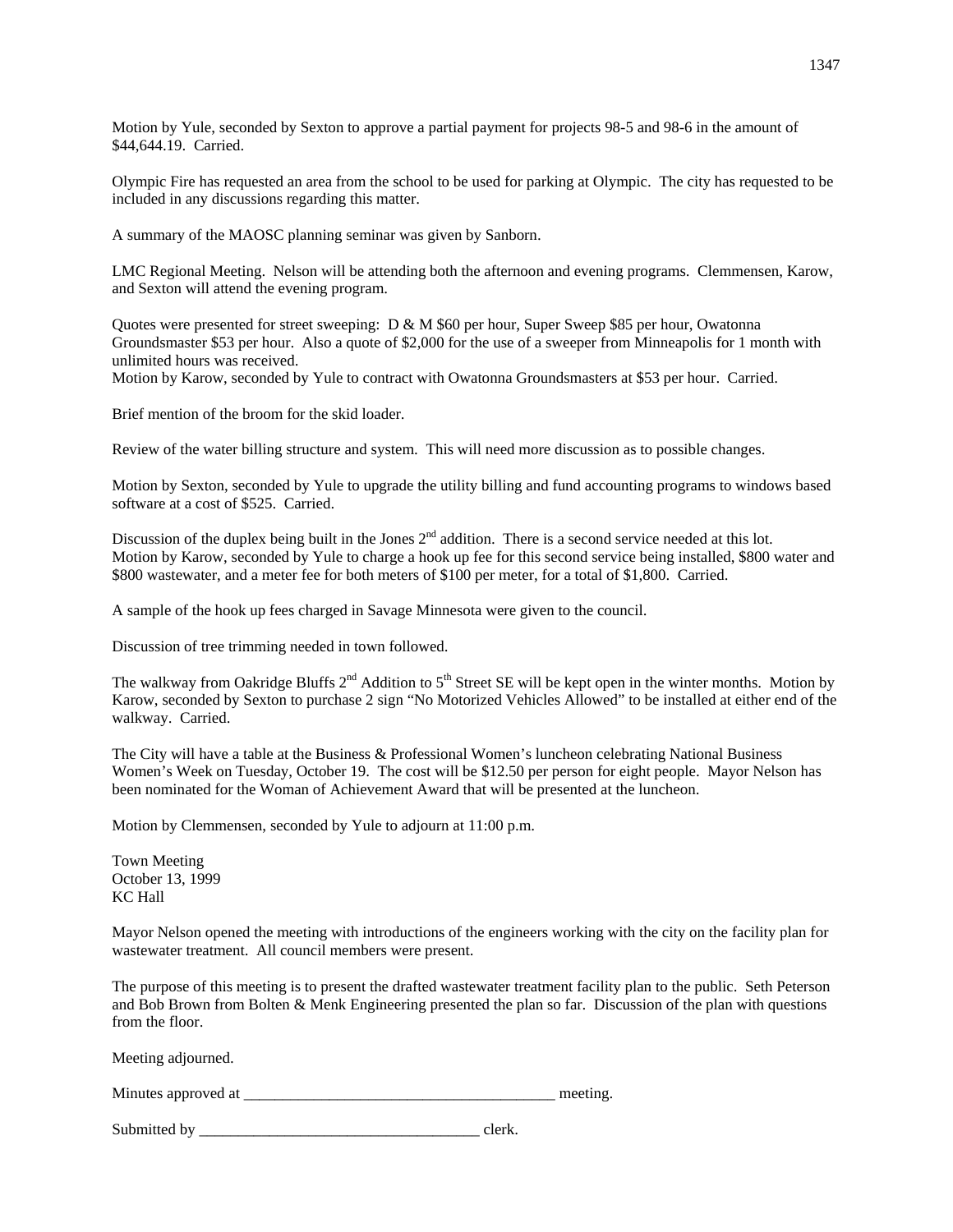Motion by Yule, seconded by Sexton to approve a partial payment for projects 98-5 and 98-6 in the amount of $44,644.19. Carried.

Olympic Fire has requested an area from the school to be used for parking at Olympic. The city has requested to be included in any discussions regarding this matter.

A summary of the MAOSC planning seminar was given by Sanborn.

LMC Regional Meeting. Nelson will be attending both the afternoon and evening programs. Clemmensen, Karow, and Sexton will attend the evening program.

Quotes were presented for street sweeping: D & M $60 per hour, Super Sweep $85 per hour, Owatonna Groundsmaster $53 per hour. Also a quote of $2,000 for the use of a sweeper from Minneapolis for 1 month with unlimited hours was received.
Motion by Karow, seconded by Yule to contract with Owatonna Groundsmasters at $53 per hour. Carried.

Brief mention of the broom for the skid loader.

Review of the water billing structure and system. This will need more discussion as to possible changes.

Motion by Sexton, seconded by Yule to upgrade the utility billing and fund accounting programs to windows based software at a cost of $525. Carried.

Discussion of the duplex being built in the Jones 2nd addition. There is a second service needed at this lot.
Motion by Karow, seconded by Yule to charge a hook up fee for this second service being installed, $800 water and $800 wastewater, and a meter fee for both meters of $100 per meter, for a total of $1,800. Carried.

A sample of the hook up fees charged in Savage Minnesota were given to the council.

Discussion of tree trimming needed in town followed.

The walkway from Oakridge Bluffs 2nd Addition to 5th Street SE will be kept open in the winter months. Motion by Karow, seconded by Sexton to purchase 2 sign "No Motorized Vehicles Allowed" to be installed at either end of the walkway. Carried.

The City will have a table at the Business & Professional Women's luncheon celebrating National Business Women's Week on Tuesday, October 19. The cost will be $12.50 per person for eight people. Mayor Nelson has been nominated for the Woman of Achievement Award that will be presented at the luncheon.

Motion by Clemmensen, seconded by Yule to adjourn at 11:00 p.m.

Town Meeting
October 13, 1999
KC Hall

Mayor Nelson opened the meeting with introductions of the engineers working with the city on the facility plan for wastewater treatment. All council members were present.

The purpose of this meeting is to present the drafted wastewater treatment facility plan to the public. Seth Peterson and Bob Brown from Bolten & Menk Engineering presented the plan so far. Discussion of the plan with questions from the floor.

Meeting adjourned.

Minutes approved at ________________________________________ meeting.

Submitted by ___________________________________ clerk.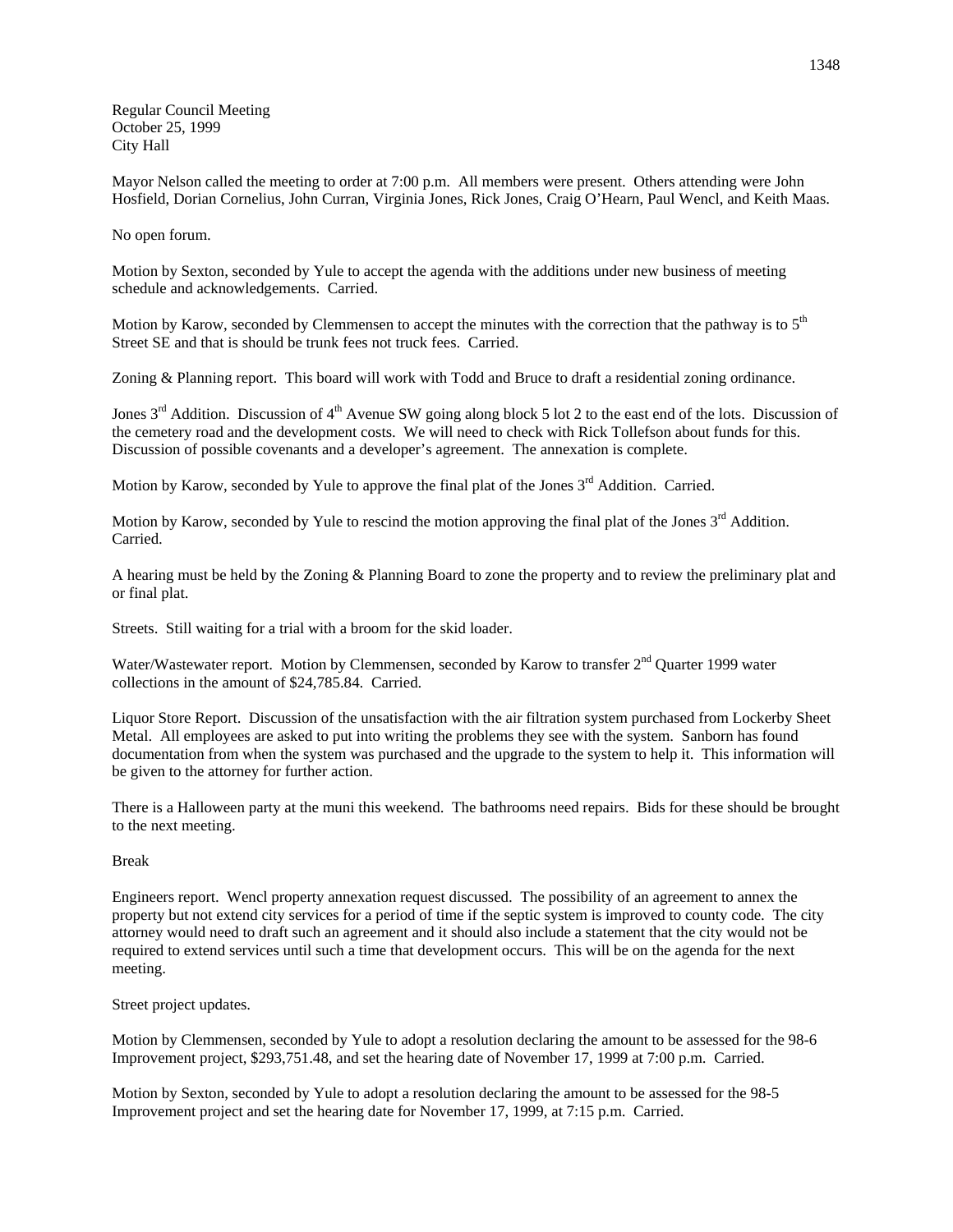Regular Council Meeting
October 25, 1999
City Hall

Mayor Nelson called the meeting to order at 7:00 p.m. All members were present. Others attending were John Hosfield, Dorian Cornelius, John Curran, Virginia Jones, Rick Jones, Craig O'Hearn, Paul Wencl, and Keith Maas.

No open forum.

Motion by Sexton, seconded by Yule to accept the agenda with the additions under new business of meeting schedule and acknowledgements. Carried.

Motion by Karow, seconded by Clemmensen to accept the minutes with the correction that the pathway is to 5th Street SE and that is should be trunk fees not truck fees. Carried.

Zoning & Planning report. This board will work with Todd and Bruce to draft a residential zoning ordinance.

Jones 3rd Addition. Discussion of 4th Avenue SW going along block 5 lot 2 to the east end of the lots. Discussion of the cemetery road and the development costs. We will need to check with Rick Tollefson about funds for this. Discussion of possible covenants and a developer's agreement. The annexation is complete.

Motion by Karow, seconded by Yule to approve the final plat of the Jones 3rd Addition. Carried.

Motion by Karow, seconded by Yule to rescind the motion approving the final plat of the Jones 3rd Addition. Carried.

A hearing must be held by the Zoning & Planning Board to zone the property and to review the preliminary plat and or final plat.

Streets. Still waiting for a trial with a broom for the skid loader.

Water/Wastewater report. Motion by Clemmensen, seconded by Karow to transfer 2nd Quarter 1999 water collections in the amount of $24,785.84. Carried.

Liquor Store Report. Discussion of the unsatisfaction with the air filtration system purchased from Lockerby Sheet Metal. All employees are asked to put into writing the problems they see with the system. Sanborn has found documentation from when the system was purchased and the upgrade to the system to help it. This information will be given to the attorney for further action.

There is a Halloween party at the muni this weekend. The bathrooms need repairs. Bids for these should be brought to the next meeting.

Break

Engineers report. Wencl property annexation request discussed. The possibility of an agreement to annex the property but not extend city services for a period of time if the septic system is improved to county code. The city attorney would need to draft such an agreement and it should also include a statement that the city would not be required to extend services until such a time that development occurs. This will be on the agenda for the next meeting.

Street project updates.

Motion by Clemmensen, seconded by Yule to adopt a resolution declaring the amount to be assessed for the 98-6 Improvement project, $293,751.48, and set the hearing date of November 17, 1999 at 7:00 p.m. Carried.

Motion by Sexton, seconded by Yule to adopt a resolution declaring the amount to be assessed for the 98-5 Improvement project and set the hearing date for November 17, 1999, at 7:15 p.m. Carried.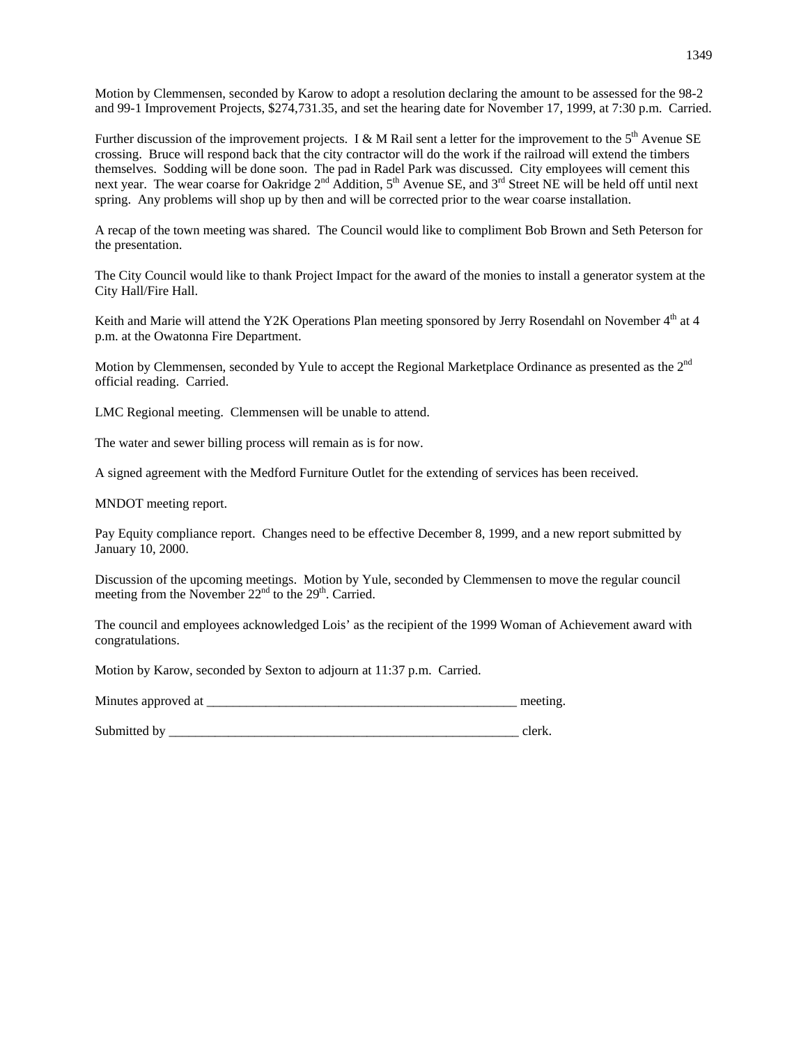Motion by Clemmensen, seconded by Karow to adopt a resolution declaring the amount to be assessed for the 98-2 and 99-1 Improvement Projects, $274,731.35, and set the hearing date for November 17, 1999, at 7:30 p.m. Carried.

Further discussion of the improvement projects. I & M Rail sent a letter for the improvement to the 5th Avenue SE crossing. Bruce will respond back that the city contractor will do the work if the railroad will extend the timbers themselves. Sodding will be done soon. The pad in Radel Park was discussed. City employees will cement this next year. The wear coarse for Oakridge 2nd Addition, 5th Avenue SE, and 3rd Street NE will be held off until next spring. Any problems will shop up by then and will be corrected prior to the wear coarse installation.

A recap of the town meeting was shared. The Council would like to compliment Bob Brown and Seth Peterson for the presentation.

The City Council would like to thank Project Impact for the award of the monies to install a generator system at the City Hall/Fire Hall.

Keith and Marie will attend the Y2K Operations Plan meeting sponsored by Jerry Rosendahl on November 4th at 4 p.m. at the Owatonna Fire Department.

Motion by Clemmensen, seconded by Yule to accept the Regional Marketplace Ordinance as presented as the 2nd official reading. Carried.

LMC Regional meeting. Clemmensen will be unable to attend.

The water and sewer billing process will remain as is for now.

A signed agreement with the Medford Furniture Outlet for the extending of services has been received.

MNDOT meeting report.

Pay Equity compliance report. Changes need to be effective December 8, 1999, and a new report submitted by January 10, 2000.

Discussion of the upcoming meetings. Motion by Yule, seconded by Clemmensen to move the regular council meeting from the November 22nd to the 29th. Carried.

The council and employees acknowledged Lois' as the recipient of the 1999 Woman of Achievement award with congratulations.

Motion by Karow, seconded by Sexton to adjourn at 11:37 p.m. Carried.

Minutes approved at _________________________________________________ meeting.

Submitted by ______________________________________________________ clerk.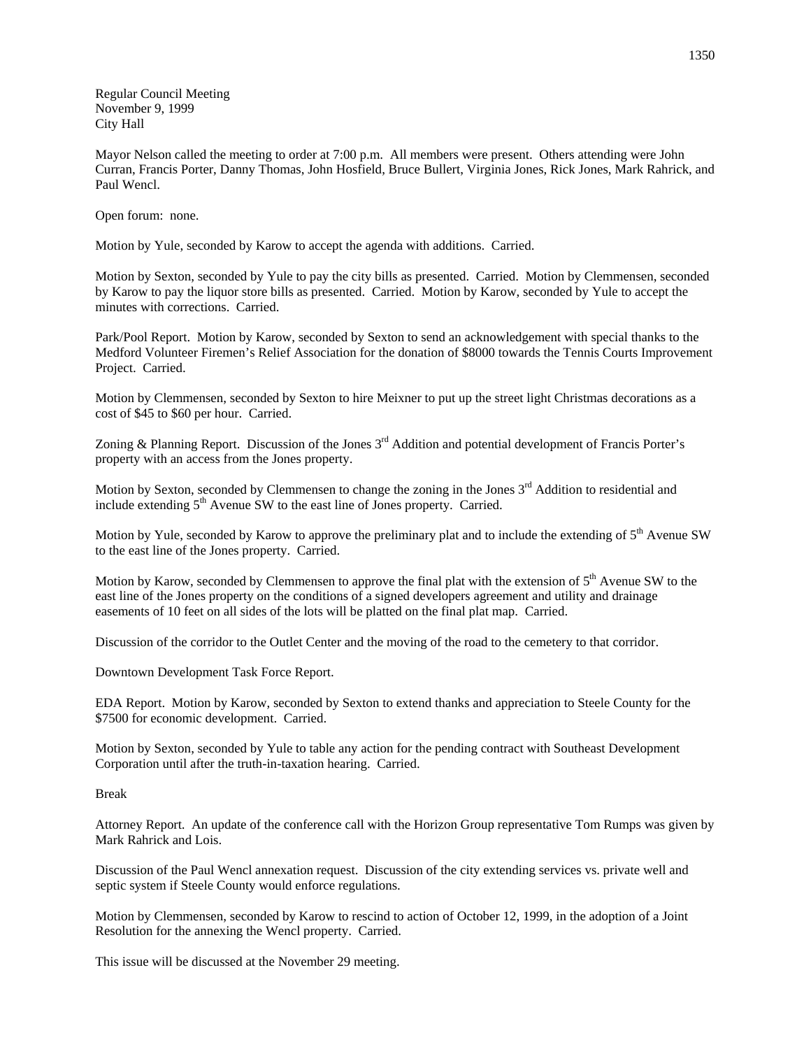Regular Council Meeting
November 9, 1999
City Hall

Mayor Nelson called the meeting to order at 7:00 p.m. All members were present. Others attending were John Curran, Francis Porter, Danny Thomas, John Hosfield, Bruce Bullert, Virginia Jones, Rick Jones, Mark Rahrick, and Paul Wencl.

Open forum: none.

Motion by Yule, seconded by Karow to accept the agenda with additions. Carried.

Motion by Sexton, seconded by Yule to pay the city bills as presented. Carried. Motion by Clemmensen, seconded by Karow to pay the liquor store bills as presented. Carried. Motion by Karow, seconded by Yule to accept the minutes with corrections. Carried.

Park/Pool Report. Motion by Karow, seconded by Sexton to send an acknowledgement with special thanks to the Medford Volunteer Firemen's Relief Association for the donation of $8000 towards the Tennis Courts Improvement Project. Carried.

Motion by Clemmensen, seconded by Sexton to hire Meixner to put up the street light Christmas decorations as a cost of $45 to $60 per hour. Carried.

Zoning & Planning Report. Discussion of the Jones 3rd Addition and potential development of Francis Porter's property with an access from the Jones property.

Motion by Sexton, seconded by Clemmensen to change the zoning in the Jones 3rd Addition to residential and include extending 5th Avenue SW to the east line of Jones property. Carried.

Motion by Yule, seconded by Karow to approve the preliminary plat and to include the extending of 5th Avenue SW to the east line of the Jones property. Carried.

Motion by Karow, seconded by Clemmensen to approve the final plat with the extension of 5th Avenue SW to the east line of the Jones property on the conditions of a signed developers agreement and utility and drainage easements of 10 feet on all sides of the lots will be platted on the final plat map. Carried.

Discussion of the corridor to the Outlet Center and the moving of the road to the cemetery to that corridor.

Downtown Development Task Force Report.

EDA Report. Motion by Karow, seconded by Sexton to extend thanks and appreciation to Steele County for the $7500 for economic development. Carried.

Motion by Sexton, seconded by Yule to table any action for the pending contract with Southeast Development Corporation until after the truth-in-taxation hearing. Carried.

Break

Attorney Report. An update of the conference call with the Horizon Group representative Tom Rumps was given by Mark Rahrick and Lois.

Discussion of the Paul Wencl annexation request. Discussion of the city extending services vs. private well and septic system if Steele County would enforce regulations.

Motion by Clemmensen, seconded by Karow to rescind to action of October 12, 1999, in the adoption of a Joint Resolution for the annexing the Wencl property. Carried.

This issue will be discussed at the November 29 meeting.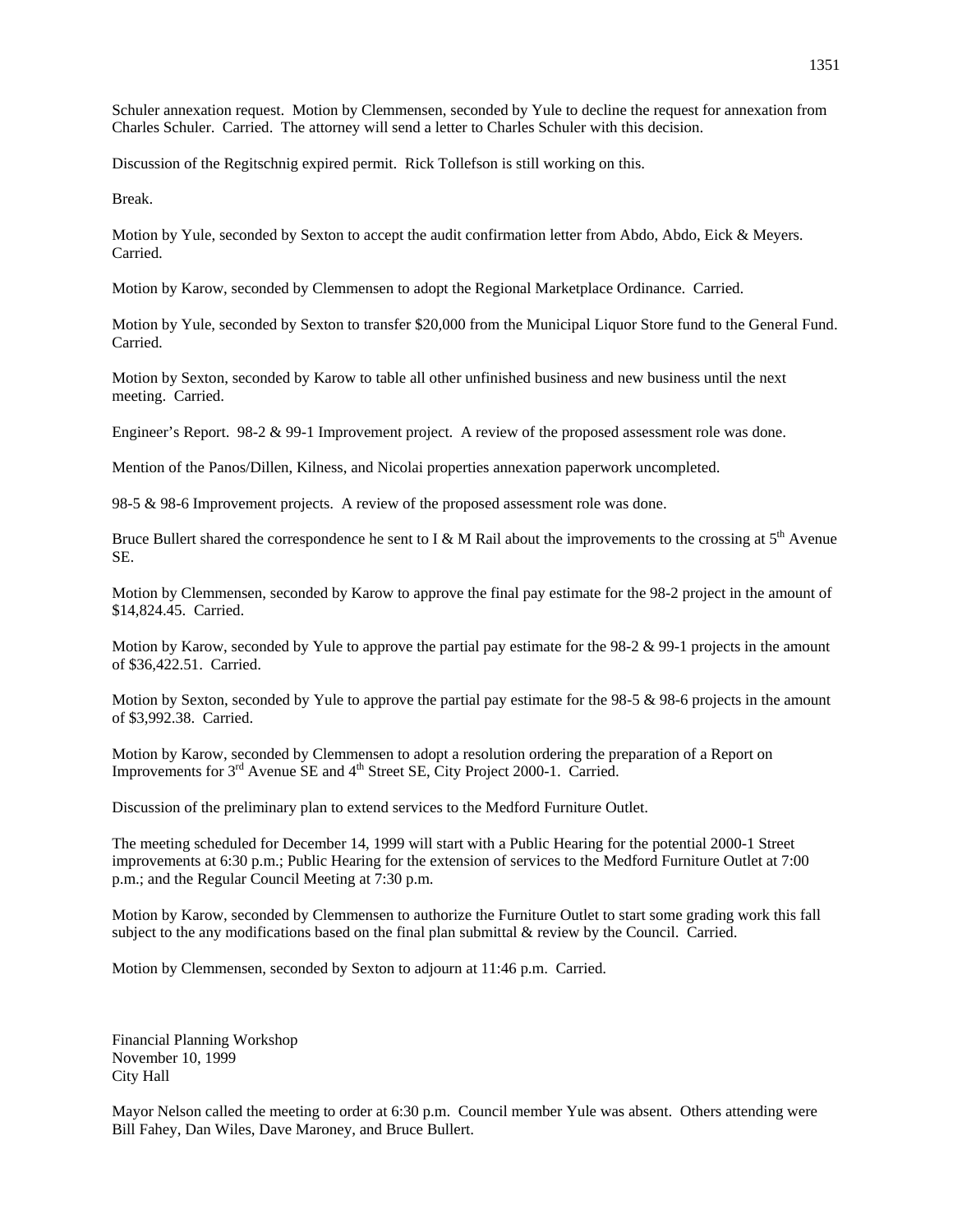Schuler annexation request. Motion by Clemmensen, seconded by Yule to decline the request for annexation from Charles Schuler. Carried. The attorney will send a letter to Charles Schuler with this decision.

Discussion of the Regitschnig expired permit. Rick Tollefson is still working on this.

Break.

Motion by Yule, seconded by Sexton to accept the audit confirmation letter from Abdo, Abdo, Eick & Meyers. Carried.

Motion by Karow, seconded by Clemmensen to adopt the Regional Marketplace Ordinance. Carried.

Motion by Yule, seconded by Sexton to transfer $20,000 from the Municipal Liquor Store fund to the General Fund. Carried.

Motion by Sexton, seconded by Karow to table all other unfinished business and new business until the next meeting. Carried.

Engineer's Report. 98-2 & 99-1 Improvement project. A review of the proposed assessment role was done.

Mention of the Panos/Dillen, Kilness, and Nicolai properties annexation paperwork uncompleted.

98-5 & 98-6 Improvement projects. A review of the proposed assessment role was done.

Bruce Bullert shared the correspondence he sent to I & M Rail about the improvements to the crossing at 5th Avenue SE.

Motion by Clemmensen, seconded by Karow to approve the final pay estimate for the 98-2 project in the amount of $14,824.45. Carried.

Motion by Karow, seconded by Yule to approve the partial pay estimate for the 98-2 & 99-1 projects in the amount of $36,422.51. Carried.

Motion by Sexton, seconded by Yule to approve the partial pay estimate for the 98-5 & 98-6 projects in the amount of $3,992.38. Carried.

Motion by Karow, seconded by Clemmensen to adopt a resolution ordering the preparation of a Report on Improvements for 3rd Avenue SE and 4th Street SE, City Project 2000-1. Carried.

Discussion of the preliminary plan to extend services to the Medford Furniture Outlet.

The meeting scheduled for December 14, 1999 will start with a Public Hearing for the potential 2000-1 Street improvements at 6:30 p.m.; Public Hearing for the extension of services to the Medford Furniture Outlet at 7:00 p.m.; and the Regular Council Meeting at 7:30 p.m.

Motion by Karow, seconded by Clemmensen to authorize the Furniture Outlet to start some grading work this fall subject to the any modifications based on the final plan submittal & review by the Council. Carried.

Motion by Clemmensen, seconded by Sexton to adjourn at 11:46 p.m. Carried.

Financial Planning Workshop
November 10, 1999
City Hall

Mayor Nelson called the meeting to order at 6:30 p.m. Council member Yule was absent. Others attending were Bill Fahey, Dan Wiles, Dave Maroney, and Bruce Bullert.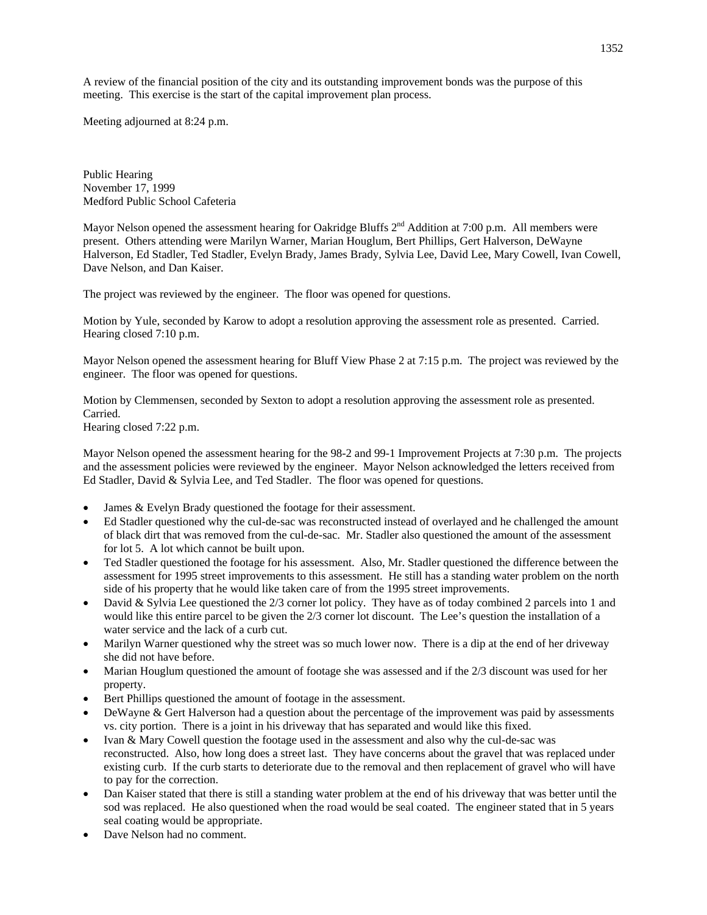A review of the financial position of the city and its outstanding improvement bonds was the purpose of this meeting. This exercise is the start of the capital improvement plan process.

Meeting adjourned at 8:24 p.m.

Public Hearing
November 17, 1999
Medford Public School Cafeteria

Mayor Nelson opened the assessment hearing for Oakridge Bluffs 2nd Addition at 7:00 p.m. All members were present. Others attending were Marilyn Warner, Marian Houglum, Bert Phillips, Gert Halverson, DeWayne Halverson, Ed Stadler, Ted Stadler, Evelyn Brady, James Brady, Sylvia Lee, David Lee, Mary Cowell, Ivan Cowell, Dave Nelson, and Dan Kaiser.

The project was reviewed by the engineer. The floor was opened for questions.

Motion by Yule, seconded by Karow to adopt a resolution approving the assessment role as presented. Carried. Hearing closed 7:10 p.m.

Mayor Nelson opened the assessment hearing for Bluff View Phase 2 at 7:15 p.m. The project was reviewed by the engineer. The floor was opened for questions.

Motion by Clemmensen, seconded by Sexton to adopt a resolution approving the assessment role as presented. Carried.
Hearing closed 7:22 p.m.

Mayor Nelson opened the assessment hearing for the 98-2 and 99-1 Improvement Projects at 7:30 p.m. The projects and the assessment policies were reviewed by the engineer. Mayor Nelson acknowledged the letters received from Ed Stadler, David & Sylvia Lee, and Ted Stadler. The floor was opened for questions.

- James & Evelyn Brady questioned the footage for their assessment.
- Ed Stadler questioned why the cul-de-sac was reconstructed instead of overlayed and he challenged the amount of black dirt that was removed from the cul-de-sac. Mr. Stadler also questioned the amount of the assessment for lot 5. A lot which cannot be built upon.
- Ted Stadler questioned the footage for his assessment. Also, Mr. Stadler questioned the difference between the assessment for 1995 street improvements to this assessment. He still has a standing water problem on the north side of his property that he would like taken care of from the 1995 street improvements.
- David & Sylvia Lee questioned the 2/3 corner lot policy. They have as of today combined 2 parcels into 1 and would like this entire parcel to be given the 2/3 corner lot discount. The Lee's question the installation of a water service and the lack of a curb cut.
- Marilyn Warner questioned why the street was so much lower now. There is a dip at the end of her driveway she did not have before.
- Marian Houglum questioned the amount of footage she was assessed and if the 2/3 discount was used for her property.
- Bert Phillips questioned the amount of footage in the assessment.
- DeWayne & Gert Halverson had a question about the percentage of the improvement was paid by assessments vs. city portion. There is a joint in his driveway that has separated and would like this fixed.
- Ivan & Mary Cowell question the footage used in the assessment and also why the cul-de-sac was reconstructed. Also, how long does a street last. They have concerns about the gravel that was replaced under existing curb. If the curb starts to deteriorate due to the removal and then replacement of gravel who will have to pay for the correction.
- Dan Kaiser stated that there is still a standing water problem at the end of his driveway that was better until the sod was replaced. He also questioned when the road would be seal coated. The engineer stated that in 5 years seal coating would be appropriate.
- Dave Nelson had no comment.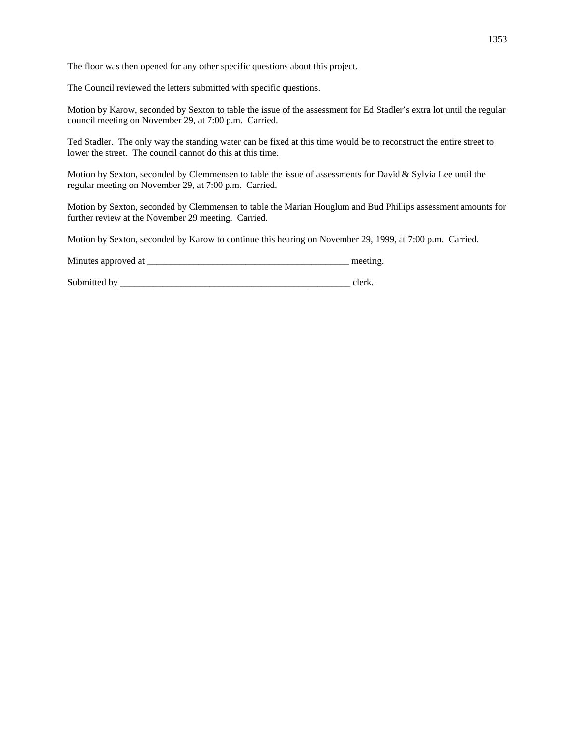The floor was then opened for any other specific questions about this project.

The Council reviewed the letters submitted with specific questions.

Motion by Karow, seconded by Sexton to table the issue of the assessment for Ed Stadler's extra lot until the regular council meeting on November 29, at 7:00 p.m. Carried.

Ted Stadler. The only way the standing water can be fixed at this time would be to reconstruct the entire street to lower the street. The council cannot do this at this time.

Motion by Sexton, seconded by Clemmensen to table the issue of assessments for David & Sylvia Lee until the regular meeting on November 29, at 7:00 p.m. Carried.

Motion by Sexton, seconded by Clemmensen to table the Marian Houglum and Bud Phillips assessment amounts for further review at the November 29 meeting. Carried.

Motion by Sexton, seconded by Karow to continue this hearing on November 29, 1999, at 7:00 p.m. Carried.

Minutes approved at ____________________________________________ meeting.

Submitted by ___________________________________________________ clerk.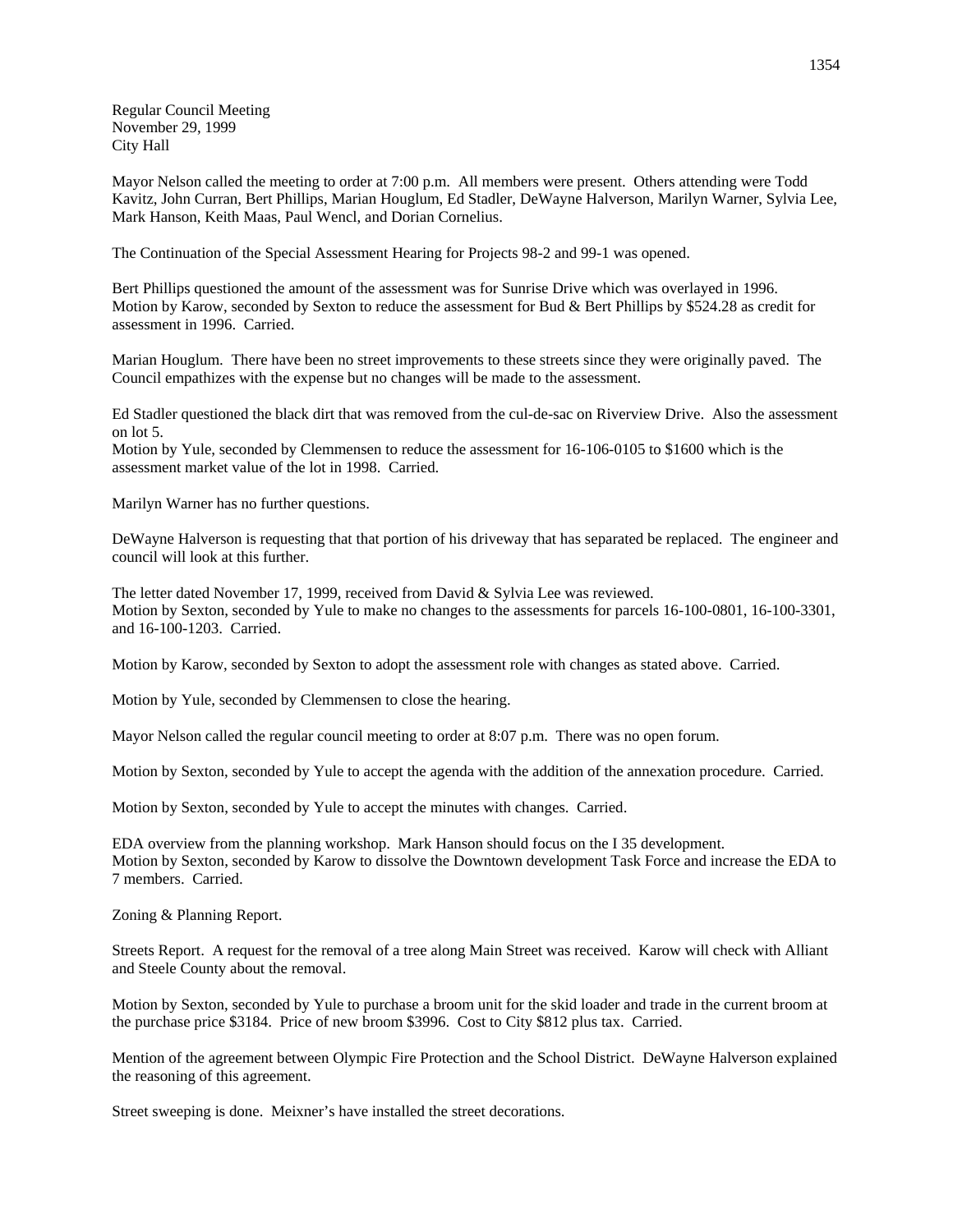Regular Council Meeting
November 29, 1999
City Hall

Mayor Nelson called the meeting to order at 7:00 p.m. All members were present. Others attending were Todd Kavitz, John Curran, Bert Phillips, Marian Houglum, Ed Stadler, DeWayne Halverson, Marilyn Warner, Sylvia Lee, Mark Hanson, Keith Maas, Paul Wencl, and Dorian Cornelius.

The Continuation of the Special Assessment Hearing for Projects 98-2 and 99-1 was opened.

Bert Phillips questioned the amount of the assessment was for Sunrise Drive which was overlayed in 1996. Motion by Karow, seconded by Sexton to reduce the assessment for Bud & Bert Phillips by $524.28 as credit for assessment in 1996. Carried.

Marian Houglum. There have been no street improvements to these streets since they were originally paved. The Council empathizes with the expense but no changes will be made to the assessment.

Ed Stadler questioned the black dirt that was removed from the cul-de-sac on Riverview Drive. Also the assessment on lot 5.
Motion by Yule, seconded by Clemmensen to reduce the assessment for 16-106-0105 to $1600 which is the assessment market value of the lot in 1998. Carried.

Marilyn Warner has no further questions.

DeWayne Halverson is requesting that that portion of his driveway that has separated be replaced. The engineer and council will look at this further.

The letter dated November 17, 1999, received from David & Sylvia Lee was reviewed.
Motion by Sexton, seconded by Yule to make no changes to the assessments for parcels 16-100-0801, 16-100-3301, and 16-100-1203. Carried.

Motion by Karow, seconded by Sexton to adopt the assessment role with changes as stated above. Carried.

Motion by Yule, seconded by Clemmensen to close the hearing.

Mayor Nelson called the regular council meeting to order at 8:07 p.m. There was no open forum.

Motion by Sexton, seconded by Yule to accept the agenda with the addition of the annexation procedure. Carried.

Motion by Sexton, seconded by Yule to accept the minutes with changes. Carried.

EDA overview from the planning workshop. Mark Hanson should focus on the I 35 development.
Motion by Sexton, seconded by Karow to dissolve the Downtown development Task Force and increase the EDA to 7 members. Carried.

Zoning & Planning Report.

Streets Report. A request for the removal of a tree along Main Street was received. Karow will check with Alliant and Steele County about the removal.

Motion by Sexton, seconded by Yule to purchase a broom unit for the skid loader and trade in the current broom at the purchase price $3184. Price of new broom $3996. Cost to City $812 plus tax. Carried.

Mention of the agreement between Olympic Fire Protection and the School District. DeWayne Halverson explained the reasoning of this agreement.

Street sweeping is done. Meixner's have installed the street decorations.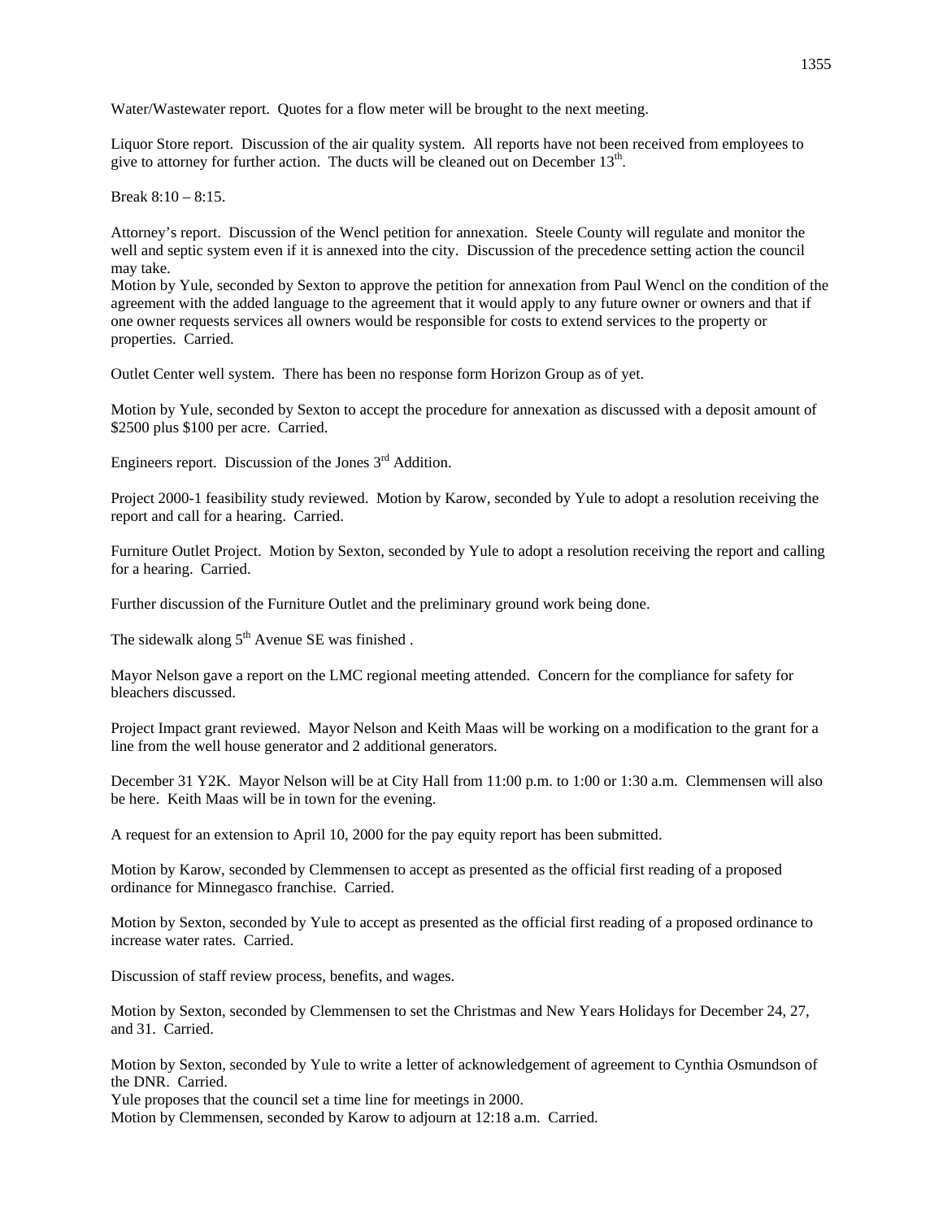Water/Wastewater report. Quotes for a flow meter will be brought to the next meeting.

Liquor Store report. Discussion of the air quality system. All reports have not been received from employees to give to attorney for further action. The ducts will be cleaned out on December 13th.

Break 8:10 – 8:15.

Attorney's report. Discussion of the Wencl petition for annexation. Steele County will regulate and monitor the well and septic system even if it is annexed into the city. Discussion of the precedence setting action the council may take.
Motion by Yule, seconded by Sexton to approve the petition for annexation from Paul Wencl on the condition of the agreement with the added language to the agreement that it would apply to any future owner or owners and that if one owner requests services all owners would be responsible for costs to extend services to the property or properties. Carried.

Outlet Center well system. There has been no response form Horizon Group as of yet.

Motion by Yule, seconded by Sexton to accept the procedure for annexation as discussed with a deposit amount of $2500 plus $100 per acre. Carried.

Engineers report. Discussion of the Jones 3rd Addition.

Project 2000-1 feasibility study reviewed. Motion by Karow, seconded by Yule to adopt a resolution receiving the report and call for a hearing. Carried.

Furniture Outlet Project. Motion by Sexton, seconded by Yule to adopt a resolution receiving the report and calling for a hearing. Carried.

Further discussion of the Furniture Outlet and the preliminary ground work being done.

The sidewalk along 5th Avenue SE was finished .

Mayor Nelson gave a report on the LMC regional meeting attended. Concern for the compliance for safety for bleachers discussed.

Project Impact grant reviewed. Mayor Nelson and Keith Maas will be working on a modification to the grant for a line from the well house generator and 2 additional generators.

December 31 Y2K. Mayor Nelson will be at City Hall from 11:00 p.m. to 1:00 or 1:30 a.m. Clemmensen will also be here. Keith Maas will be in town for the evening.

A request for an extension to April 10, 2000 for the pay equity report has been submitted.

Motion by Karow, seconded by Clemmensen to accept as presented as the official first reading of a proposed ordinance for Minnegasco franchise. Carried.

Motion by Sexton, seconded by Yule to accept as presented as the official first reading of a proposed ordinance to increase water rates. Carried.

Discussion of staff review process, benefits, and wages.

Motion by Sexton, seconded by Clemmensen to set the Christmas and New Years Holidays for December 24, 27, and 31. Carried.

Motion by Sexton, seconded by Yule to write a letter of acknowledgement of agreement to Cynthia Osmundson of the DNR. Carried.
Yule proposes that the council set a time line for meetings in 2000.
Motion by Clemmensen, seconded by Karow to adjourn at 12:18 a.m. Carried.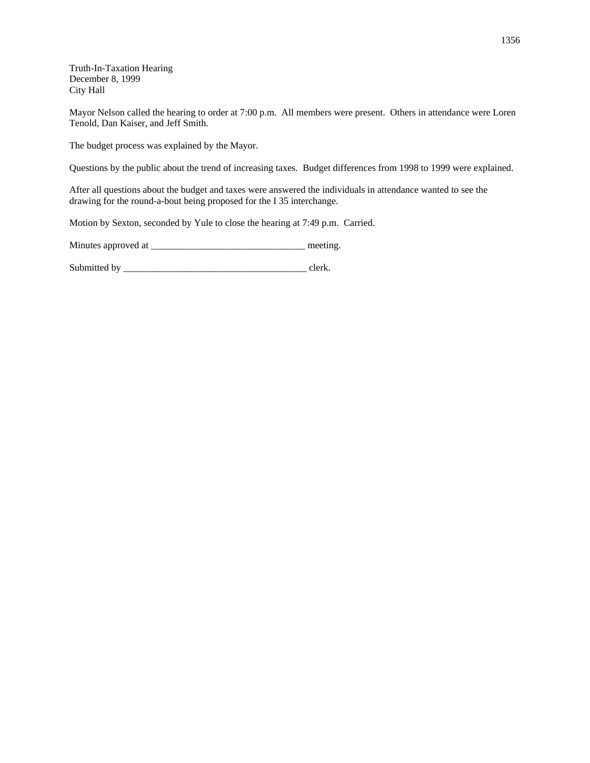Truth-In-Taxation Hearing
December 8, 1999
City Hall

Mayor Nelson called the hearing to order at 7:00 p.m. All members were present. Others in attendance were Loren Tenold, Dan Kaiser, and Jeff Smith.

The budget process was explained by the Mayor.

Questions by the public about the trend of increasing taxes. Budget differences from 1998 to 1999 were explained.

After all questions about the budget and taxes were answered the individuals in attendance wanted to see the drawing for the round-a-bout being proposed for the I 35 interchange.

Motion by Sexton, seconded by Yule to close the hearing at 7:49 p.m. Carried.

Minutes approved at ________________________________ meeting.

Submitted by _______________________________________ clerk.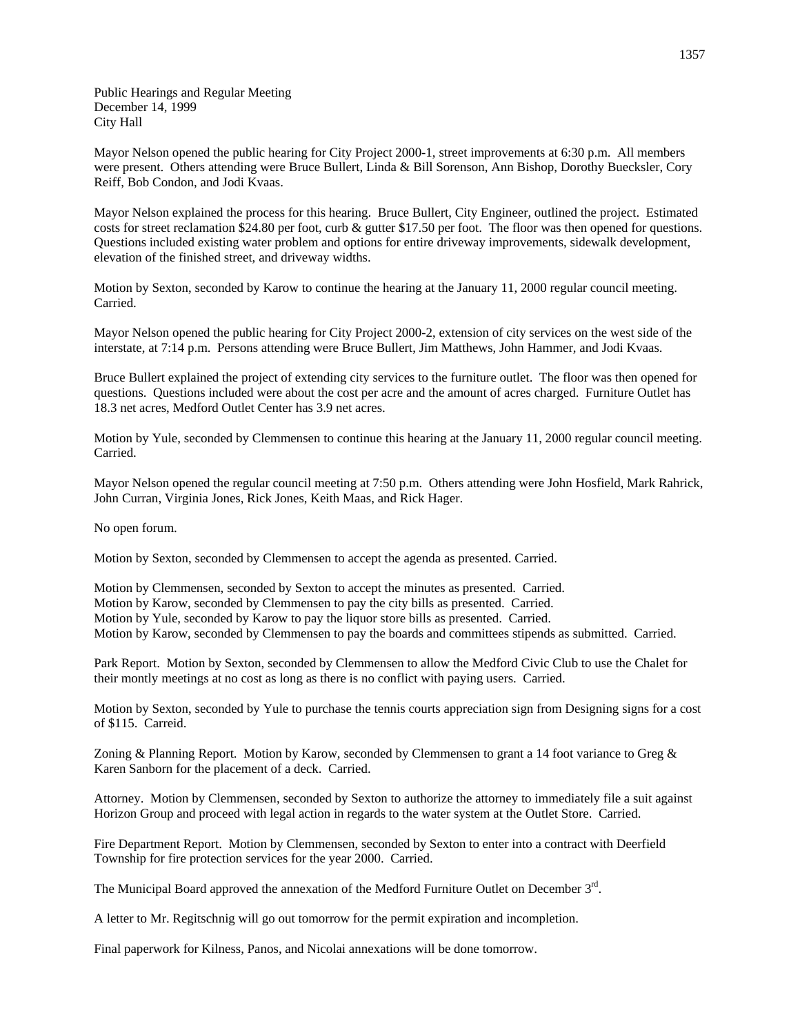Public Hearings and Regular Meeting
December 14, 1999
City Hall

Mayor Nelson opened the public hearing for City Project 2000-1, street improvements at 6:30 p.m. All members were present. Others attending were Bruce Bullert, Linda & Bill Sorenson, Ann Bishop, Dorothy Buecksler, Cory Reiff, Bob Condon, and Jodi Kvaas.

Mayor Nelson explained the process for this hearing. Bruce Bullert, City Engineer, outlined the project. Estimated costs for street reclamation $24.80 per foot, curb & gutter $17.50 per foot. The floor was then opened for questions. Questions included existing water problem and options for entire driveway improvements, sidewalk development, elevation of the finished street, and driveway widths.

Motion by Sexton, seconded by Karow to continue the hearing at the January 11, 2000 regular council meeting. Carried.

Mayor Nelson opened the public hearing for City Project 2000-2, extension of city services on the west side of the interstate, at 7:14 p.m. Persons attending were Bruce Bullert, Jim Matthews, John Hammer, and Jodi Kvaas.

Bruce Bullert explained the project of extending city services to the furniture outlet. The floor was then opened for questions. Questions included were about the cost per acre and the amount of acres charged. Furniture Outlet has 18.3 net acres, Medford Outlet Center has 3.9 net acres.

Motion by Yule, seconded by Clemmensen to continue this hearing at the January 11, 2000 regular council meeting. Carried.

Mayor Nelson opened the regular council meeting at 7:50 p.m. Others attending were John Hosfield, Mark Rahrick, John Curran, Virginia Jones, Rick Jones, Keith Maas, and Rick Hager.

No open forum.

Motion by Sexton, seconded by Clemmensen to accept the agenda as presented. Carried.

Motion by Clemmensen, seconded by Sexton to accept the minutes as presented. Carried.
Motion by Karow, seconded by Clemmensen to pay the city bills as presented. Carried.
Motion by Yule, seconded by Karow to pay the liquor store bills as presented. Carried.
Motion by Karow, seconded by Clemmensen to pay the boards and committees stipends as submitted. Carried.

Park Report. Motion by Sexton, seconded by Clemmensen to allow the Medford Civic Club to use the Chalet for their montly meetings at no cost as long as there is no conflict with paying users. Carried.

Motion by Sexton, seconded by Yule to purchase the tennis courts appreciation sign from Designing signs for a cost of $115. Carreid.

Zoning & Planning Report. Motion by Karow, seconded by Clemmensen to grant a 14 foot variance to Greg & Karen Sanborn for the placement of a deck. Carried.

Attorney. Motion by Clemmensen, seconded by Sexton to authorize the attorney to immediately file a suit against Horizon Group and proceed with legal action in regards to the water system at the Outlet Store. Carried.

Fire Department Report. Motion by Clemmensen, seconded by Sexton to enter into a contract with Deerfield Township for fire protection services for the year 2000. Carried.

The Municipal Board approved the annexation of the Medford Furniture Outlet on December 3rd.

A letter to Mr. Regitschnig will go out tomorrow for the permit expiration and incompletion.

Final paperwork for Kilness, Panos, and Nicolai annexations will be done tomorrow.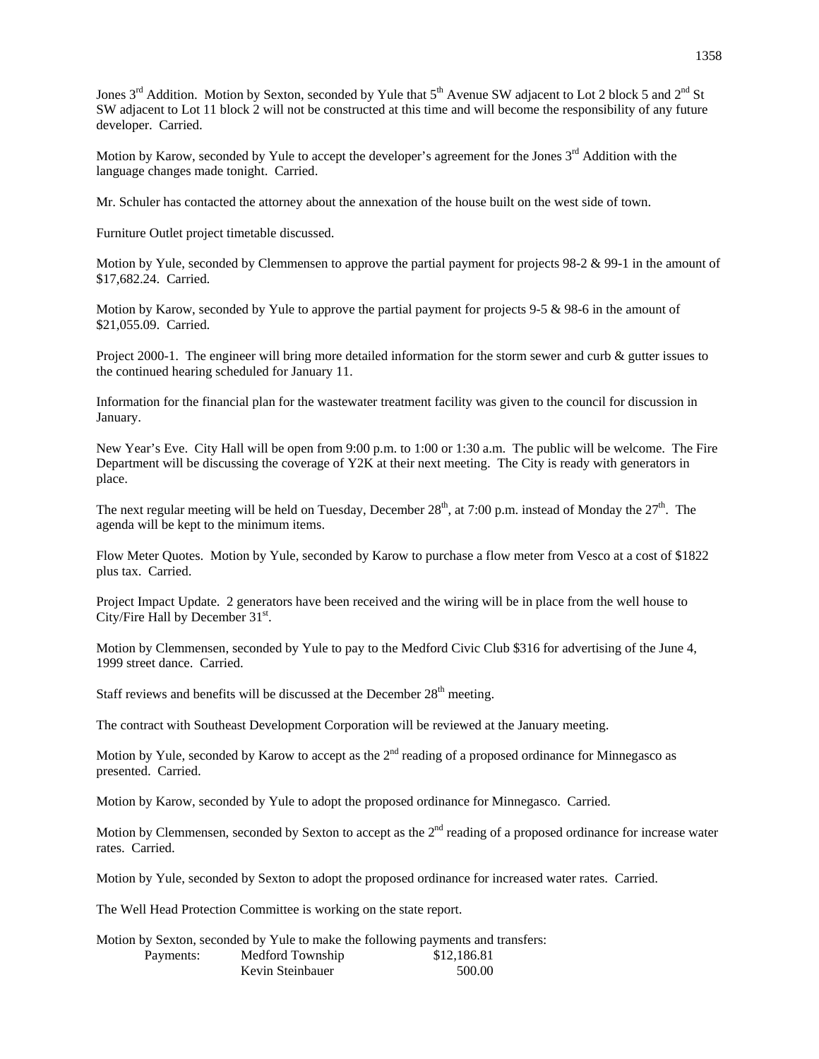Jones 3rd Addition. Motion by Sexton, seconded by Yule that 5th Avenue SW adjacent to Lot 2 block 5 and 2nd St SW adjacent to Lot 11 block 2 will not be constructed at this time and will become the responsibility of any future developer. Carried.

Motion by Karow, seconded by Yule to accept the developer's agreement for the Jones 3rd Addition with the language changes made tonight. Carried.

Mr. Schuler has contacted the attorney about the annexation of the house built on the west side of town.

Furniture Outlet project timetable discussed.

Motion by Yule, seconded by Clemmensen to approve the partial payment for projects 98-2 & 99-1 in the amount of $17,682.24. Carried.

Motion by Karow, seconded by Yule to approve the partial payment for projects 9-5 & 98-6 in the amount of $21,055.09. Carried.

Project 2000-1. The engineer will bring more detailed information for the storm sewer and curb & gutter issues to the continued hearing scheduled for January 11.

Information for the financial plan for the wastewater treatment facility was given to the council for discussion in January.

New Year's Eve. City Hall will be open from 9:00 p.m. to 1:00 or 1:30 a.m. The public will be welcome. The Fire Department will be discussing the coverage of Y2K at their next meeting. The City is ready with generators in place.

The next regular meeting will be held on Tuesday, December 28th, at 7:00 p.m. instead of Monday the 27th. The agenda will be kept to the minimum items.

Flow Meter Quotes. Motion by Yule, seconded by Karow to purchase a flow meter from Vesco at a cost of $1822 plus tax. Carried.

Project Impact Update. 2 generators have been received and the wiring will be in place from the well house to City/Fire Hall by December 31st.

Motion by Clemmensen, seconded by Yule to pay to the Medford Civic Club $316 for advertising of the June 4, 1999 street dance. Carried.

Staff reviews and benefits will be discussed at the December 28th meeting.

The contract with Southeast Development Corporation will be reviewed at the January meeting.

Motion by Yule, seconded by Karow to accept as the 2nd reading of a proposed ordinance for Minnegasco as presented. Carried.

Motion by Karow, seconded by Yule to adopt the proposed ordinance for Minnegasco. Carried.

Motion by Clemmensen, seconded by Sexton to accept as the 2nd reading of a proposed ordinance for increase water rates. Carried.

Motion by Yule, seconded by Sexton to adopt the proposed ordinance for increased water rates. Carried.

The Well Head Protection Committee is working on the state report.

Motion by Sexton, seconded by Yule to make the following payments and transfers:

| Payments: | Medford Township | $12,186.81 |
|---|---|---|
| | Kevin Steinbauer | 500.00 |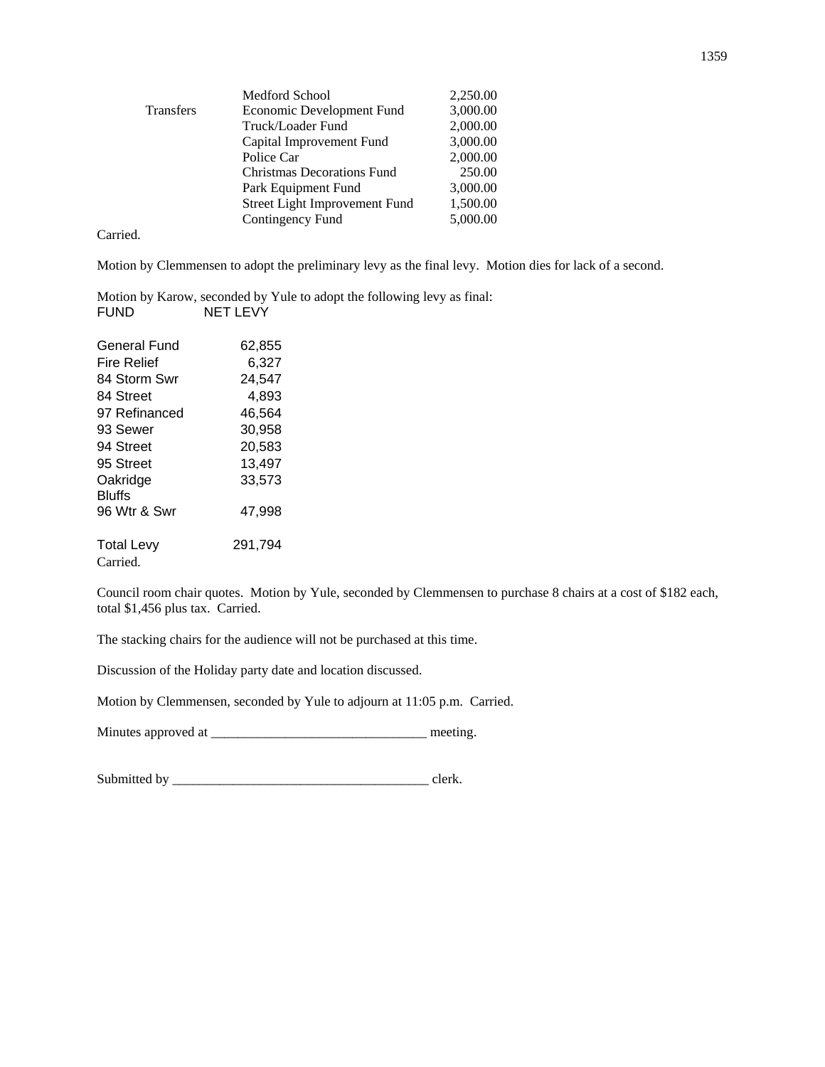| | | |
|---|---|---|
| | Medford School | 2,250.00 |
| Transfers | Economic Development Fund | 3,000.00 |
| | Truck/Loader Fund | 2,000.00 |
| | Capital Improvement Fund | 3,000.00 |
| | Police Car | 2,000.00 |
| | Christmas Decorations Fund | 250.00 |
| | Park Equipment Fund | 3,000.00 |
| | Street Light Improvement Fund | 1,500.00 |
| | Contingency Fund | 5,000.00 |

Carried.

Motion by Clemmensen to adopt the preliminary levy as the final levy. Motion dies for lack of a second.

Motion by Karow, seconded by Yule to adopt the following levy as final:

| FUND | NET LEVY |
|---|---|
| General Fund | 62,855 |
| Fire Relief | 6,327 |
| 84 Storm Swr | 24,547 |
| 84 Street | 4,893 |
| 97 Refinanced | 46,564 |
| 93 Sewer | 30,958 |
| 94 Street | 20,583 |
| 95 Street | 13,497 |
| Oakridge Bluffs | 33,573 |
| 96 Wtr & Swr | 47,998 |
| Total Levy | 291,794 |

Carried.

Council room chair quotes. Motion by Yule, seconded by Clemmensen to purchase 8 chairs at a cost of $182 each, total $1,456 plus tax. Carried.

The stacking chairs for the audience will not be purchased at this time.

Discussion of the Holiday party date and location discussed.

Motion by Clemmensen, seconded by Yule to adjourn at 11:05 p.m. Carried.

Minutes approved at ________________________________ meeting.

Submitted by ______________________________________ clerk.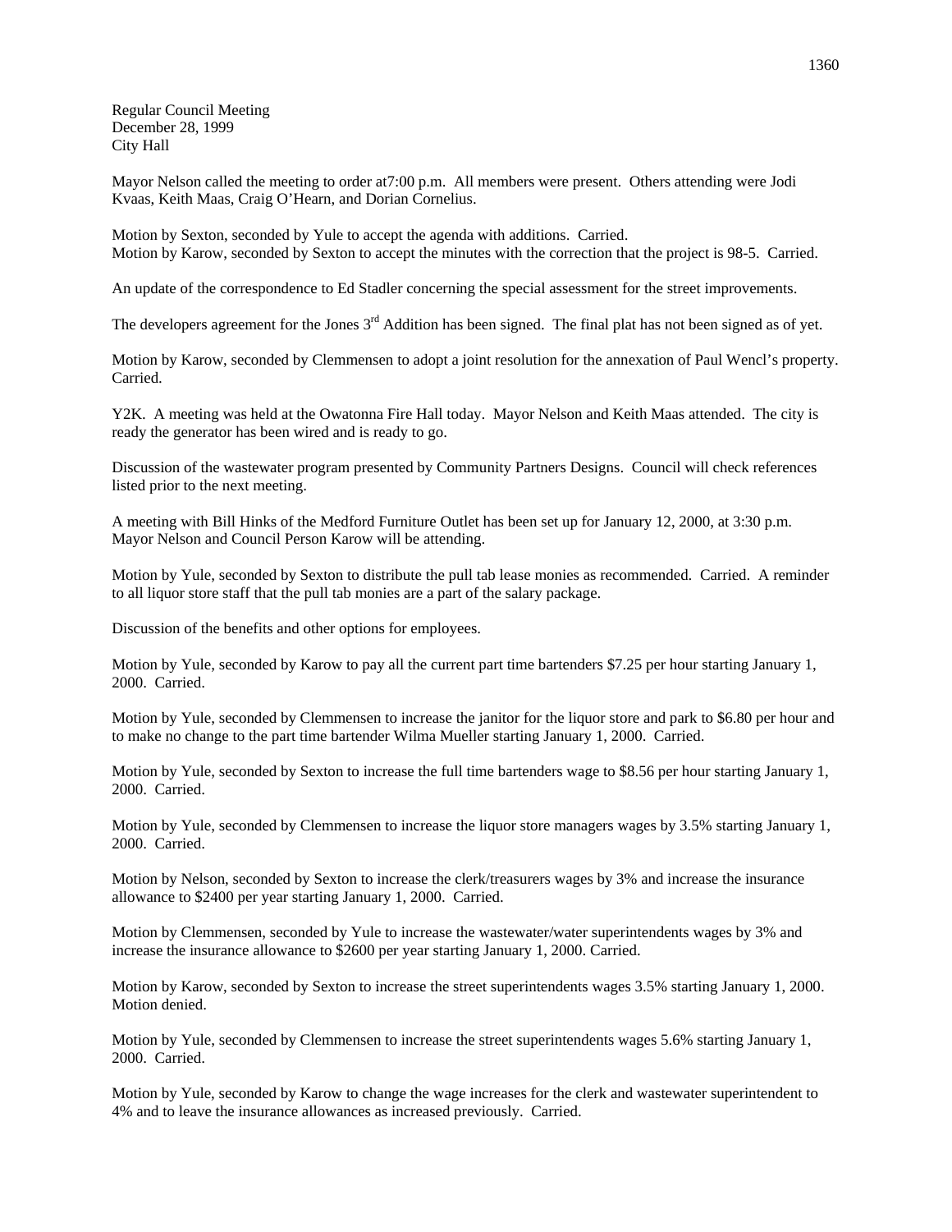Regular Council Meeting
December 28, 1999
City Hall

Mayor Nelson called the meeting to order at7:00 p.m. All members were present. Others attending were Jodi Kvaas, Keith Maas, Craig O'Hearn, and Dorian Cornelius.

Motion by Sexton, seconded by Yule to accept the agenda with additions. Carried.
Motion by Karow, seconded by Sexton to accept the minutes with the correction that the project is 98-5. Carried.

An update of the correspondence to Ed Stadler concerning the special assessment for the street improvements.

The developers agreement for the Jones 3rd Addition has been signed. The final plat has not been signed as of yet.

Motion by Karow, seconded by Clemmensen to adopt a joint resolution for the annexation of Paul Wencl's property. Carried.

Y2K. A meeting was held at the Owatonna Fire Hall today. Mayor Nelson and Keith Maas attended. The city is ready the generator has been wired and is ready to go.

Discussion of the wastewater program presented by Community Partners Designs. Council will check references listed prior to the next meeting.

A meeting with Bill Hinks of the Medford Furniture Outlet has been set up for January 12, 2000, at 3:30 p.m. Mayor Nelson and Council Person Karow will be attending.

Motion by Yule, seconded by Sexton to distribute the pull tab lease monies as recommended. Carried. A reminder to all liquor store staff that the pull tab monies are a part of the salary package.

Discussion of the benefits and other options for employees.

Motion by Yule, seconded by Karow to pay all the current part time bartenders $7.25 per hour starting January 1, 2000. Carried.

Motion by Yule, seconded by Clemmensen to increase the janitor for the liquor store and park to $6.80 per hour and to make no change to the part time bartender Wilma Mueller starting January 1, 2000. Carried.

Motion by Yule, seconded by Sexton to increase the full time bartenders wage to $8.56 per hour starting January 1, 2000. Carried.

Motion by Yule, seconded by Clemmensen to increase the liquor store managers wages by 3.5% starting January 1, 2000. Carried.

Motion by Nelson, seconded by Sexton to increase the clerk/treasurers wages by 3% and increase the insurance allowance to $2400 per year starting January 1, 2000. Carried.

Motion by Clemmensen, seconded by Yule to increase the wastewater/water superintendents wages by 3% and increase the insurance allowance to $2600 per year starting January 1, 2000. Carried.

Motion by Karow, seconded by Sexton to increase the street superintendents wages 3.5% starting January 1, 2000. Motion denied.

Motion by Yule, seconded by Clemmensen to increase the street superintendents wages 5.6% starting January 1, 2000. Carried.

Motion by Yule, seconded by Karow to change the wage increases for the clerk and wastewater superintendent to 4% and to leave the insurance allowances as increased previously. Carried.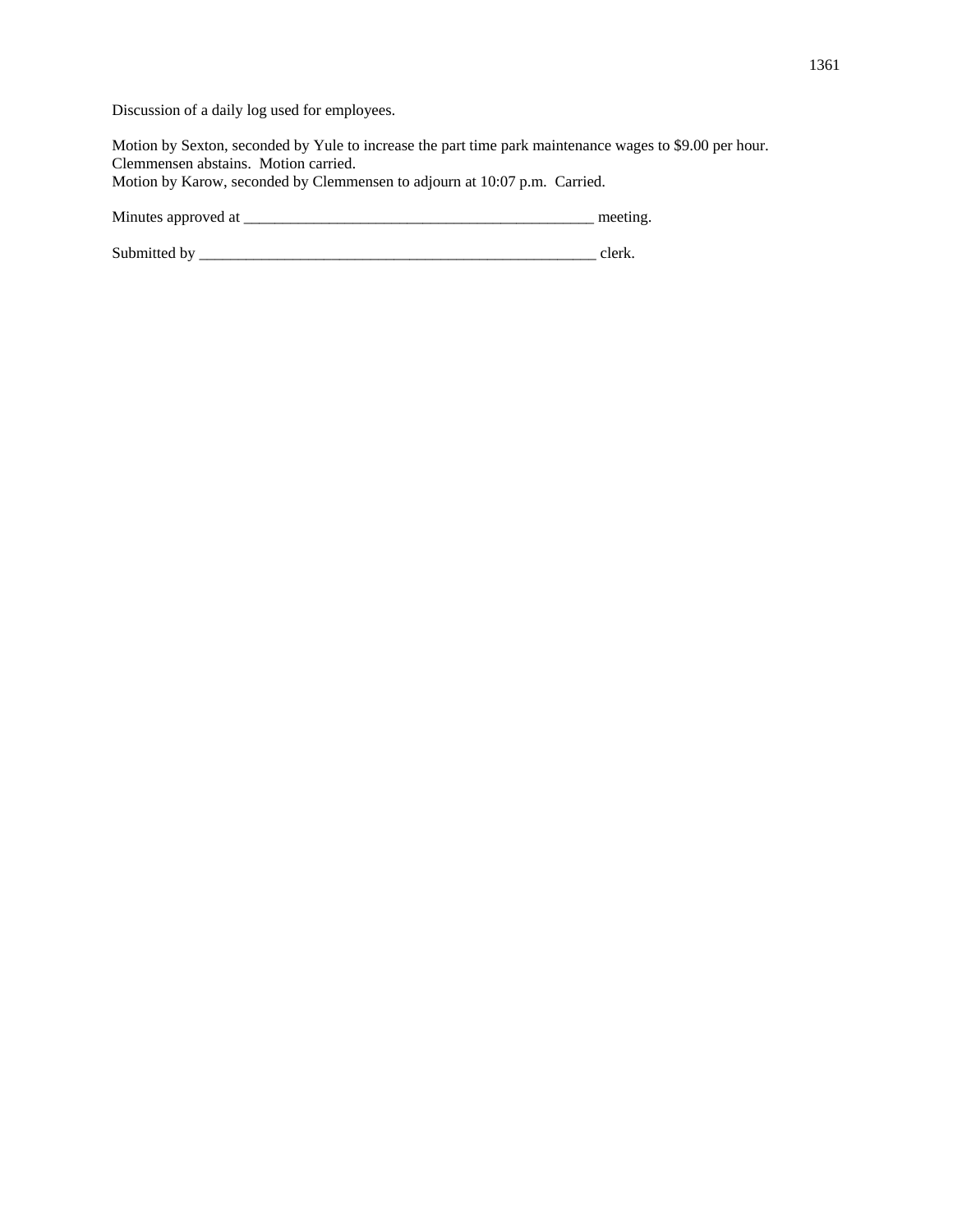Discussion of a daily log used for employees.

Motion by Sexton, seconded by Yule to increase the part time park maintenance wages to $9.00 per hour. Clemmensen abstains. Motion carried.
Motion by Karow, seconded by Clemmensen to adjourn at 10:07 p.m. Carried.

Minutes approved at _______________________________________________ meeting.

Submitted by _____________________________________________________ clerk.